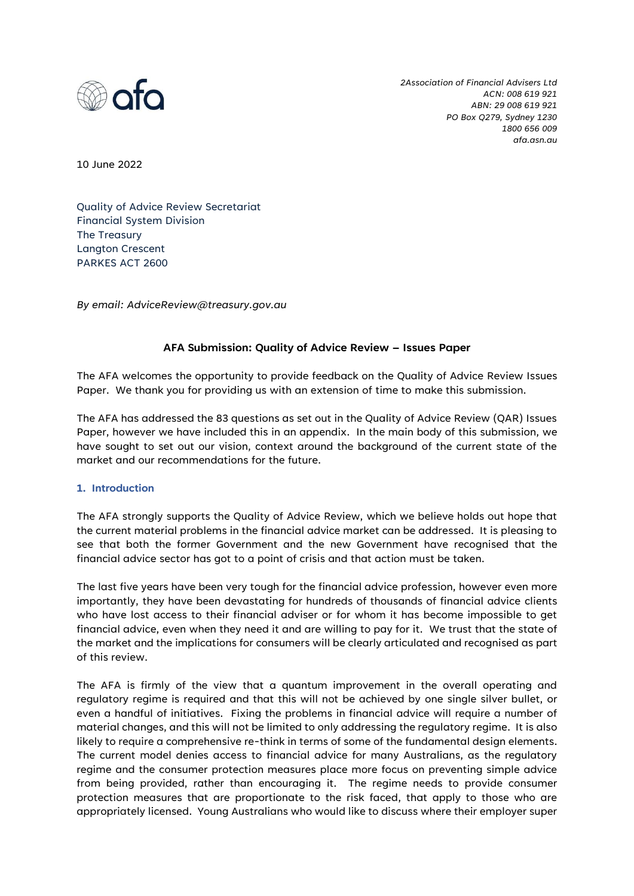2Association of Financial Advisers Ltd
ACN: 008 619 921
ABN: 29 008 619 921
PO Box Q279, Sydney 1230
1800 656 009
afa.asn.au

10 June 2022

Quality of Advice Review Secretariat
Financial System Division
The Treasury
Langton Crescent
PARKES ACT 2600

*By email: AdviceReview@treasury.gov.au*

**AFA Submission: Quality of Advice Review – Issues Paper**

The AFA welcomes the opportunity to provide feedback on the Quality of Advice Review Issues Paper. We thank you for providing us with an extension of time to make this submission.

The AFA has addressed the 83 questions as set out in the Quality of Advice Review (QAR) Issues Paper, however we have included this in an appendix. In the main body of this submission, we have sought to set out our vision, context around the background of the current state of the market and our recommendations for the future.

## 1. Introduction

The AFA strongly supports the Quality of Advice Review, which we believe holds out hope that the current material problems in the financial advice market can be addressed. It is pleasing to see that both the former Government and the new Government have recognised that the financial advice sector has got to a point of crisis and that action must be taken.

The last five years have been very tough for the financial advice profession, however even more importantly, they have been devastating for hundreds of thousands of financial advice clients who have lost access to their financial adviser or for whom it has become impossible to get financial advice, even when they need it and are willing to pay for it. We trust that the state of the market and the implications for consumers will be clearly articulated and recognised as part of this review.

The AFA is firmly of the view that a quantum improvement in the overall operating and regulatory regime is required and that this will not be achieved by one single silver bullet, or even a handful of initiatives. Fixing the problems in financial advice will require a number of material changes, and this will not be limited to only addressing the regulatory regime. It is also likely to require a comprehensive re-think in terms of some of the fundamental design elements. The current model denies access to financial advice for many Australians, as the regulatory regime and the consumer protection measures place more focus on preventing simple advice from being provided, rather than encouraging it. The regime needs to provide consumer protection measures that are proportionate to the risk faced, that apply to those who are appropriately licensed. Young Australians who would like to discuss where their employer super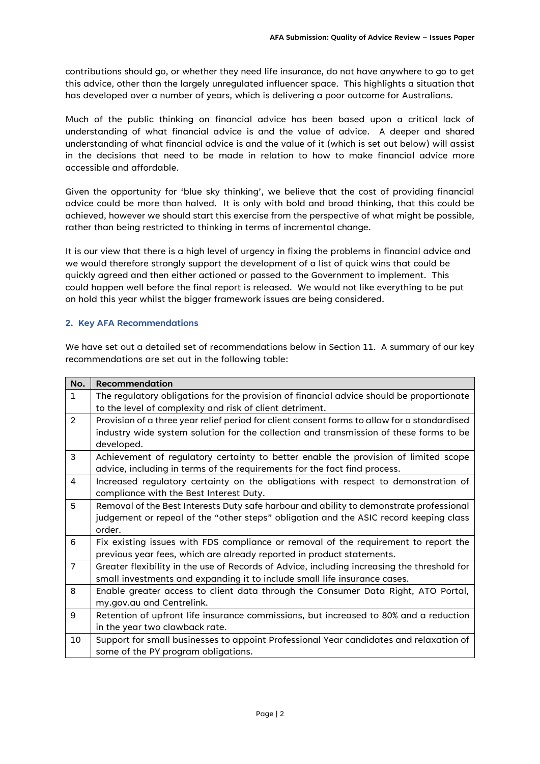contributions should go, or whether they need life insurance, do not have anywhere to go to get this advice, other than the largely unregulated influencer space. This highlights a situation that has developed over a number of years, which is delivering a poor outcome for Australians.

Much of the public thinking on financial advice has been based upon a critical lack of understanding of what financial advice is and the value of advice. A deeper and shared understanding of what financial advice is and the value of it (which is set out below) will assist in the decisions that need to be made in relation to how to make financial advice more accessible and affordable.

Given the opportunity for 'blue sky thinking', we believe that the cost of providing financial advice could be more than halved. It is only with bold and broad thinking, that this could be achieved, however we should start this exercise from the perspective of what might be possible, rather than being restricted to thinking in terms of incremental change.

It is our view that there is a high level of urgency in fixing the problems in financial advice and we would therefore strongly support the development of a list of quick wins that could be quickly agreed and then either actioned or passed to the Government to implement. This could happen well before the final report is released. We would not like everything to be put on hold this year whilst the bigger framework issues are being considered.

## 2. Key AFA Recommendations

We have set out a detailed set of recommendations below in Section 11. A summary of our key recommendations are set out in the following table:

| No. | Recommendation |
|---|---|
| 1 | The regulatory obligations for the provision of financial advice should be proportionate to the level of complexity and risk of client detriment. |
| 2 | Provision of a three year relief period for client consent forms to allow for a standardised industry wide system solution for the collection and transmission of these forms to be developed. |
| 3 | Achievement of regulatory certainty to better enable the provision of limited scope advice, including in terms of the requirements for the fact find process. |
| 4 | Increased regulatory certainty on the obligations with respect to demonstration of compliance with the Best Interest Duty. |
| 5 | Removal of the Best Interests Duty safe harbour and ability to demonstrate professional judgement or repeal of the "other steps" obligation and the ASIC record keeping class order. |
| 6 | Fix existing issues with FDS compliance or removal of the requirement to report the previous year fees, which are already reported in product statements. |
| 7 | Greater flexibility in the use of Records of Advice, including increasing the threshold for small investments and expanding it to include small life insurance cases. |
| 8 | Enable greater access to client data through the Consumer Data Right, ATO Portal, my.gov.au and Centrelink. |
| 9 | Retention of upfront life insurance commissions, but increased to 80% and a reduction in the year two clawback rate. |
| 10 | Support for small businesses to appoint Professional Year candidates and relaxation of some of the PY program obligations. |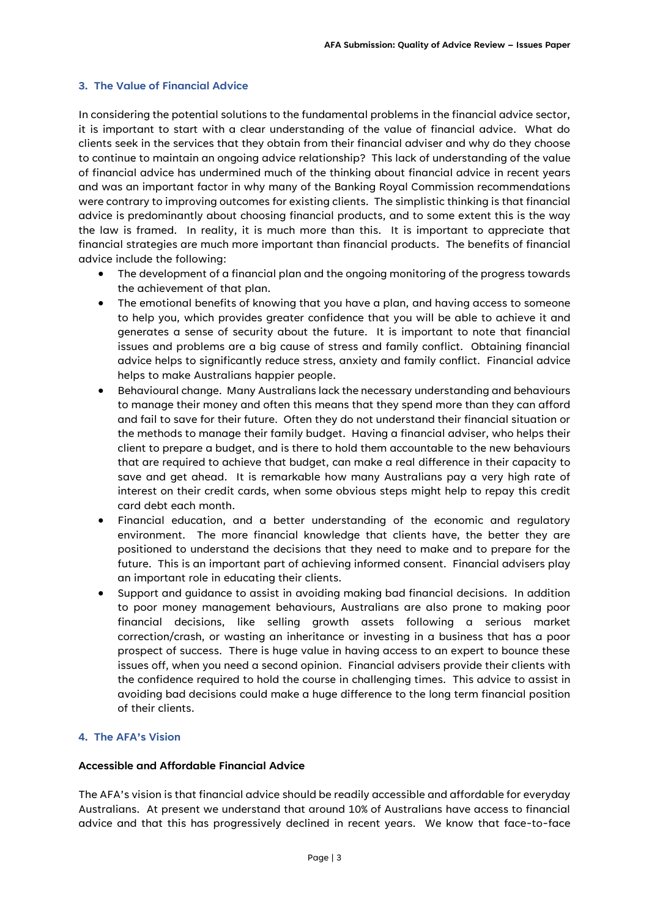## 3. The Value of Financial Advice

In considering the potential solutions to the fundamental problems in the financial advice sector, it is important to start with a clear understanding of the value of financial advice. What do clients seek in the services that they obtain from their financial adviser and why do they choose to continue to maintain an ongoing advice relationship? This lack of understanding of the value of financial advice has undermined much of the thinking about financial advice in recent years and was an important factor in why many of the Banking Royal Commission recommendations were contrary to improving outcomes for existing clients. The simplistic thinking is that financial advice is predominantly about choosing financial products, and to some extent this is the way the law is framed. In reality, it is much more than this. It is important to appreciate that financial strategies are much more important than financial products. The benefits of financial advice include the following:

- The development of a financial plan and the ongoing monitoring of the progress towards the achievement of that plan.
- The emotional benefits of knowing that you have a plan, and having access to someone to help you, which provides greater confidence that you will be able to achieve it and generates a sense of security about the future. It is important to note that financial issues and problems are a big cause of stress and family conflict. Obtaining financial advice helps to significantly reduce stress, anxiety and family conflict. Financial advice helps to make Australians happier people.
- Behavioural change. Many Australians lack the necessary understanding and behaviours to manage their money and often this means that they spend more than they can afford and fail to save for their future. Often they do not understand their financial situation or the methods to manage their family budget. Having a financial adviser, who helps their client to prepare a budget, and is there to hold them accountable to the new behaviours that are required to achieve that budget, can make a real difference in their capacity to save and get ahead. It is remarkable how many Australians pay a very high rate of interest on their credit cards, when some obvious steps might help to repay this credit card debt each month.
- Financial education, and a better understanding of the economic and regulatory environment. The more financial knowledge that clients have, the better they are positioned to understand the decisions that they need to make and to prepare for the future. This is an important part of achieving informed consent. Financial advisers play an important role in educating their clients.
- Support and guidance to assist in avoiding making bad financial decisions. In addition to poor money management behaviours, Australians are also prone to making poor financial decisions, like selling growth assets following a serious market correction/crash, or wasting an inheritance or investing in a business that has a poor prospect of success. There is huge value in having access to an expert to bounce these issues off, when you need a second opinion. Financial advisers provide their clients with the confidence required to hold the course in challenging times. This advice to assist in avoiding bad decisions could make a huge difference to the long term financial position of their clients.

## 4. The AFA's Vision

**Accessible and Affordable Financial Advice**

The AFA's vision is that financial advice should be readily accessible and affordable for everyday Australians. At present we understand that around 10% of Australians have access to financial advice and that this has progressively declined in recent years. We know that face-to-face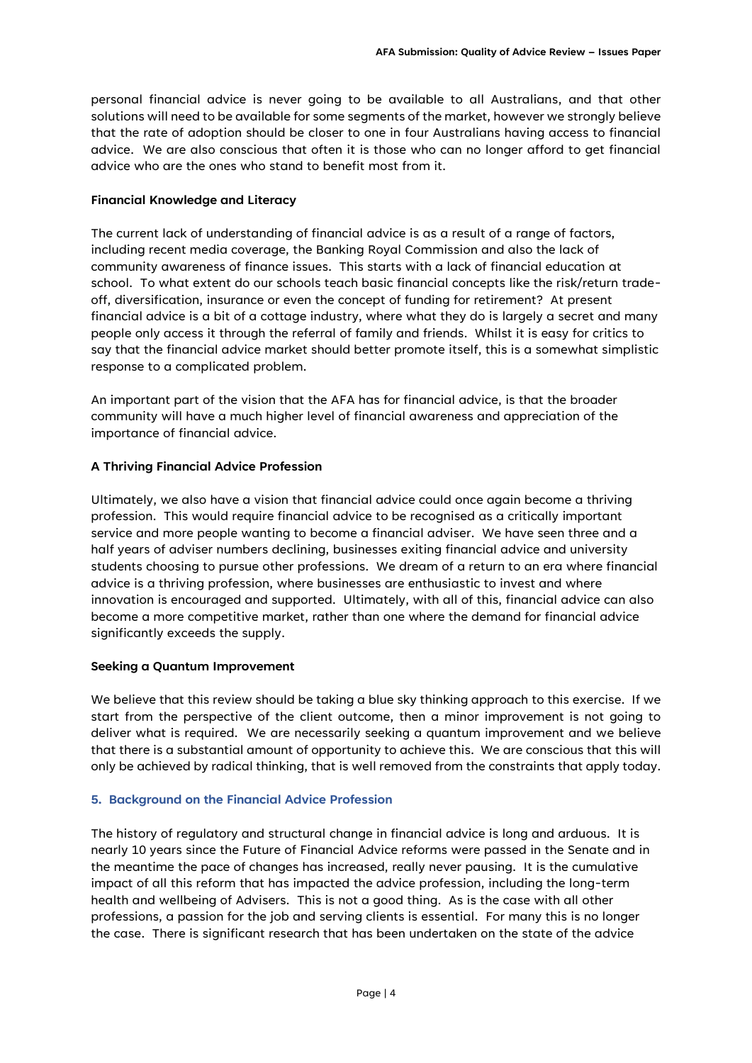personal financial advice is never going to be available to all Australians, and that other solutions will need to be available for some segments of the market, however we strongly believe that the rate of adoption should be closer to one in four Australians having access to financial advice. We are also conscious that often it is those who can no longer afford to get financial advice who are the ones who stand to benefit most from it.

**Financial Knowledge and Literacy**

The current lack of understanding of financial advice is as a result of a range of factors, including recent media coverage, the Banking Royal Commission and also the lack of community awareness of finance issues. This starts with a lack of financial education at school. To what extent do our schools teach basic financial concepts like the risk/return trade-off, diversification, insurance or even the concept of funding for retirement? At present financial advice is a bit of a cottage industry, where what they do is largely a secret and many people only access it through the referral of family and friends. Whilst it is easy for critics to say that the financial advice market should better promote itself, this is a somewhat simplistic response to a complicated problem.

An important part of the vision that the AFA has for financial advice, is that the broader community will have a much higher level of financial awareness and appreciation of the importance of financial advice.

**A Thriving Financial Advice Profession**

Ultimately, we also have a vision that financial advice could once again become a thriving profession. This would require financial advice to be recognised as a critically important service and more people wanting to become a financial adviser. We have seen three and a half years of adviser numbers declining, businesses exiting financial advice and university students choosing to pursue other professions. We dream of a return to an era where financial advice is a thriving profession, where businesses are enthusiastic to invest and where innovation is encouraged and supported. Ultimately, with all of this, financial advice can also become a more competitive market, rather than one where the demand for financial advice significantly exceeds the supply.

**Seeking a Quantum Improvement**

We believe that this review should be taking a blue sky thinking approach to this exercise. If we start from the perspective of the client outcome, then a minor improvement is not going to deliver what is required. We are necessarily seeking a quantum improvement and we believe that there is a substantial amount of opportunity to achieve this. We are conscious that this will only be achieved by radical thinking, that is well removed from the constraints that apply today.

## 5. Background on the Financial Advice Profession

The history of regulatory and structural change in financial advice is long and arduous. It is nearly 10 years since the Future of Financial Advice reforms were passed in the Senate and in the meantime the pace of changes has increased, really never pausing. It is the cumulative impact of all this reform that has impacted the advice profession, including the long-term health and wellbeing of Advisers. This is not a good thing. As is the case with all other professions, a passion for the job and serving clients is essential. For many this is no longer the case. There is significant research that has been undertaken on the state of the advice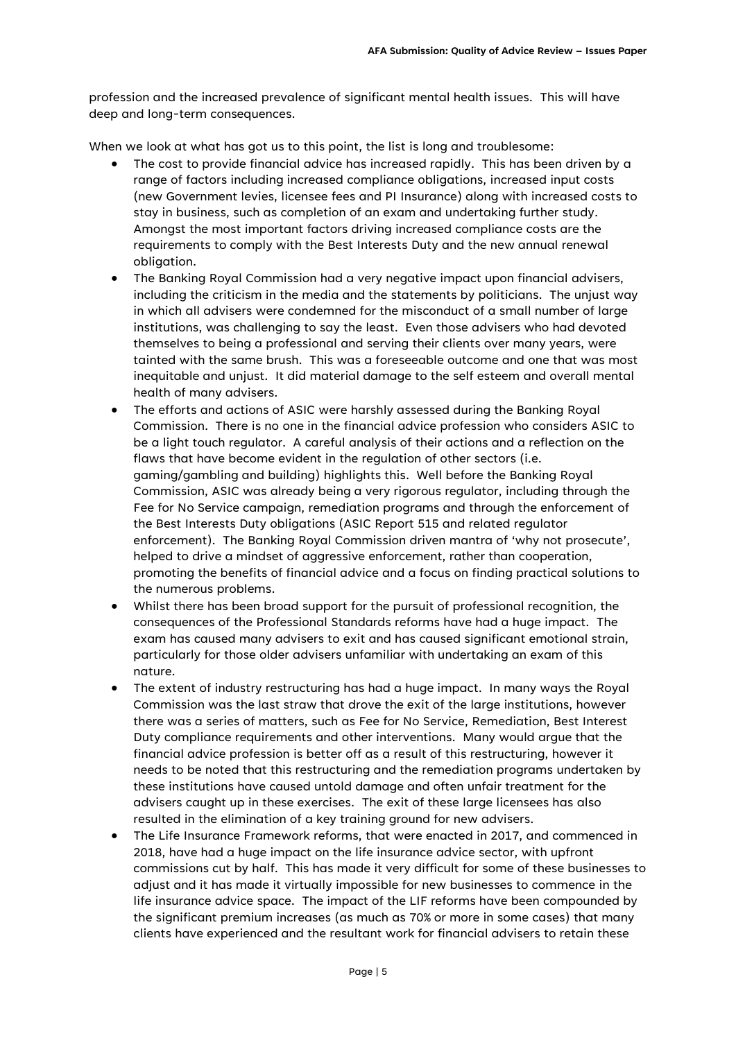profession and the increased prevalence of significant mental health issues. This will have deep and long-term consequences.

When we look at what has got us to this point, the list is long and troublesome:

- The cost to provide financial advice has increased rapidly. This has been driven by a range of factors including increased compliance obligations, increased input costs (new Government levies, licensee fees and PI Insurance) along with increased costs to stay in business, such as completion of an exam and undertaking further study. Amongst the most important factors driving increased compliance costs are the requirements to comply with the Best Interests Duty and the new annual renewal obligation.
- The Banking Royal Commission had a very negative impact upon financial advisers, including the criticism in the media and the statements by politicians. The unjust way in which all advisers were condemned for the misconduct of a small number of large institutions, was challenging to say the least. Even those advisers who had devoted themselves to being a professional and serving their clients over many years, were tainted with the same brush. This was a foreseeable outcome and one that was most inequitable and unjust. It did material damage to the self esteem and overall mental health of many advisers.
- The efforts and actions of ASIC were harshly assessed during the Banking Royal Commission. There is no one in the financial advice profession who considers ASIC to be a light touch regulator. A careful analysis of their actions and a reflection on the flaws that have become evident in the regulation of other sectors (i.e. gaming/gambling and building) highlights this. Well before the Banking Royal Commission, ASIC was already being a very rigorous regulator, including through the Fee for No Service campaign, remediation programs and through the enforcement of the Best Interests Duty obligations (ASIC Report 515 and related regulator enforcement). The Banking Royal Commission driven mantra of 'why not prosecute', helped to drive a mindset of aggressive enforcement, rather than cooperation, promoting the benefits of financial advice and a focus on finding practical solutions to the numerous problems.
- Whilst there has been broad support for the pursuit of professional recognition, the consequences of the Professional Standards reforms have had a huge impact. The exam has caused many advisers to exit and has caused significant emotional strain, particularly for those older advisers unfamiliar with undertaking an exam of this nature.
- The extent of industry restructuring has had a huge impact. In many ways the Royal Commission was the last straw that drove the exit of the large institutions, however there was a series of matters, such as Fee for No Service, Remediation, Best Interest Duty compliance requirements and other interventions. Many would argue that the financial advice profession is better off as a result of this restructuring, however it needs to be noted that this restructuring and the remediation programs undertaken by these institutions have caused untold damage and often unfair treatment for the advisers caught up in these exercises. The exit of these large licensees has also resulted in the elimination of a key training ground for new advisers.
- The Life Insurance Framework reforms, that were enacted in 2017, and commenced in 2018, have had a huge impact on the life insurance advice sector, with upfront commissions cut by half. This has made it very difficult for some of these businesses to adjust and it has made it virtually impossible for new businesses to commence in the life insurance advice space. The impact of the LIF reforms have been compounded by the significant premium increases (as much as 70% or more in some cases) that many clients have experienced and the resultant work for financial advisers to retain these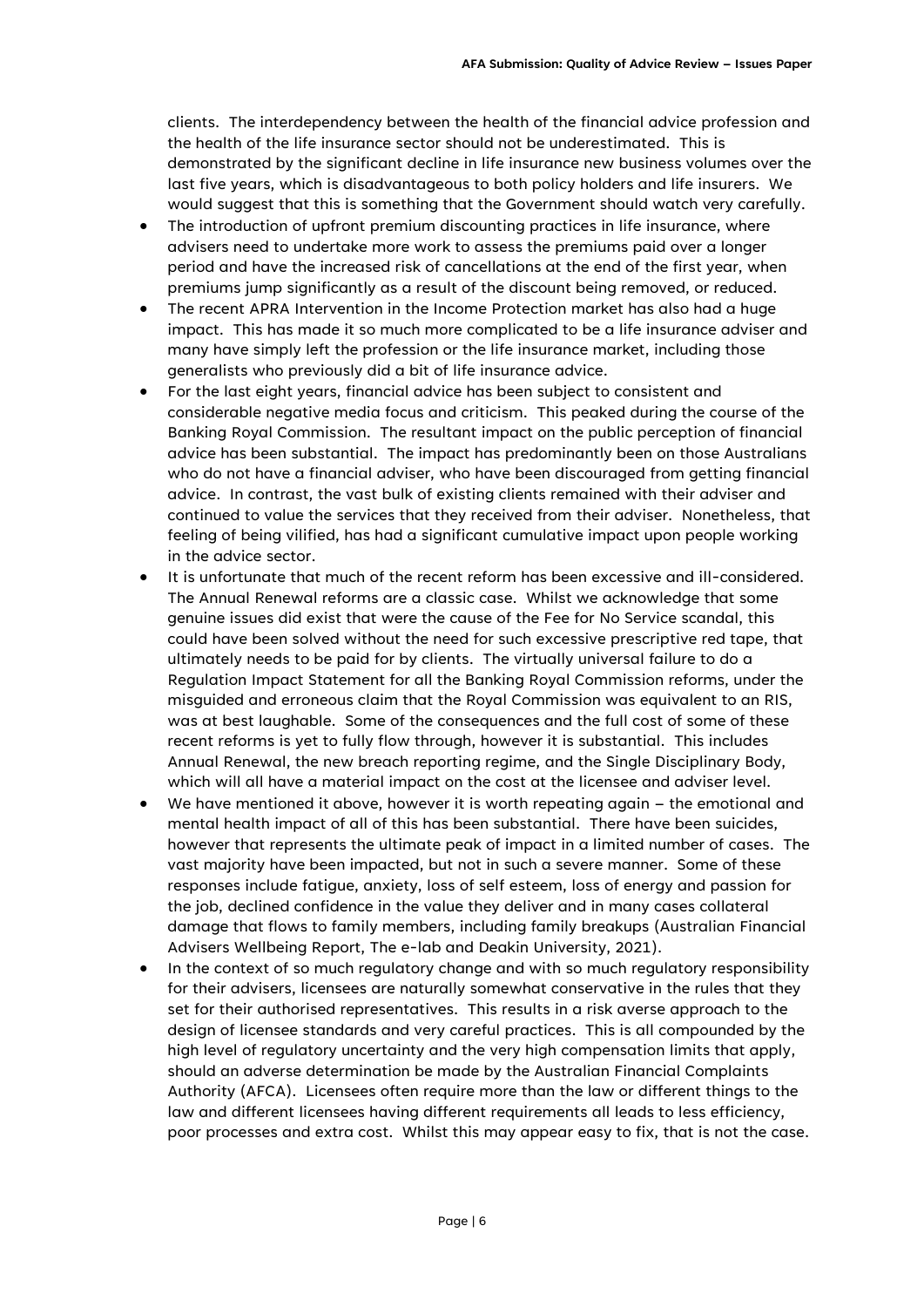clients. The interdependency between the health of the financial advice profession and the health of the life insurance sector should not be underestimated. This is demonstrated by the significant decline in life insurance new business volumes over the last five years, which is disadvantageous to both policy holders and life insurers. We would suggest that this is something that the Government should watch very carefully.

- The introduction of upfront premium discounting practices in life insurance, where advisers need to undertake more work to assess the premiums paid over a longer period and have the increased risk of cancellations at the end of the first year, when premiums jump significantly as a result of the discount being removed, or reduced.
- The recent APRA Intervention in the Income Protection market has also had a huge impact. This has made it so much more complicated to be a life insurance adviser and many have simply left the profession or the life insurance market, including those generalists who previously did a bit of life insurance advice.
- For the last eight years, financial advice has been subject to consistent and considerable negative media focus and criticism. This peaked during the course of the Banking Royal Commission. The resultant impact on the public perception of financial advice has been substantial. The impact has predominantly been on those Australians who do not have a financial adviser, who have been discouraged from getting financial advice. In contrast, the vast bulk of existing clients remained with their adviser and continued to value the services that they received from their adviser. Nonetheless, that feeling of being vilified, has had a significant cumulative impact upon people working in the advice sector.
- It is unfortunate that much of the recent reform has been excessive and ill-considered. The Annual Renewal reforms are a classic case. Whilst we acknowledge that some genuine issues did exist that were the cause of the Fee for No Service scandal, this could have been solved without the need for such excessive prescriptive red tape, that ultimately needs to be paid for by clients. The virtually universal failure to do a Regulation Impact Statement for all the Banking Royal Commission reforms, under the misguided and erroneous claim that the Royal Commission was equivalent to an RIS, was at best laughable. Some of the consequences and the full cost of some of these recent reforms is yet to fully flow through, however it is substantial. This includes Annual Renewal, the new breach reporting regime, and the Single Disciplinary Body, which will all have a material impact on the cost at the licensee and adviser level.
- We have mentioned it above, however it is worth repeating again – the emotional and mental health impact of all of this has been substantial. There have been suicides, however that represents the ultimate peak of impact in a limited number of cases. The vast majority have been impacted, but not in such a severe manner. Some of these responses include fatigue, anxiety, loss of self esteem, loss of energy and passion for the job, declined confidence in the value they deliver and in many cases collateral damage that flows to family members, including family breakups (Australian Financial Advisers Wellbeing Report, The e-lab and Deakin University, 2021).
- In the context of so much regulatory change and with so much regulatory responsibility for their advisers, licensees are naturally somewhat conservative in the rules that they set for their authorised representatives. This results in a risk averse approach to the design of licensee standards and very careful practices. This is all compounded by the high level of regulatory uncertainty and the very high compensation limits that apply, should an adverse determination be made by the Australian Financial Complaints Authority (AFCA). Licensees often require more than the law or different things to the law and different licensees having different requirements all leads to less efficiency, poor processes and extra cost. Whilst this may appear easy to fix, that is not the case.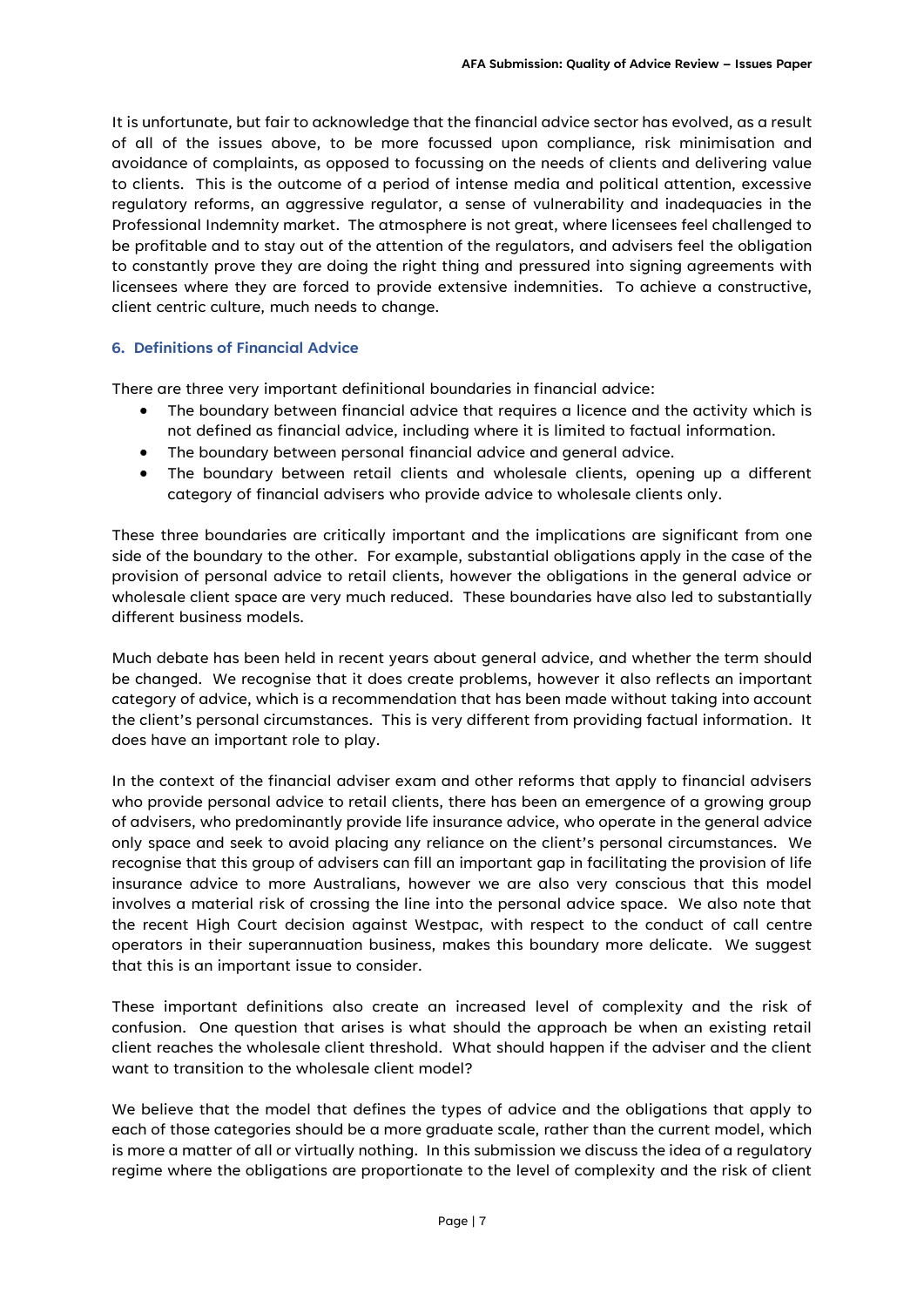It is unfortunate, but fair to acknowledge that the financial advice sector has evolved, as a result of all of the issues above, to be more focussed upon compliance, risk minimisation and avoidance of complaints, as opposed to focussing on the needs of clients and delivering value to clients. This is the outcome of a period of intense media and political attention, excessive regulatory reforms, an aggressive regulator, a sense of vulnerability and inadequacies in the Professional Indemnity market. The atmosphere is not great, where licensees feel challenged to be profitable and to stay out of the attention of the regulators, and advisers feel the obligation to constantly prove they are doing the right thing and pressured into signing agreements with licensees where they are forced to provide extensive indemnities. To achieve a constructive, client centric culture, much needs to change.

### 6. Definitions of Financial Advice

There are three very important definitional boundaries in financial advice:

- The boundary between financial advice that requires a licence and the activity which is not defined as financial advice, including where it is limited to factual information.
- The boundary between personal financial advice and general advice.
- The boundary between retail clients and wholesale clients, opening up a different category of financial advisers who provide advice to wholesale clients only.

These three boundaries are critically important and the implications are significant from one side of the boundary to the other. For example, substantial obligations apply in the case of the provision of personal advice to retail clients, however the obligations in the general advice or wholesale client space are very much reduced. These boundaries have also led to substantially different business models.

Much debate has been held in recent years about general advice, and whether the term should be changed. We recognise that it does create problems, however it also reflects an important category of advice, which is a recommendation that has been made without taking into account the client's personal circumstances. This is very different from providing factual information. It does have an important role to play.

In the context of the financial adviser exam and other reforms that apply to financial advisers who provide personal advice to retail clients, there has been an emergence of a growing group of advisers, who predominantly provide life insurance advice, who operate in the general advice only space and seek to avoid placing any reliance on the client's personal circumstances. We recognise that this group of advisers can fill an important gap in facilitating the provision of life insurance advice to more Australians, however we are also very conscious that this model involves a material risk of crossing the line into the personal advice space. We also note that the recent High Court decision against Westpac, with respect to the conduct of call centre operators in their superannuation business, makes this boundary more delicate. We suggest that this is an important issue to consider.

These important definitions also create an increased level of complexity and the risk of confusion. One question that arises is what should the approach be when an existing retail client reaches the wholesale client threshold. What should happen if the adviser and the client want to transition to the wholesale client model?

We believe that the model that defines the types of advice and the obligations that apply to each of those categories should be a more graduate scale, rather than the current model, which is more a matter of all or virtually nothing. In this submission we discuss the idea of a regulatory regime where the obligations are proportionate to the level of complexity and the risk of client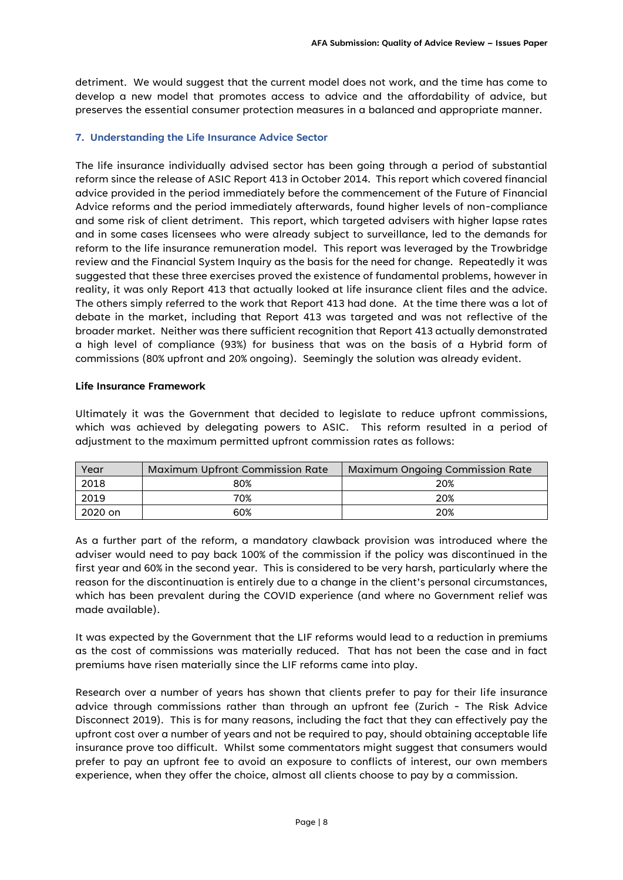detriment. We would suggest that the current model does not work, and the time has come to develop a new model that promotes access to advice and the affordability of advice, but preserves the essential consumer protection measures in a balanced and appropriate manner.

## 7. Understanding the Life Insurance Advice Sector

The life insurance individually advised sector has been going through a period of substantial reform since the release of ASIC Report 413 in October 2014. This report which covered financial advice provided in the period immediately before the commencement of the Future of Financial Advice reforms and the period immediately afterwards, found higher levels of non-compliance and some risk of client detriment. This report, which targeted advisers with higher lapse rates and in some cases licensees who were already subject to surveillance, led to the demands for reform to the life insurance remuneration model. This report was leveraged by the Trowbridge review and the Financial System Inquiry as the basis for the need for change. Repeatedly it was suggested that these three exercises proved the existence of fundamental problems, however in reality, it was only Report 413 that actually looked at life insurance client files and the advice. The others simply referred to the work that Report 413 had done. At the time there was a lot of debate in the market, including that Report 413 was targeted and was not reflective of the broader market. Neither was there sufficient recognition that Report 413 actually demonstrated a high level of compliance (93%) for business that was on the basis of a Hybrid form of commissions (80% upfront and 20% ongoing). Seemingly the solution was already evident.

### Life Insurance Framework

Ultimately it was the Government that decided to legislate to reduce upfront commissions, which was achieved by delegating powers to ASIC. This reform resulted in a period of adjustment to the maximum permitted upfront commission rates as follows:

| Year | Maximum Upfront Commission Rate | Maximum Ongoing Commission Rate |
| --- | --- | --- |
| 2018 | 80% | 20% |
| 2019 | 70% | 20% |
| 2020 on | 60% | 20% |

As a further part of the reform, a mandatory clawback provision was introduced where the adviser would need to pay back 100% of the commission if the policy was discontinued in the first year and 60% in the second year. This is considered to be very harsh, particularly where the reason for the discontinuation is entirely due to a change in the client's personal circumstances, which has been prevalent during the COVID experience (and where no Government relief was made available).

It was expected by the Government that the LIF reforms would lead to a reduction in premiums as the cost of commissions was materially reduced. That has not been the case and in fact premiums have risen materially since the LIF reforms came into play.

Research over a number of years has shown that clients prefer to pay for their life insurance advice through commissions rather than through an upfront fee (Zurich - The Risk Advice Disconnect 2019). This is for many reasons, including the fact that they can effectively pay the upfront cost over a number of years and not be required to pay, should obtaining acceptable life insurance prove too difficult. Whilst some commentators might suggest that consumers would prefer to pay an upfront fee to avoid an exposure to conflicts of interest, our own members experience, when they offer the choice, almost all clients choose to pay by a commission.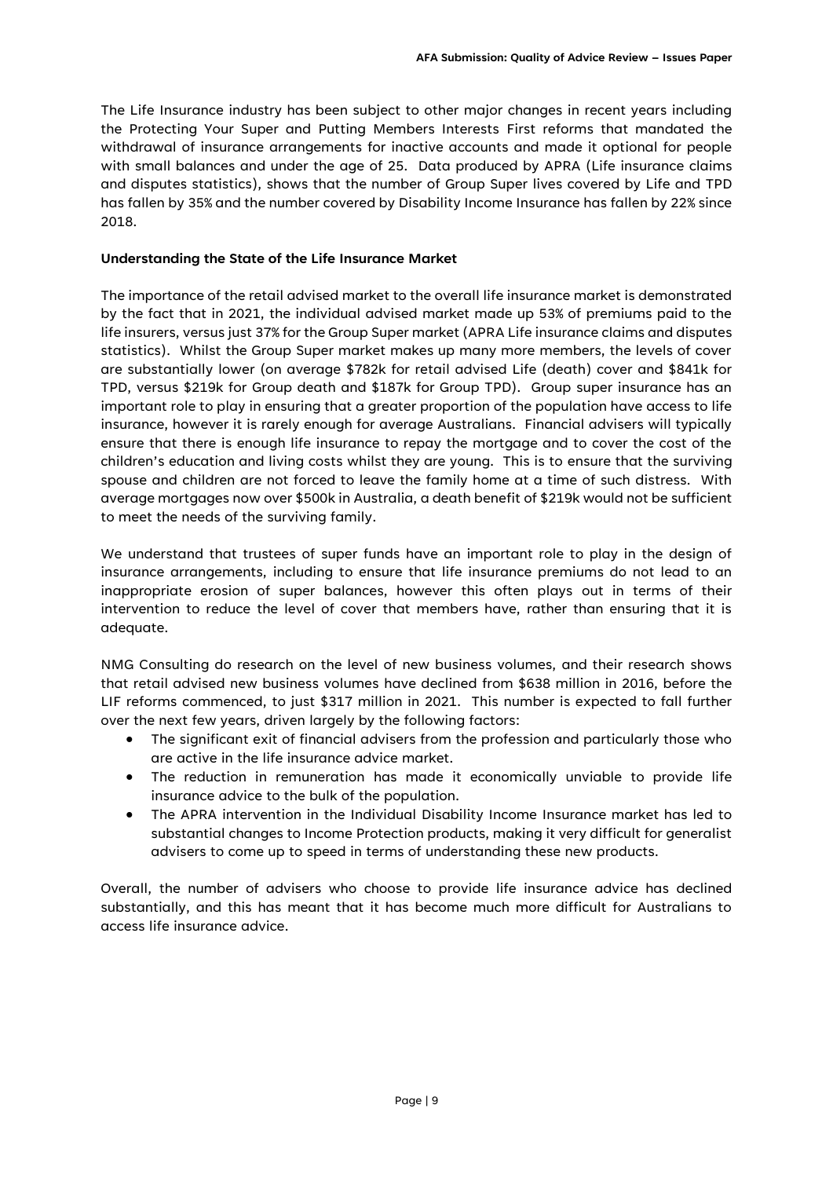The Life Insurance industry has been subject to other major changes in recent years including the Protecting Your Super and Putting Members Interests First reforms that mandated the withdrawal of insurance arrangements for inactive accounts and made it optional for people with small balances and under the age of 25. Data produced by APRA (Life insurance claims and disputes statistics), shows that the number of Group Super lives covered by Life and TPD has fallen by 35% and the number covered by Disability Income Insurance has fallen by 22% since 2018.

**Understanding the State of the Life Insurance Market**

The importance of the retail advised market to the overall life insurance market is demonstrated by the fact that in 2021, the individual advised market made up 53% of premiums paid to the life insurers, versus just 37% for the Group Super market (APRA Life insurance claims and disputes statistics). Whilst the Group Super market makes up many more members, the levels of cover are substantially lower (on average $782k for retail advised Life (death) cover and $841k for TPD, versus $219k for Group death and $187k for Group TPD). Group super insurance has an important role to play in ensuring that a greater proportion of the population have access to life insurance, however it is rarely enough for average Australians. Financial advisers will typically ensure that there is enough life insurance to repay the mortgage and to cover the cost of the children's education and living costs whilst they are young. This is to ensure that the surviving spouse and children are not forced to leave the family home at a time of such distress. With average mortgages now over $500k in Australia, a death benefit of $219k would not be sufficient to meet the needs of the surviving family.

We understand that trustees of super funds have an important role to play in the design of insurance arrangements, including to ensure that life insurance premiums do not lead to an inappropriate erosion of super balances, however this often plays out in terms of their intervention to reduce the level of cover that members have, rather than ensuring that it is adequate.

NMG Consulting do research on the level of new business volumes, and their research shows that retail advised new business volumes have declined from $638 million in 2016, before the LIF reforms commenced, to just $317 million in 2021. This number is expected to fall further over the next few years, driven largely by the following factors:

- The significant exit of financial advisers from the profession and particularly those who are active in the life insurance advice market.
- The reduction in remuneration has made it economically unviable to provide life insurance advice to the bulk of the population.
- The APRA intervention in the Individual Disability Income Insurance market has led to substantial changes to Income Protection products, making it very difficult for generalist advisers to come up to speed in terms of understanding these new products.

Overall, the number of advisers who choose to provide life insurance advice has declined substantially, and this has meant that it has become much more difficult for Australians to access life insurance advice.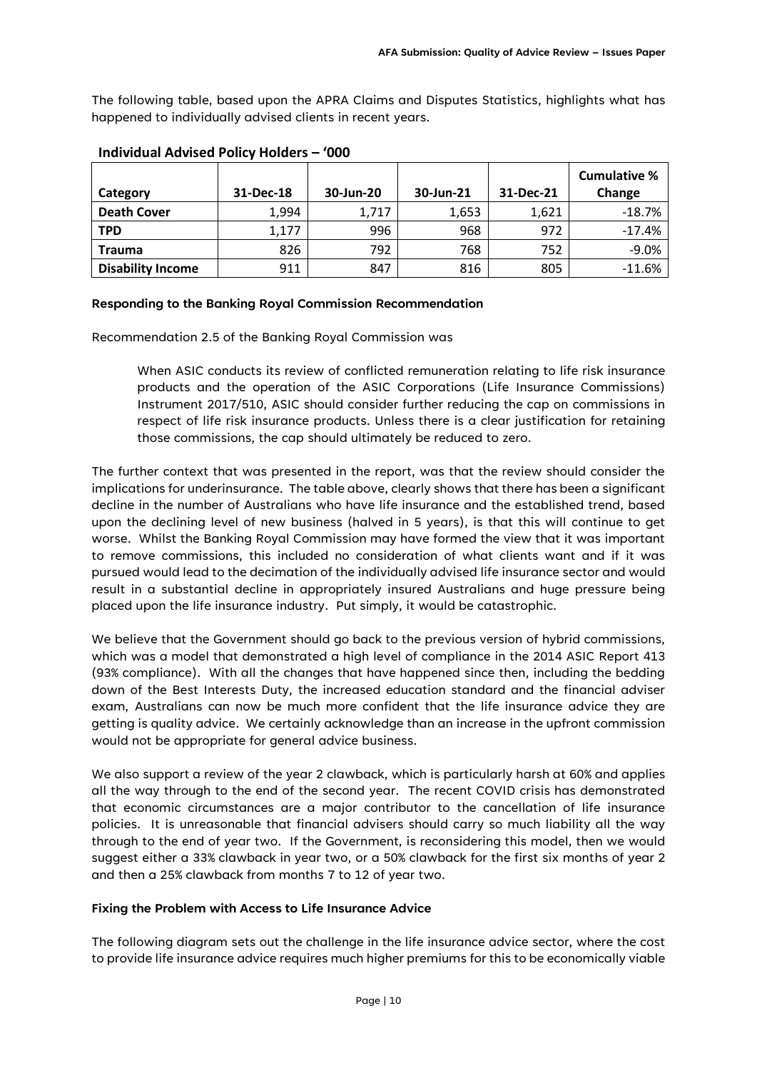The following table, based upon the APRA Claims and Disputes Statistics, highlights what has happened to individually advised clients in recent years.

**Individual Advised Policy Holders – '000**

| Category | 31-Dec-18 | 30-Jun-20 | 30-Jun-21 | 31-Dec-21 | Cumulative % Change |
|---|---|---|---|---|---|
| **Death Cover** | 1,994 | 1,717 | 1,653 | 1,621 | -18.7% |
| **TPD** | 1,177 | 996 | 968 | 972 | -17.4% |
| **Trauma** | 826 | 792 | 768 | 752 | -9.0% |
| **Disability Income** | 911 | 847 | 816 | 805 | -11.6% |

**Responding to the Banking Royal Commission Recommendation**

Recommendation 2.5 of the Banking Royal Commission was

> When ASIC conducts its review of conflicted remuneration relating to life risk insurance products and the operation of the ASIC Corporations (Life Insurance Commissions) Instrument 2017/510, ASIC should consider further reducing the cap on commissions in respect of life risk insurance products. Unless there is a clear justification for retaining those commissions, the cap should ultimately be reduced to zero.

The further context that was presented in the report, was that the review should consider the implications for underinsurance. The table above, clearly shows that there has been a significant decline in the number of Australians who have life insurance and the established trend, based upon the declining level of new business (halved in 5 years), is that this will continue to get worse. Whilst the Banking Royal Commission may have formed the view that it was important to remove commissions, this included no consideration of what clients want and if it was pursued would lead to the decimation of the individually advised life insurance sector and would result in a substantial decline in appropriately insured Australians and huge pressure being placed upon the life insurance industry. Put simply, it would be catastrophic.

We believe that the Government should go back to the previous version of hybrid commissions, which was a model that demonstrated a high level of compliance in the 2014 ASIC Report 413 (93% compliance). With all the changes that have happened since then, including the bedding down of the Best Interests Duty, the increased education standard and the financial adviser exam, Australians can now be much more confident that the life insurance advice they are getting is quality advice. We certainly acknowledge than an increase in the upfront commission would not be appropriate for general advice business.

We also support a review of the year 2 clawback, which is particularly harsh at 60% and applies all the way through to the end of the second year. The recent COVID crisis has demonstrated that economic circumstances are a major contributor to the cancellation of life insurance policies. It is unreasonable that financial advisers should carry so much liability all the way through to the end of year two. If the Government, is reconsidering this model, then we would suggest either a 33% clawback in year two, or a 50% clawback for the first six months of year 2 and then a 25% clawback from months 7 to 12 of year two.

**Fixing the Problem with Access to Life Insurance Advice**

The following diagram sets out the challenge in the life insurance advice sector, where the cost to provide life insurance advice requires much higher premiums for this to be economically viable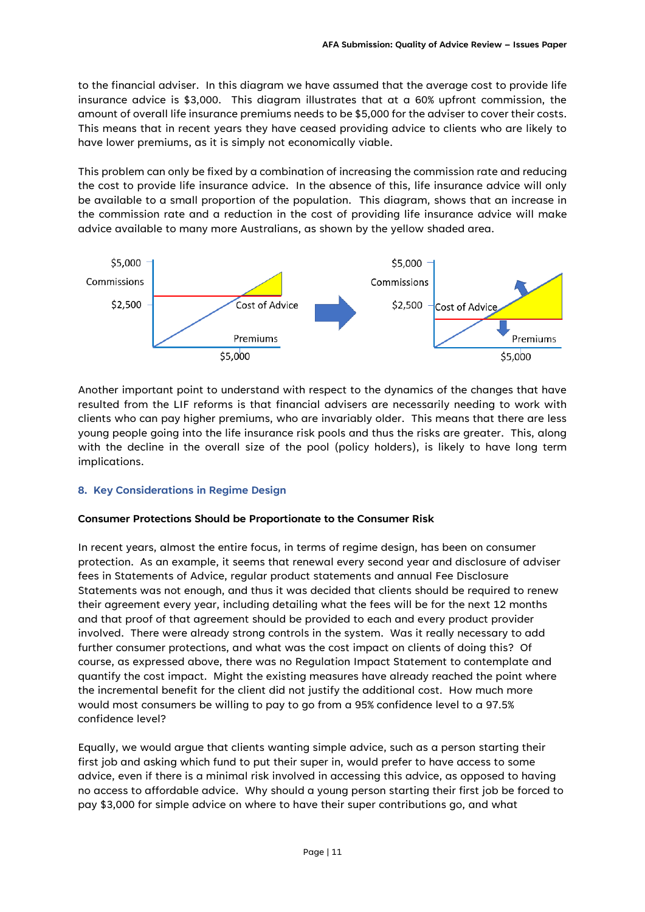to the financial adviser. In this diagram we have assumed that the average cost to provide life insurance advice is $3,000. This diagram illustrates that at a 60% upfront commission, the amount of overall life insurance premiums needs to be $5,000 for the adviser to cover their costs. This means that in recent years they have ceased providing advice to clients who are likely to have lower premiums, as it is simply not economically viable.

This problem can only be fixed by a combination of increasing the commission rate and reducing the cost to provide life insurance advice. In the absence of this, life insurance advice will only be available to a small proportion of the population. This diagram, shows that an increase in the commission rate and a reduction in the cost of providing life insurance advice will make advice available to many more Australians, as shown by the yellow shaded area.

Another important point to understand with respect to the dynamics of the changes that have resulted from the LIF reforms is that financial advisers are necessarily needing to work with clients who can pay higher premiums, who are invariably older. This means that there are less young people going into the life insurance risk pools and thus the risks are greater. This, along with the decline in the overall size of the pool (policy holders), is likely to have long term implications.

## 8. Key Considerations in Regime Design

**Consumer Protections Should be Proportionate to the Consumer Risk**

In recent years, almost the entire focus, in terms of regime design, has been on consumer protection. As an example, it seems that renewal every second year and disclosure of adviser fees in Statements of Advice, regular product statements and annual Fee Disclosure Statements was not enough, and thus it was decided that clients should be required to renew their agreement every year, including detailing what the fees will be for the next 12 months and that proof of that agreement should be provided to each and every product provider involved. There were already strong controls in the system. Was it really necessary to add further consumer protections, and what was the cost impact on clients of doing this? Of course, as expressed above, there was no Regulation Impact Statement to contemplate and quantify the cost impact. Might the existing measures have already reached the point where the incremental benefit for the client did not justify the additional cost. How much more would most consumers be willing to pay to go from a 95% confidence level to a 97.5% confidence level?

Equally, we would argue that clients wanting simple advice, such as a person starting their first job and asking which fund to put their super in, would prefer to have access to some advice, even if there is a minimal risk involved in accessing this advice, as opposed to having no access to affordable advice. Why should a young person starting their first job be forced to pay $3,000 for simple advice on where to have their super contributions go, and what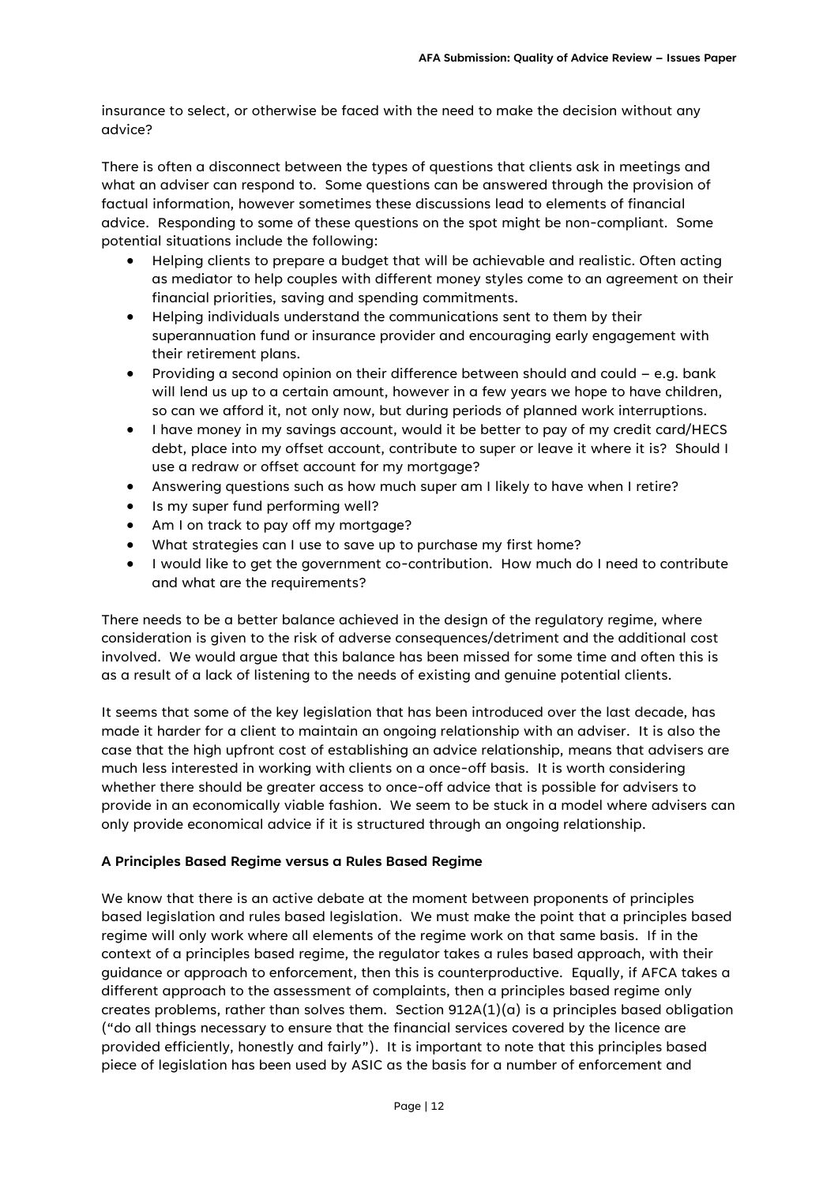insurance to select, or otherwise be faced with the need to make the decision without any advice?

There is often a disconnect between the types of questions that clients ask in meetings and what an adviser can respond to. Some questions can be answered through the provision of factual information, however sometimes these discussions lead to elements of financial advice. Responding to some of these questions on the spot might be non-compliant. Some potential situations include the following:

- Helping clients to prepare a budget that will be achievable and realistic. Often acting as mediator to help couples with different money styles come to an agreement on their financial priorities, saving and spending commitments.
- Helping individuals understand the communications sent to them by their superannuation fund or insurance provider and encouraging early engagement with their retirement plans.
- Providing a second opinion on their difference between should and could – e.g. bank will lend us up to a certain amount, however in a few years we hope to have children, so can we afford it, not only now, but during periods of planned work interruptions.
- I have money in my savings account, would it be better to pay of my credit card/HECS debt, place into my offset account, contribute to super or leave it where it is? Should I use a redraw or offset account for my mortgage?
- Answering questions such as how much super am I likely to have when I retire?
- Is my super fund performing well?
- Am I on track to pay off my mortgage?
- What strategies can I use to save up to purchase my first home?
- I would like to get the government co-contribution. How much do I need to contribute and what are the requirements?

There needs to be a better balance achieved in the design of the regulatory regime, where consideration is given to the risk of adverse consequences/detriment and the additional cost involved. We would argue that this balance has been missed for some time and often this is as a result of a lack of listening to the needs of existing and genuine potential clients.

It seems that some of the key legislation that has been introduced over the last decade, has made it harder for a client to maintain an ongoing relationship with an adviser. It is also the case that the high upfront cost of establishing an advice relationship, means that advisers are much less interested in working with clients on a once-off basis. It is worth considering whether there should be greater access to once-off advice that is possible for advisers to provide in an economically viable fashion. We seem to be stuck in a model where advisers can only provide economical advice if it is structured through an ongoing relationship.

**A Principles Based Regime versus a Rules Based Regime**

We know that there is an active debate at the moment between proponents of principles based legislation and rules based legislation. We must make the point that a principles based regime will only work where all elements of the regime work on that same basis. If in the context of a principles based regime, the regulator takes a rules based approach, with their guidance or approach to enforcement, then this is counterproductive. Equally, if AFCA takes a different approach to the assessment of complaints, then a principles based regime only creates problems, rather than solves them. Section 912A(1)(a) is a principles based obligation ("do all things necessary to ensure that the financial services covered by the licence are provided efficiently, honestly and fairly"). It is important to note that this principles based piece of legislation has been used by ASIC as the basis for a number of enforcement and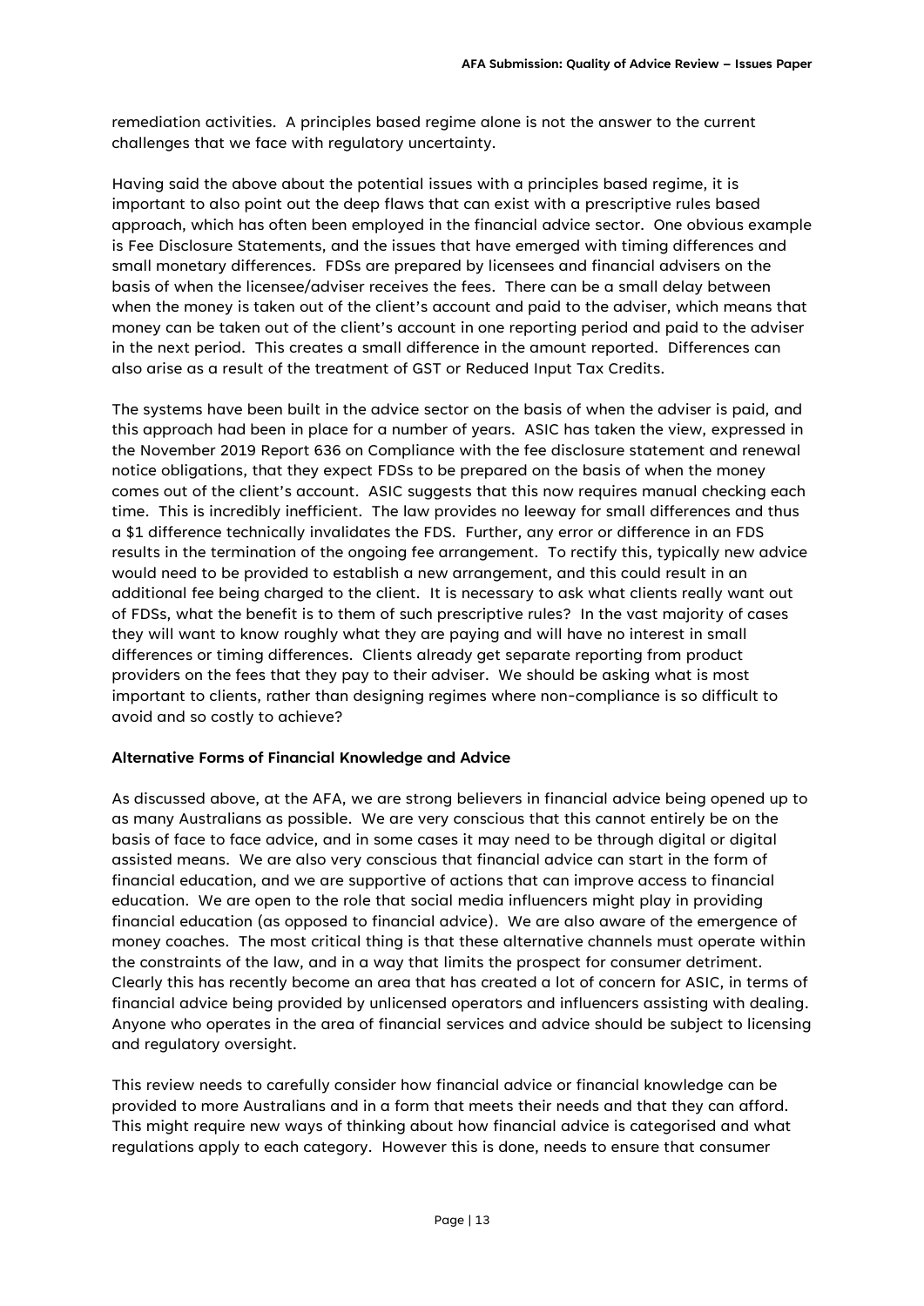remediation activities. A principles based regime alone is not the answer to the current challenges that we face with regulatory uncertainty.

Having said the above about the potential issues with a principles based regime, it is important to also point out the deep flaws that can exist with a prescriptive rules based approach, which has often been employed in the financial advice sector. One obvious example is Fee Disclosure Statements, and the issues that have emerged with timing differences and small monetary differences. FDSs are prepared by licensees and financial advisers on the basis of when the licensee/adviser receives the fees. There can be a small delay between when the money is taken out of the client's account and paid to the adviser, which means that money can be taken out of the client's account in one reporting period and paid to the adviser in the next period. This creates a small difference in the amount reported. Differences can also arise as a result of the treatment of GST or Reduced Input Tax Credits.

The systems have been built in the advice sector on the basis of when the adviser is paid, and this approach had been in place for a number of years. ASIC has taken the view, expressed in the November 2019 Report 636 on Compliance with the fee disclosure statement and renewal notice obligations, that they expect FDSs to be prepared on the basis of when the money comes out of the client's account. ASIC suggests that this now requires manual checking each time. This is incredibly inefficient. The law provides no leeway for small differences and thus a $1 difference technically invalidates the FDS. Further, any error or difference in an FDS results in the termination of the ongoing fee arrangement. To rectify this, typically new advice would need to be provided to establish a new arrangement, and this could result in an additional fee being charged to the client. It is necessary to ask what clients really want out of FDSs, what the benefit is to them of such prescriptive rules? In the vast majority of cases they will want to know roughly what they are paying and will have no interest in small differences or timing differences. Clients already get separate reporting from product providers on the fees that they pay to their adviser. We should be asking what is most important to clients, rather than designing regimes where non-compliance is so difficult to avoid and so costly to achieve?

**Alternative Forms of Financial Knowledge and Advice**

As discussed above, at the AFA, we are strong believers in financial advice being opened up to as many Australians as possible. We are very conscious that this cannot entirely be on the basis of face to face advice, and in some cases it may need to be through digital or digital assisted means. We are also very conscious that financial advice can start in the form of financial education, and we are supportive of actions that can improve access to financial education. We are open to the role that social media influencers might play in providing financial education (as opposed to financial advice). We are also aware of the emergence of money coaches. The most critical thing is that these alternative channels must operate within the constraints of the law, and in a way that limits the prospect for consumer detriment. Clearly this has recently become an area that has created a lot of concern for ASIC, in terms of financial advice being provided by unlicensed operators and influencers assisting with dealing. Anyone who operates in the area of financial services and advice should be subject to licensing and regulatory oversight.

This review needs to carefully consider how financial advice or financial knowledge can be provided to more Australians and in a form that meets their needs and that they can afford. This might require new ways of thinking about how financial advice is categorised and what regulations apply to each category. However this is done, needs to ensure that consumer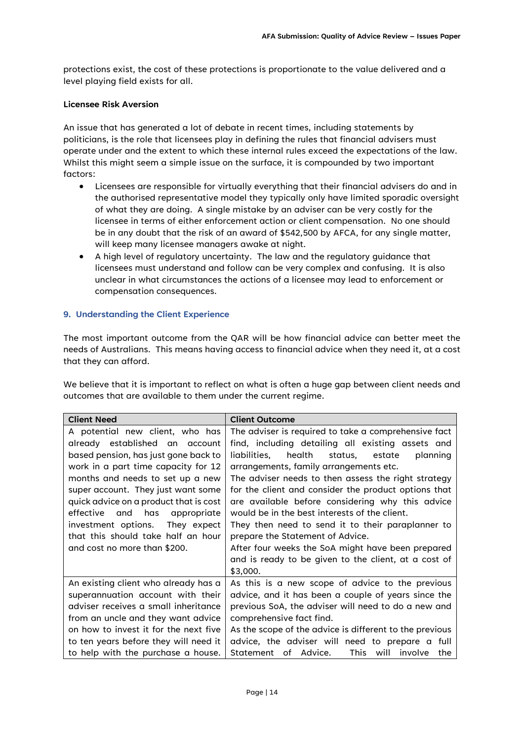protections exist, the cost of these protections is proportionate to the value delivered and a level playing field exists for all.

**Licensee Risk Aversion**

An issue that has generated a lot of debate in recent times, including statements by politicians, is the role that licensees play in defining the rules that financial advisers must operate under and the extent to which these internal rules exceed the expectations of the law. Whilst this might seem a simple issue on the surface, it is compounded by two important factors:

- Licensees are responsible for virtually everything that their financial advisers do and in the authorised representative model they typically only have limited sporadic oversight of what they are doing. A single mistake by an adviser can be very costly for the licensee in terms of either enforcement action or client compensation. No one should be in any doubt that the risk of an award of $542,500 by AFCA, for any single matter, will keep many licensee managers awake at night.
- A high level of regulatory uncertainty. The law and the regulatory guidance that licensees must understand and follow can be very complex and confusing. It is also unclear in what circumstances the actions of a licensee may lead to enforcement or compensation consequences.

## 9. Understanding the Client Experience

The most important outcome from the QAR will be how financial advice can better meet the needs of Australians. This means having access to financial advice when they need it, at a cost that they can afford.

We believe that it is important to reflect on what is often a huge gap between client needs and outcomes that are available to them under the current regime.

| Client Need | Client Outcome |
| --- | --- |
| A potential new client, who has already established an account based pension, has just gone back to work in a part time capacity for 12 months and needs to set up a new super account. They just want some quick advice on a product that is cost effective and has appropriate investment options. They expect that this should take half an hour and cost no more than $200. | The adviser is required to take a comprehensive fact find, including detailing all existing assets and liabilities, health status, estate planning arrangements, family arrangements etc.<br>The adviser needs to then assess the right strategy for the client and consider the product options that are available before considering why this advice would be in the best interests of the client.<br>They then need to send it to their paraplanner to prepare the Statement of Advice.<br>After four weeks the SoA might have been prepared and is ready to be given to the client, at a cost of $3,000. |
| An existing client who already has a superannuation account with their adviser receives a small inheritance from an uncle and they want advice on how to invest it for the next five to ten years before they will need it to help with the purchase a house. | As this is a new scope of advice to the previous advice, and it has been a couple of years since the previous SoA, the adviser will need to do a new and comprehensive fact find.<br>As the scope of the advice is different to the previous advice, the adviser will need to prepare a full Statement of Advice. This will involve the |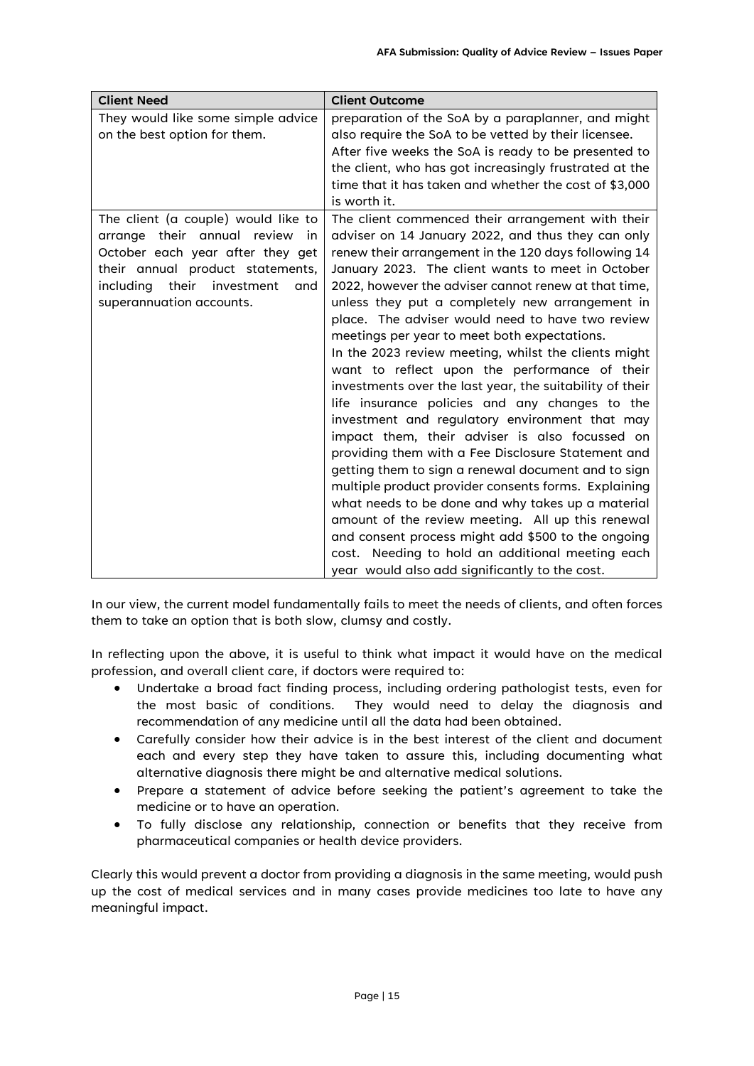| Client Need | Client Outcome |
|---|---|
| They would like some simple advice on the best option for them. | preparation of the SoA by a paraplanner, and might also require the SoA to be vetted by their licensee. After five weeks the SoA is ready to be presented to the client, who has got increasingly frustrated at the time that it has taken and whether the cost of $3,000 is worth it. |
| The client (a couple) would like to arrange their annual review in October each year after they get their annual product statements, including their investment and superannuation accounts. | The client commenced their arrangement with their adviser on 14 January 2022, and thus they can only renew their arrangement in the 120 days following 14 January 2023. The client wants to meet in October 2022, however the adviser cannot renew at that time, unless they put a completely new arrangement in place. The adviser would need to have two review meetings per year to meet both expectations.<br>In the 2023 review meeting, whilst the clients might want to reflect upon the performance of their investments over the last year, the suitability of their life insurance policies and any changes to the investment and regulatory environment that may impact them, their adviser is also focussed on providing them with a Fee Disclosure Statement and getting them to sign a renewal document and to sign multiple product provider consents forms. Explaining what needs to be done and why takes up a material amount of the review meeting. All up this renewal and consent process might add $500 to the ongoing cost. Needing to hold an additional meeting each year would also add significantly to the cost. |

In our view, the current model fundamentally fails to meet the needs of clients, and often forces them to take an option that is both slow, clumsy and costly.

In reflecting upon the above, it is useful to think what impact it would have on the medical profession, and overall client care, if doctors were required to:

- Undertake a broad fact finding process, including ordering pathologist tests, even for the most basic of conditions. They would need to delay the diagnosis and recommendation of any medicine until all the data had been obtained.
- Carefully consider how their advice is in the best interest of the client and document each and every step they have taken to assure this, including documenting what alternative diagnosis there might be and alternative medical solutions.
- Prepare a statement of advice before seeking the patient's agreement to take the medicine or to have an operation.
- To fully disclose any relationship, connection or benefits that they receive from pharmaceutical companies or health device providers.

Clearly this would prevent a doctor from providing a diagnosis in the same meeting, would push up the cost of medical services and in many cases provide medicines too late to have any meaningful impact.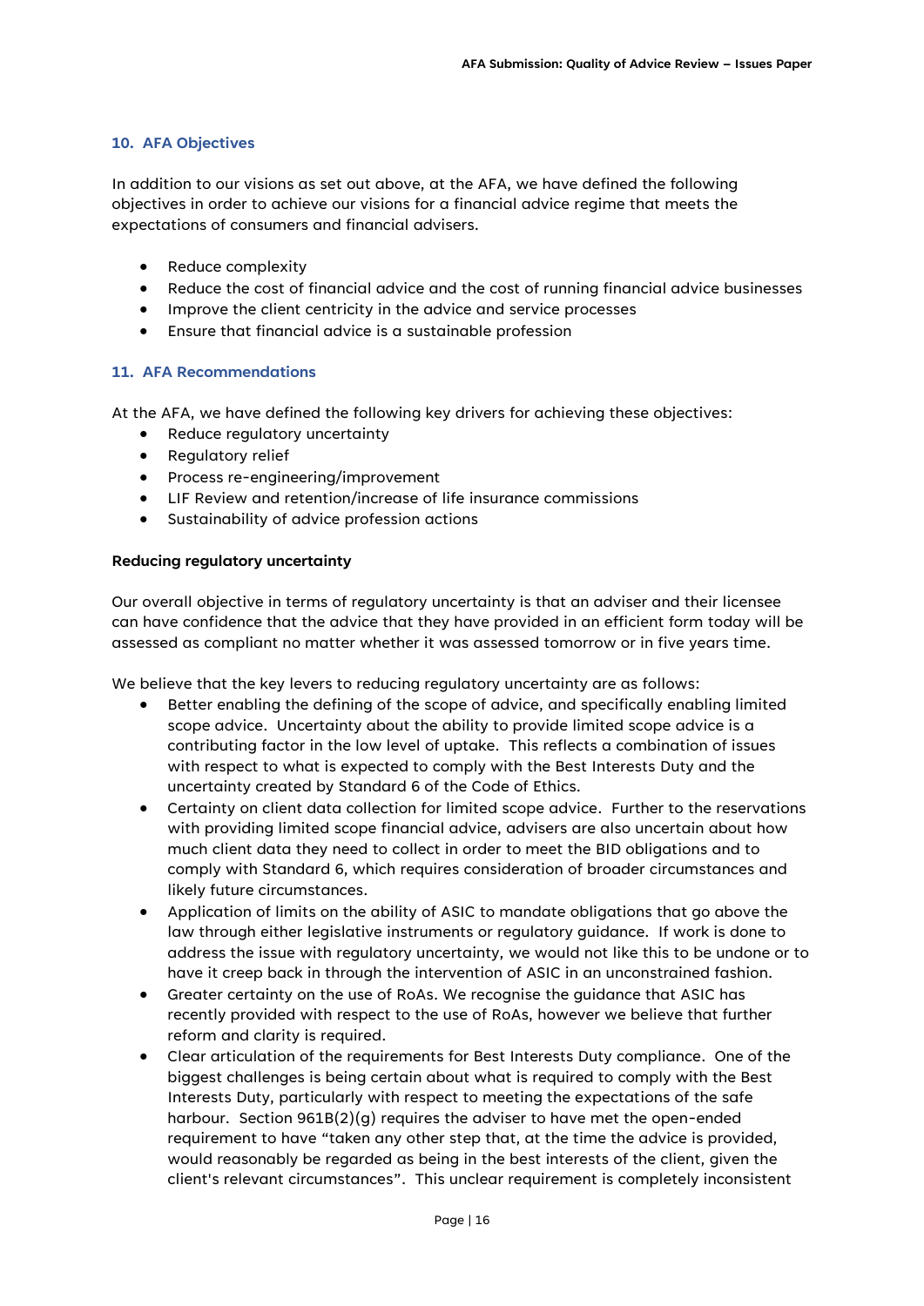## 10. AFA Objectives

In addition to our visions as set out above, at the AFA, we have defined the following objectives in order to achieve our visions for a financial advice regime that meets the expectations of consumers and financial advisers.

- Reduce complexity
- Reduce the cost of financial advice and the cost of running financial advice businesses
- Improve the client centricity in the advice and service processes
- Ensure that financial advice is a sustainable profession

## 11. AFA Recommendations

At the AFA, we have defined the following key drivers for achieving these objectives:

- Reduce regulatory uncertainty
- Regulatory relief
- Process re-engineering/improvement
- LIF Review and retention/increase of life insurance commissions
- Sustainability of advice profession actions

**Reducing regulatory uncertainty**

Our overall objective in terms of regulatory uncertainty is that an adviser and their licensee can have confidence that the advice that they have provided in an efficient form today will be assessed as compliant no matter whether it was assessed tomorrow or in five years time.

We believe that the key levers to reducing regulatory uncertainty are as follows:

- Better enabling the defining of the scope of advice, and specifically enabling limited scope advice. Uncertainty about the ability to provide limited scope advice is a contributing factor in the low level of uptake. This reflects a combination of issues with respect to what is expected to comply with the Best Interests Duty and the uncertainty created by Standard 6 of the Code of Ethics.
- Certainty on client data collection for limited scope advice. Further to the reservations with providing limited scope financial advice, advisers are also uncertain about how much client data they need to collect in order to meet the BID obligations and to comply with Standard 6, which requires consideration of broader circumstances and likely future circumstances.
- Application of limits on the ability of ASIC to mandate obligations that go above the law through either legislative instruments or regulatory guidance. If work is done to address the issue with regulatory uncertainty, we would not like this to be undone or to have it creep back in through the intervention of ASIC in an unconstrained fashion.
- Greater certainty on the use of RoAs. We recognise the guidance that ASIC has recently provided with respect to the use of RoAs, however we believe that further reform and clarity is required.
- Clear articulation of the requirements for Best Interests Duty compliance. One of the biggest challenges is being certain about what is required to comply with the Best Interests Duty, particularly with respect to meeting the expectations of the safe harbour. Section 961B(2)(g) requires the adviser to have met the open-ended requirement to have "taken any other step that, at the time the advice is provided, would reasonably be regarded as being in the best interests of the client, given the client's relevant circumstances". This unclear requirement is completely inconsistent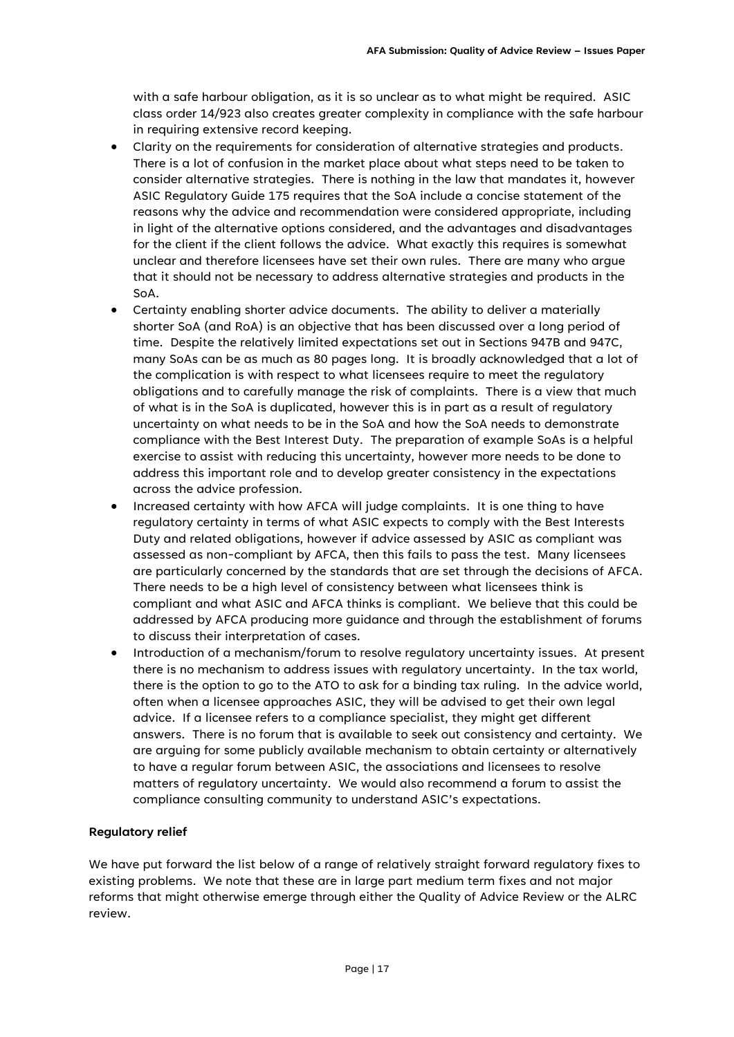with a safe harbour obligation, as it is so unclear as to what might be required. ASIC class order 14/923 also creates greater complexity in compliance with the safe harbour in requiring extensive record keeping.

- Clarity on the requirements for consideration of alternative strategies and products. There is a lot of confusion in the market place about what steps need to be taken to consider alternative strategies. There is nothing in the law that mandates it, however ASIC Regulatory Guide 175 requires that the SoA include a concise statement of the reasons why the advice and recommendation were considered appropriate, including in light of the alternative options considered, and the advantages and disadvantages for the client if the client follows the advice. What exactly this requires is somewhat unclear and therefore licensees have set their own rules. There are many who argue that it should not be necessary to address alternative strategies and products in the SoA.
- Certainty enabling shorter advice documents. The ability to deliver a materially shorter SoA (and RoA) is an objective that has been discussed over a long period of time. Despite the relatively limited expectations set out in Sections 947B and 947C, many SoAs can be as much as 80 pages long. It is broadly acknowledged that a lot of the complication is with respect to what licensees require to meet the regulatory obligations and to carefully manage the risk of complaints. There is a view that much of what is in the SoA is duplicated, however this is in part as a result of regulatory uncertainty on what needs to be in the SoA and how the SoA needs to demonstrate compliance with the Best Interest Duty. The preparation of example SoAs is a helpful exercise to assist with reducing this uncertainty, however more needs to be done to address this important role and to develop greater consistency in the expectations across the advice profession.
- Increased certainty with how AFCA will judge complaints. It is one thing to have regulatory certainty in terms of what ASIC expects to comply with the Best Interests Duty and related obligations, however if advice assessed by ASIC as compliant was assessed as non-compliant by AFCA, then this fails to pass the test. Many licensees are particularly concerned by the standards that are set through the decisions of AFCA. There needs to be a high level of consistency between what licensees think is compliant and what ASIC and AFCA thinks is compliant. We believe that this could be addressed by AFCA producing more guidance and through the establishment of forums to discuss their interpretation of cases.
- Introduction of a mechanism/forum to resolve regulatory uncertainty issues. At present there is no mechanism to address issues with regulatory uncertainty. In the tax world, there is the option to go to the ATO to ask for a binding tax ruling. In the advice world, often when a licensee approaches ASIC, they will be advised to get their own legal advice. If a licensee refers to a compliance specialist, they might get different answers. There is no forum that is available to seek out consistency and certainty. We are arguing for some publicly available mechanism to obtain certainty or alternatively to have a regular forum between ASIC, the associations and licensees to resolve matters of regulatory uncertainty. We would also recommend a forum to assist the compliance consulting community to understand ASIC's expectations.

**Regulatory relief**

We have put forward the list below of a range of relatively straight forward regulatory fixes to existing problems. We note that these are in large part medium term fixes and not major reforms that might otherwise emerge through either the Quality of Advice Review or the ALRC review.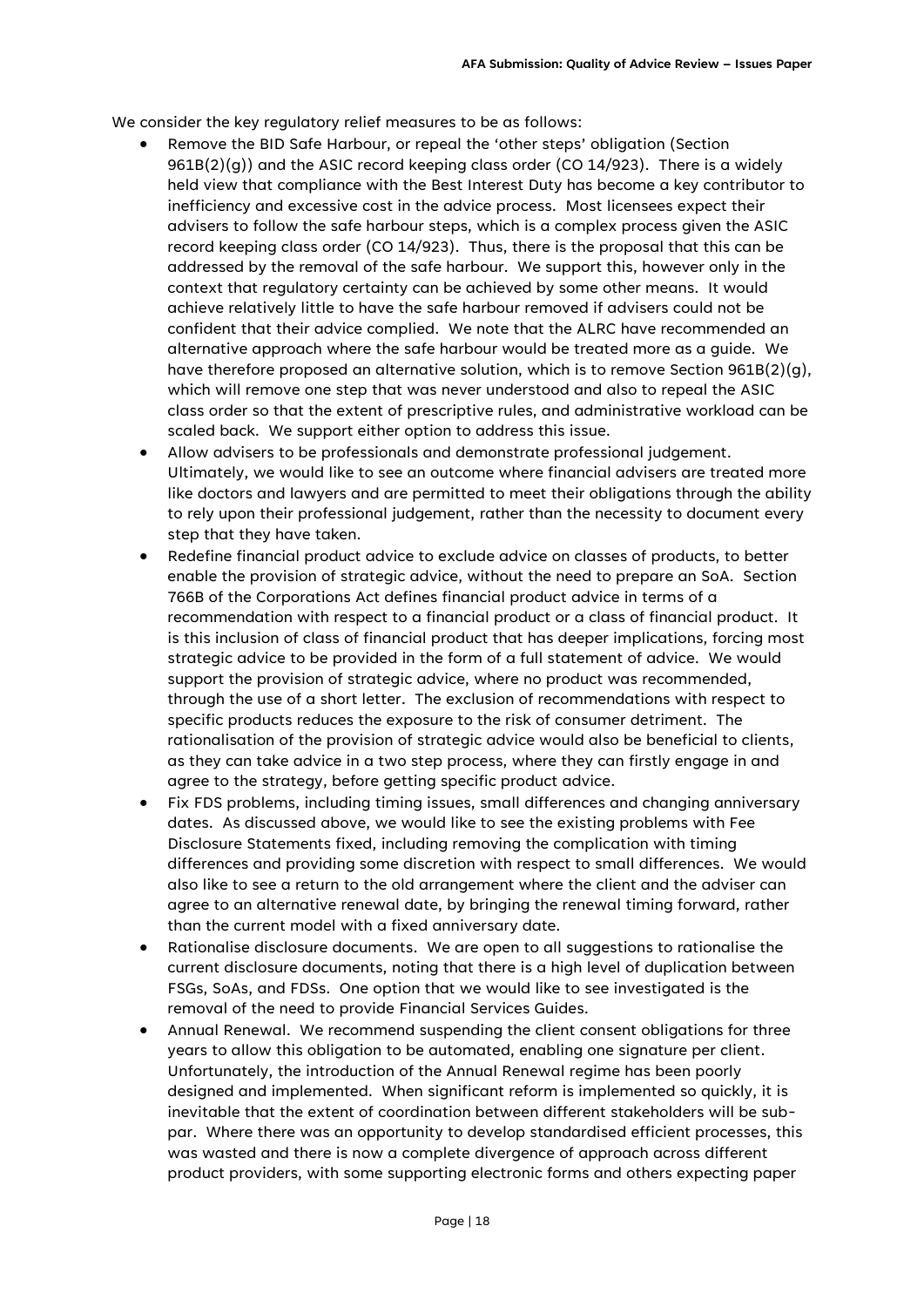We consider the key regulatory relief measures to be as follows:

- Remove the BID Safe Harbour, or repeal the 'other steps' obligation (Section 961B(2)(g)) and the ASIC record keeping class order (CO 14/923). There is a widely held view that compliance with the Best Interest Duty has become a key contributor to inefficiency and excessive cost in the advice process. Most licensees expect their advisers to follow the safe harbour steps, which is a complex process given the ASIC record keeping class order (CO 14/923). Thus, there is the proposal that this can be addressed by the removal of the safe harbour. We support this, however only in the context that regulatory certainty can be achieved by some other means. It would achieve relatively little to have the safe harbour removed if advisers could not be confident that their advice complied. We note that the ALRC have recommended an alternative approach where the safe harbour would be treated more as a guide. We have therefore proposed an alternative solution, which is to remove Section 961B(2)(g), which will remove one step that was never understood and also to repeal the ASIC class order so that the extent of prescriptive rules, and administrative workload can be scaled back. We support either option to address this issue.
- Allow advisers to be professionals and demonstrate professional judgement. Ultimately, we would like to see an outcome where financial advisers are treated more like doctors and lawyers and are permitted to meet their obligations through the ability to rely upon their professional judgement, rather than the necessity to document every step that they have taken.
- Redefine financial product advice to exclude advice on classes of products, to better enable the provision of strategic advice, without the need to prepare an SoA. Section 766B of the Corporations Act defines financial product advice in terms of a recommendation with respect to a financial product or a class of financial product. It is this inclusion of class of financial product that has deeper implications, forcing most strategic advice to be provided in the form of a full statement of advice. We would support the provision of strategic advice, where no product was recommended, through the use of a short letter. The exclusion of recommendations with respect to specific products reduces the exposure to the risk of consumer detriment. The rationalisation of the provision of strategic advice would also be beneficial to clients, as they can take advice in a two step process, where they can firstly engage in and agree to the strategy, before getting specific product advice.
- Fix FDS problems, including timing issues, small differences and changing anniversary dates. As discussed above, we would like to see the existing problems with Fee Disclosure Statements fixed, including removing the complication with timing differences and providing some discretion with respect to small differences. We would also like to see a return to the old arrangement where the client and the adviser can agree to an alternative renewal date, by bringing the renewal timing forward, rather than the current model with a fixed anniversary date.
- Rationalise disclosure documents. We are open to all suggestions to rationalise the current disclosure documents, noting that there is a high level of duplication between FSGs, SoAs, and FDSs. One option that we would like to see investigated is the removal of the need to provide Financial Services Guides.
- Annual Renewal. We recommend suspending the client consent obligations for three years to allow this obligation to be automated, enabling one signature per client. Unfortunately, the introduction of the Annual Renewal regime has been poorly designed and implemented. When significant reform is implemented so quickly, it is inevitable that the extent of coordination between different stakeholders will be sub-par. Where there was an opportunity to develop standardised efficient processes, this was wasted and there is now a complete divergence of approach across different product providers, with some supporting electronic forms and others expecting paper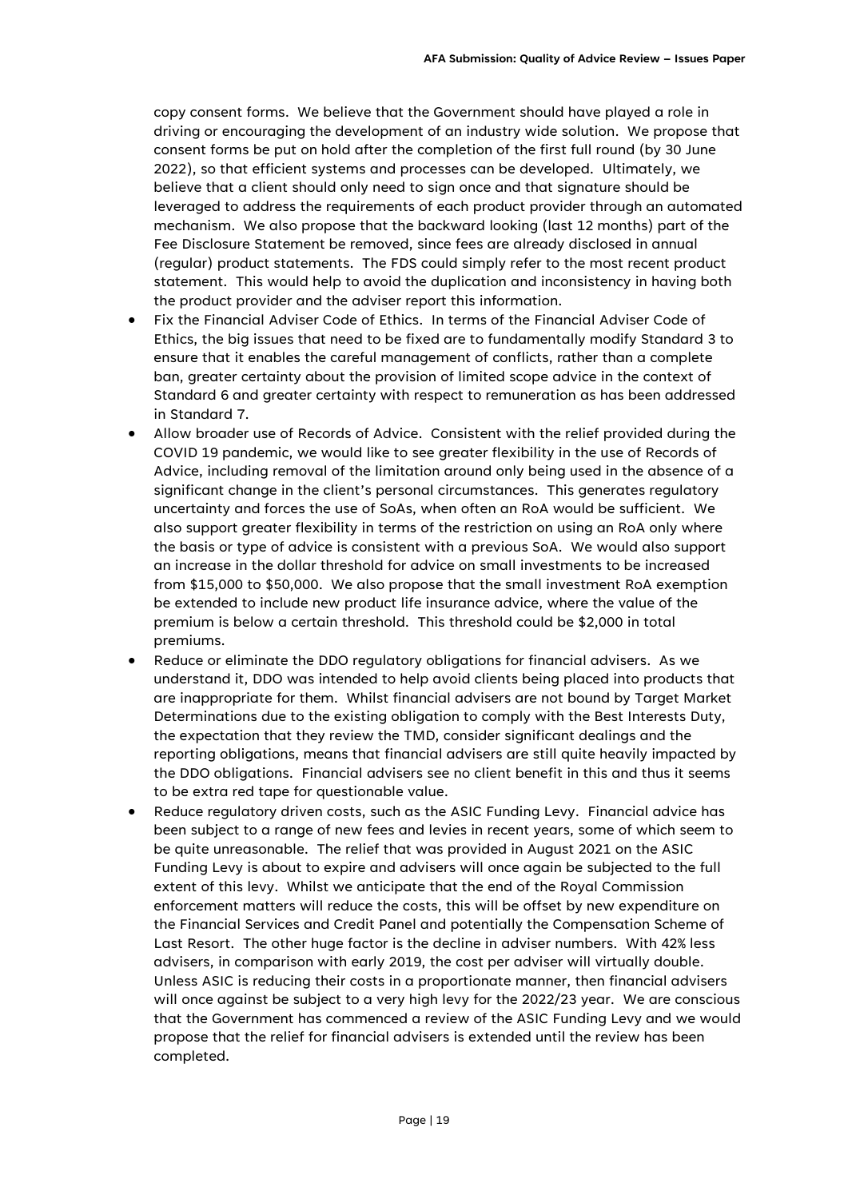copy consent forms. We believe that the Government should have played a role in driving or encouraging the development of an industry wide solution. We propose that consent forms be put on hold after the completion of the first full round (by 30 June 2022), so that efficient systems and processes can be developed. Ultimately, we believe that a client should only need to sign once and that signature should be leveraged to address the requirements of each product provider through an automated mechanism. We also propose that the backward looking (last 12 months) part of the Fee Disclosure Statement be removed, since fees are already disclosed in annual (regular) product statements. The FDS could simply refer to the most recent product statement. This would help to avoid the duplication and inconsistency in having both the product provider and the adviser report this information.

- Fix the Financial Adviser Code of Ethics. In terms of the Financial Adviser Code of Ethics, the big issues that need to be fixed are to fundamentally modify Standard 3 to ensure that it enables the careful management of conflicts, rather than a complete ban, greater certainty about the provision of limited scope advice in the context of Standard 6 and greater certainty with respect to remuneration as has been addressed in Standard 7.
- Allow broader use of Records of Advice. Consistent with the relief provided during the COVID 19 pandemic, we would like to see greater flexibility in the use of Records of Advice, including removal of the limitation around only being used in the absence of a significant change in the client's personal circumstances. This generates regulatory uncertainty and forces the use of SoAs, when often an RoA would be sufficient. We also support greater flexibility in terms of the restriction on using an RoA only where the basis or type of advice is consistent with a previous SoA. We would also support an increase in the dollar threshold for advice on small investments to be increased from $15,000 to $50,000. We also propose that the small investment RoA exemption be extended to include new product life insurance advice, where the value of the premium is below a certain threshold. This threshold could be $2,000 in total premiums.
- Reduce or eliminate the DDO regulatory obligations for financial advisers. As we understand it, DDO was intended to help avoid clients being placed into products that are inappropriate for them. Whilst financial advisers are not bound by Target Market Determinations due to the existing obligation to comply with the Best Interests Duty, the expectation that they review the TMD, consider significant dealings and the reporting obligations, means that financial advisers are still quite heavily impacted by the DDO obligations. Financial advisers see no client benefit in this and thus it seems to be extra red tape for questionable value.
- Reduce regulatory driven costs, such as the ASIC Funding Levy. Financial advice has been subject to a range of new fees and levies in recent years, some of which seem to be quite unreasonable. The relief that was provided in August 2021 on the ASIC Funding Levy is about to expire and advisers will once again be subjected to the full extent of this levy. Whilst we anticipate that the end of the Royal Commission enforcement matters will reduce the costs, this will be offset by new expenditure on the Financial Services and Credit Panel and potentially the Compensation Scheme of Last Resort. The other huge factor is the decline in adviser numbers. With 42% less advisers, in comparison with early 2019, the cost per adviser will virtually double. Unless ASIC is reducing their costs in a proportionate manner, then financial advisers will once against be subject to a very high levy for the 2022/23 year. We are conscious that the Government has commenced a review of the ASIC Funding Levy and we would propose that the relief for financial advisers is extended until the review has been completed.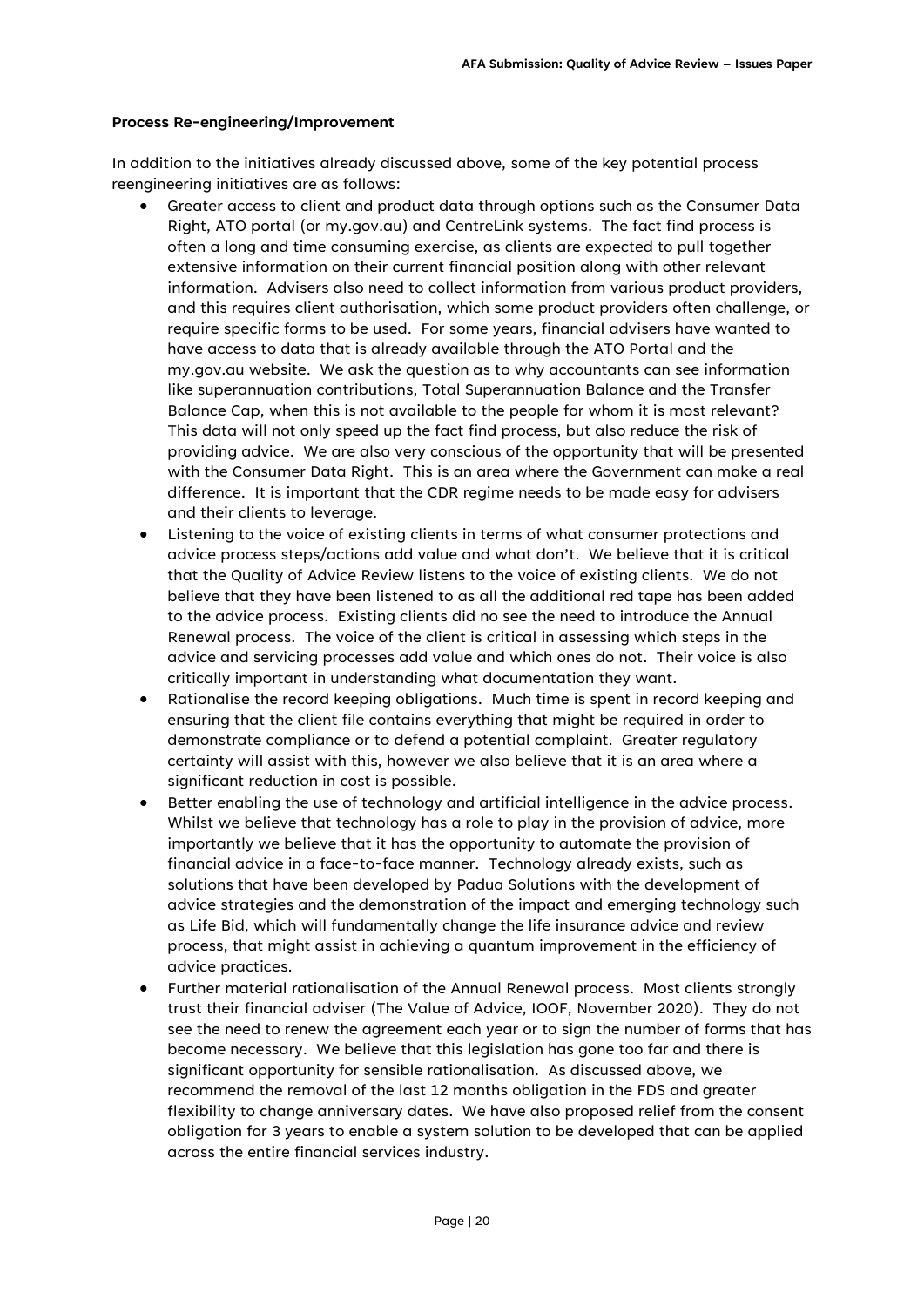**Process Re-engineering/Improvement**

In addition to the initiatives already discussed above, some of the key potential process reengineering initiatives are as follows:

- Greater access to client and product data through options such as the Consumer Data Right, ATO portal (or my.gov.au) and CentreLink systems. The fact find process is often a long and time consuming exercise, as clients are expected to pull together extensive information on their current financial position along with other relevant information. Advisers also need to collect information from various product providers, and this requires client authorisation, which some product providers often challenge, or require specific forms to be used. For some years, financial advisers have wanted to have access to data that is already available through the ATO Portal and the my.gov.au website. We ask the question as to why accountants can see information like superannuation contributions, Total Superannuation Balance and the Transfer Balance Cap, when this is not available to the people for whom it is most relevant? This data will not only speed up the fact find process, but also reduce the risk of providing advice. We are also very conscious of the opportunity that will be presented with the Consumer Data Right. This is an area where the Government can make a real difference. It is important that the CDR regime needs to be made easy for advisers and their clients to leverage.
- Listening to the voice of existing clients in terms of what consumer protections and advice process steps/actions add value and what don't. We believe that it is critical that the Quality of Advice Review listens to the voice of existing clients. We do not believe that they have been listened to as all the additional red tape has been added to the advice process. Existing clients did no see the need to introduce the Annual Renewal process. The voice of the client is critical in assessing which steps in the advice and servicing processes add value and which ones do not. Their voice is also critically important in understanding what documentation they want.
- Rationalise the record keeping obligations. Much time is spent in record keeping and ensuring that the client file contains everything that might be required in order to demonstrate compliance or to defend a potential complaint. Greater regulatory certainty will assist with this, however we also believe that it is an area where a significant reduction in cost is possible.
- Better enabling the use of technology and artificial intelligence in the advice process. Whilst we believe that technology has a role to play in the provision of advice, more importantly we believe that it has the opportunity to automate the provision of financial advice in a face-to-face manner. Technology already exists, such as solutions that have been developed by Padua Solutions with the development of advice strategies and the demonstration of the impact and emerging technology such as Life Bid, which will fundamentally change the life insurance advice and review process, that might assist in achieving a quantum improvement in the efficiency of advice practices.
- Further material rationalisation of the Annual Renewal process. Most clients strongly trust their financial adviser (The Value of Advice, IOOF, November 2020). They do not see the need to renew the agreement each year or to sign the number of forms that has become necessary. We believe that this legislation has gone too far and there is significant opportunity for sensible rationalisation. As discussed above, we recommend the removal of the last 12 months obligation in the FDS and greater flexibility to change anniversary dates. We have also proposed relief from the consent obligation for 3 years to enable a system solution to be developed that can be applied across the entire financial services industry.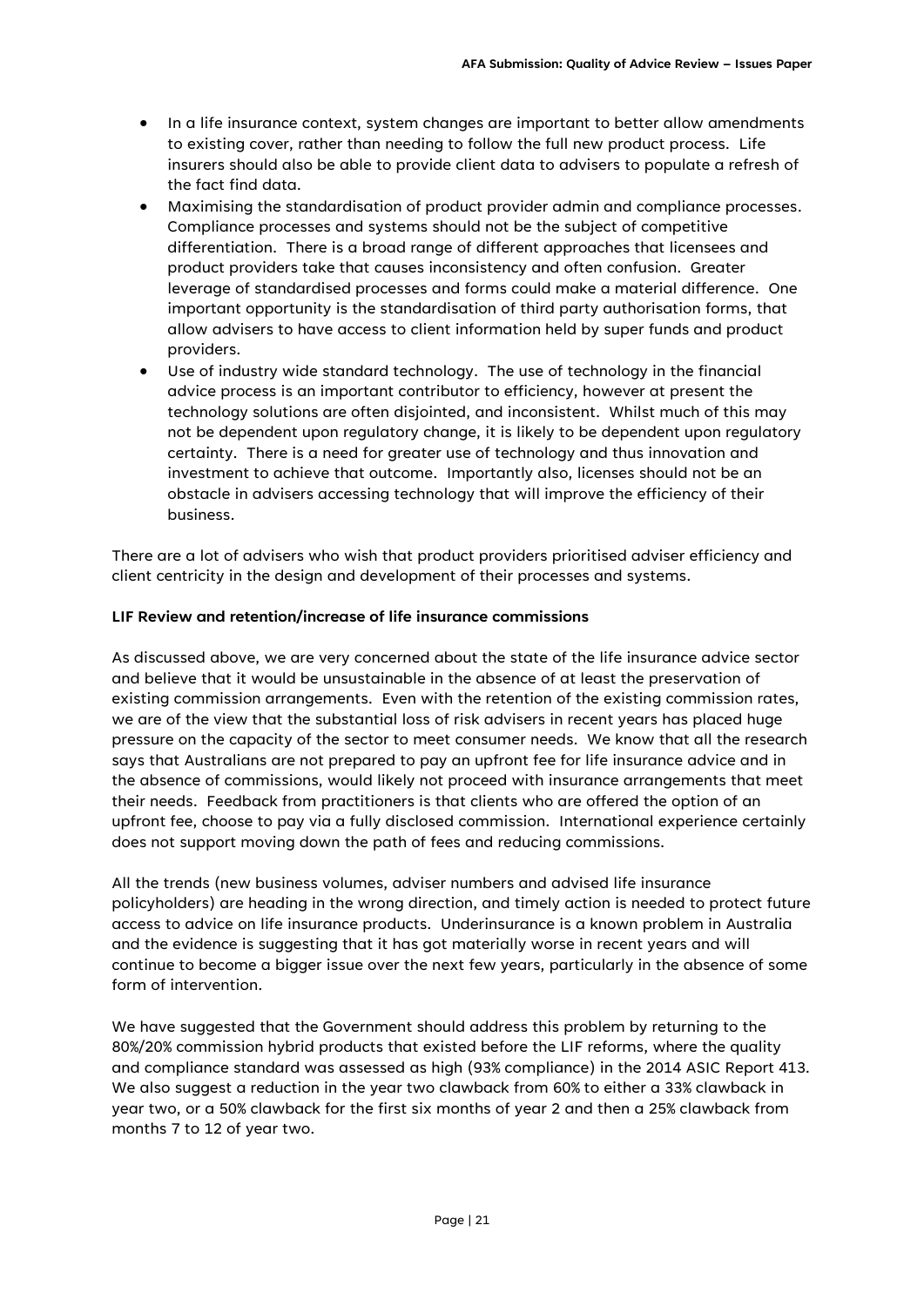- In a life insurance context, system changes are important to better allow amendments to existing cover, rather than needing to follow the full new product process. Life insurers should also be able to provide client data to advisers to populate a refresh of the fact find data.
- Maximising the standardisation of product provider admin and compliance processes. Compliance processes and systems should not be the subject of competitive differentiation. There is a broad range of different approaches that licensees and product providers take that causes inconsistency and often confusion. Greater leverage of standardised processes and forms could make a material difference. One important opportunity is the standardisation of third party authorisation forms, that allow advisers to have access to client information held by super funds and product providers.
- Use of industry wide standard technology. The use of technology in the financial advice process is an important contributor to efficiency, however at present the technology solutions are often disjointed, and inconsistent. Whilst much of this may not be dependent upon regulatory change, it is likely to be dependent upon regulatory certainty. There is a need for greater use of technology and thus innovation and investment to achieve that outcome. Importantly also, licenses should not be an obstacle in advisers accessing technology that will improve the efficiency of their business.

There are a lot of advisers who wish that product providers prioritised adviser efficiency and client centricity in the design and development of their processes and systems.

**LIF Review and retention/increase of life insurance commissions**

As discussed above, we are very concerned about the state of the life insurance advice sector and believe that it would be unsustainable in the absence of at least the preservation of existing commission arrangements. Even with the retention of the existing commission rates, we are of the view that the substantial loss of risk advisers in recent years has placed huge pressure on the capacity of the sector to meet consumer needs. We know that all the research says that Australians are not prepared to pay an upfront fee for life insurance advice and in the absence of commissions, would likely not proceed with insurance arrangements that meet their needs. Feedback from practitioners is that clients who are offered the option of an upfront fee, choose to pay via a fully disclosed commission. International experience certainly does not support moving down the path of fees and reducing commissions.

All the trends (new business volumes, adviser numbers and advised life insurance policyholders) are heading in the wrong direction, and timely action is needed to protect future access to advice on life insurance products. Underinsurance is a known problem in Australia and the evidence is suggesting that it has got materially worse in recent years and will continue to become a bigger issue over the next few years, particularly in the absence of some form of intervention.

We have suggested that the Government should address this problem by returning to the 80%/20% commission hybrid products that existed before the LIF reforms, where the quality and compliance standard was assessed as high (93% compliance) in the 2014 ASIC Report 413. We also suggest a reduction in the year two clawback from 60% to either a 33% clawback in year two, or a 50% clawback for the first six months of year 2 and then a 25% clawback from months 7 to 12 of year two.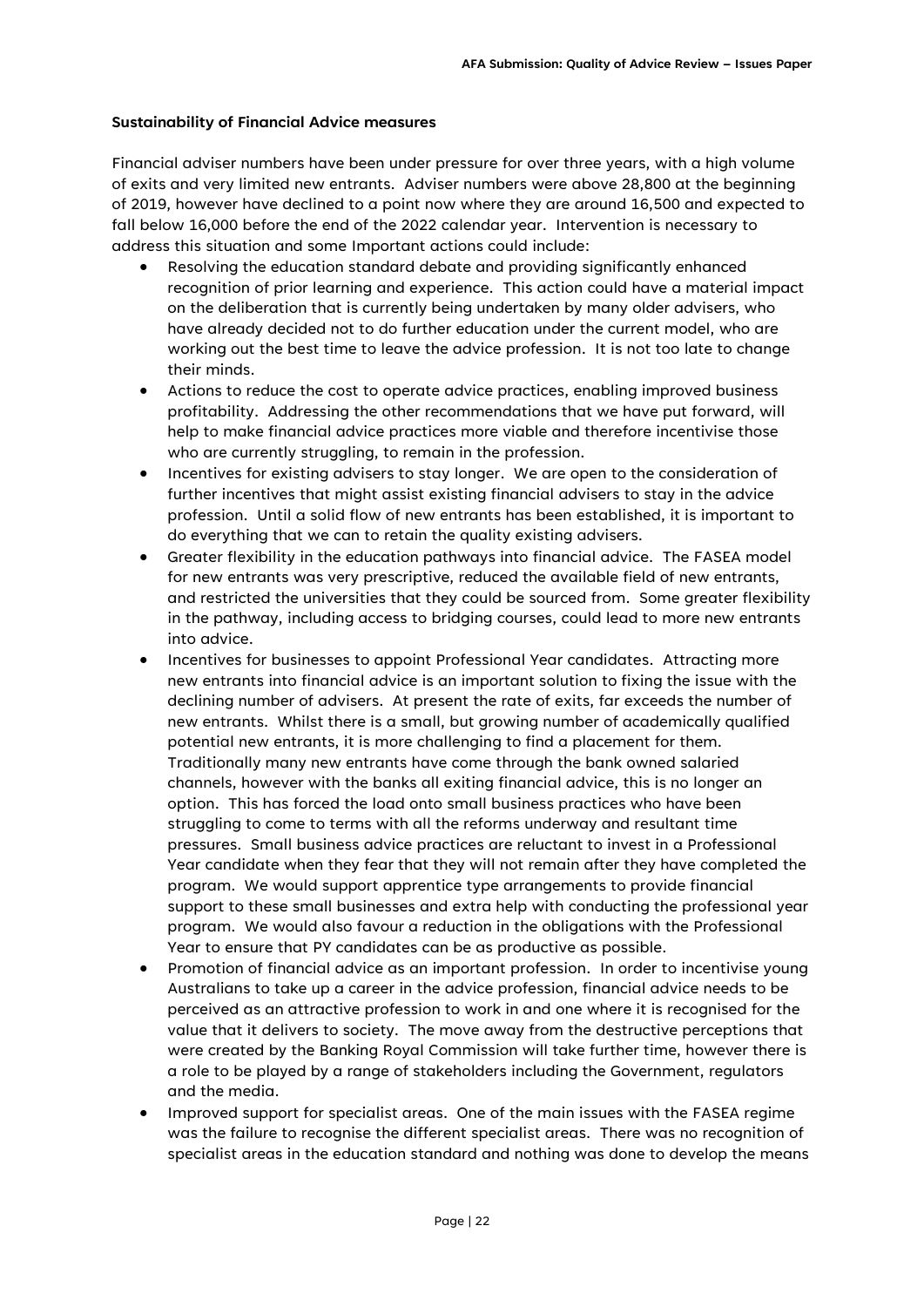**Sustainability of Financial Advice measures**

Financial adviser numbers have been under pressure for over three years, with a high volume of exits and very limited new entrants. Adviser numbers were above 28,800 at the beginning of 2019, however have declined to a point now where they are around 16,500 and expected to fall below 16,000 before the end of the 2022 calendar year. Intervention is necessary to address this situation and some Important actions could include:

- Resolving the education standard debate and providing significantly enhanced recognition of prior learning and experience. This action could have a material impact on the deliberation that is currently being undertaken by many older advisers, who have already decided not to do further education under the current model, who are working out the best time to leave the advice profession. It is not too late to change their minds.
- Actions to reduce the cost to operate advice practices, enabling improved business profitability. Addressing the other recommendations that we have put forward, will help to make financial advice practices more viable and therefore incentivise those who are currently struggling, to remain in the profession.
- Incentives for existing advisers to stay longer. We are open to the consideration of further incentives that might assist existing financial advisers to stay in the advice profession. Until a solid flow of new entrants has been established, it is important to do everything that we can to retain the quality existing advisers.
- Greater flexibility in the education pathways into financial advice. The FASEA model for new entrants was very prescriptive, reduced the available field of new entrants, and restricted the universities that they could be sourced from. Some greater flexibility in the pathway, including access to bridging courses, could lead to more new entrants into advice.
- Incentives for businesses to appoint Professional Year candidates. Attracting more new entrants into financial advice is an important solution to fixing the issue with the declining number of advisers. At present the rate of exits, far exceeds the number of new entrants. Whilst there is a small, but growing number of academically qualified potential new entrants, it is more challenging to find a placement for them. Traditionally many new entrants have come through the bank owned salaried channels, however with the banks all exiting financial advice, this is no longer an option. This has forced the load onto small business practices who have been struggling to come to terms with all the reforms underway and resultant time pressures. Small business advice practices are reluctant to invest in a Professional Year candidate when they fear that they will not remain after they have completed the program. We would support apprentice type arrangements to provide financial support to these small businesses and extra help with conducting the professional year program. We would also favour a reduction in the obligations with the Professional Year to ensure that PY candidates can be as productive as possible.
- Promotion of financial advice as an important profession. In order to incentivise young Australians to take up a career in the advice profession, financial advice needs to be perceived as an attractive profession to work in and one where it is recognised for the value that it delivers to society. The move away from the destructive perceptions that were created by the Banking Royal Commission will take further time, however there is a role to be played by a range of stakeholders including the Government, regulators and the media.
- Improved support for specialist areas. One of the main issues with the FASEA regime was the failure to recognise the different specialist areas. There was no recognition of specialist areas in the education standard and nothing was done to develop the means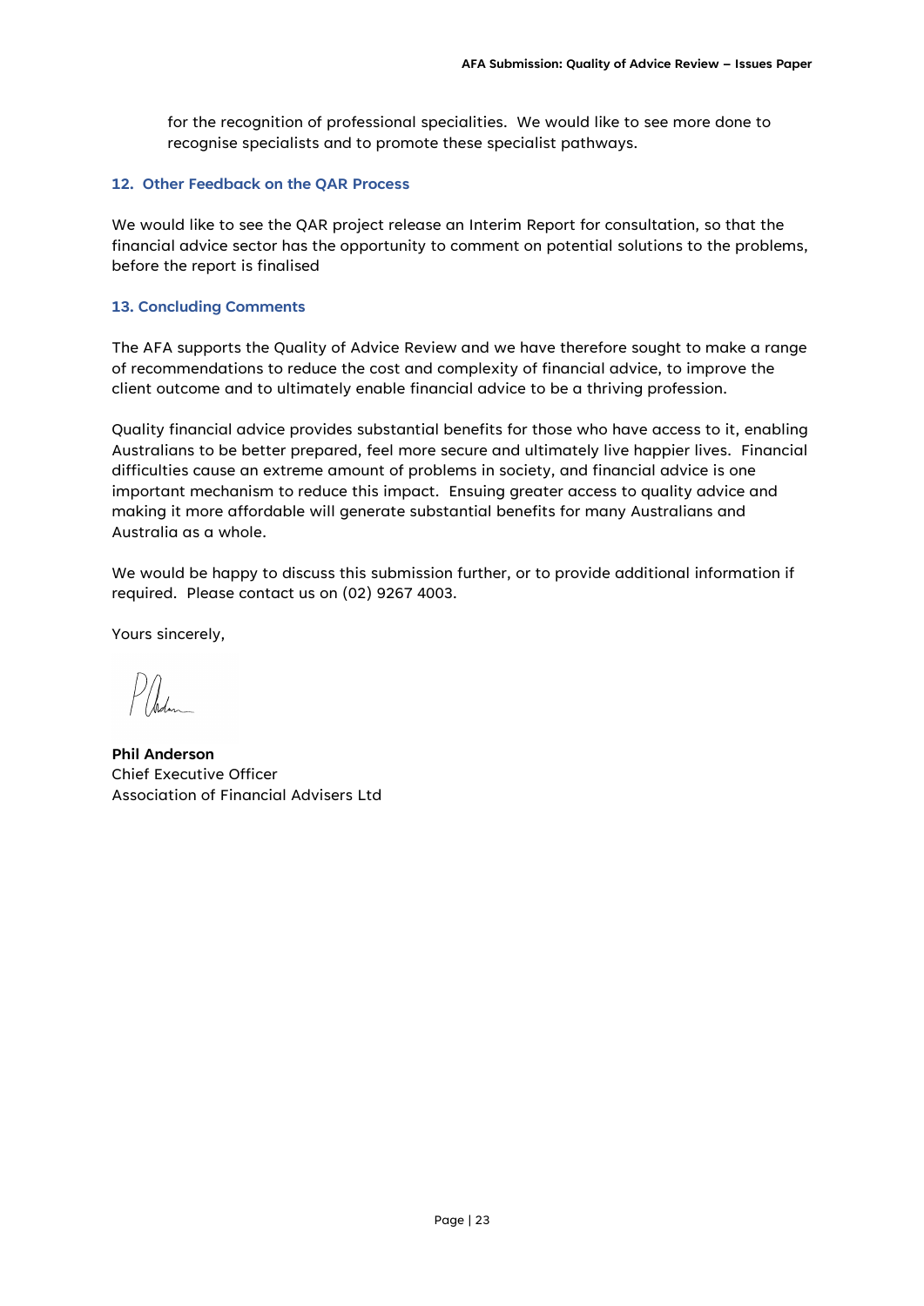for the recognition of professional specialities. We would like to see more done to recognise specialists and to promote these specialist pathways.

### 12. Other Feedback on the QAR Process

We would like to see the QAR project release an Interim Report for consultation, so that the financial advice sector has the opportunity to comment on potential solutions to the problems, before the report is finalised

### 13. Concluding Comments

The AFA supports the Quality of Advice Review and we have therefore sought to make a range of recommendations to reduce the cost and complexity of financial advice, to improve the client outcome and to ultimately enable financial advice to be a thriving profession.

Quality financial advice provides substantial benefits for those who have access to it, enabling Australians to be better prepared, feel more secure and ultimately live happier lives. Financial difficulties cause an extreme amount of problems in society, and financial advice is one important mechanism to reduce this impact. Ensuing greater access to quality advice and making it more affordable will generate substantial benefits for many Australians and Australia as a whole.

We would be happy to discuss this submission further, or to provide additional information if required. Please contact us on (02) 9267 4003.

Yours sincerely,

**Phil Anderson**
Chief Executive Officer
Association of Financial Advisers Ltd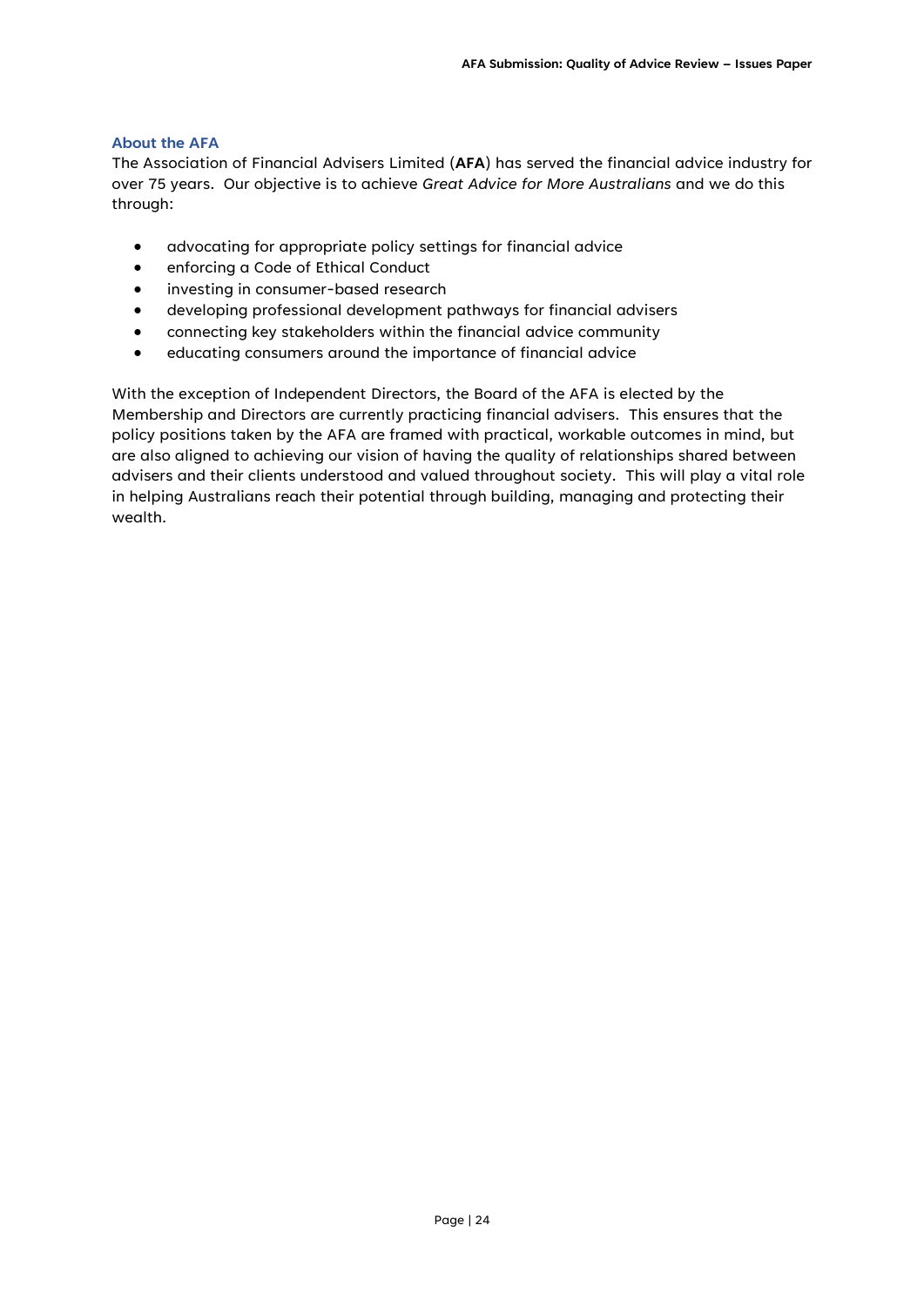## About the AFA

The Association of Financial Advisers Limited (**AFA**) has served the financial advice industry for over 75 years. Our objective is to achieve *Great Advice for More Australians* and we do this through:

- advocating for appropriate policy settings for financial advice
- enforcing a Code of Ethical Conduct
- investing in consumer-based research
- developing professional development pathways for financial advisers
- connecting key stakeholders within the financial advice community
- educating consumers around the importance of financial advice

With the exception of Independent Directors, the Board of the AFA is elected by the Membership and Directors are currently practicing financial advisers. This ensures that the policy positions taken by the AFA are framed with practical, workable outcomes in mind, but are also aligned to achieving our vision of having the quality of relationships shared between advisers and their clients understood and valued throughout society. This will play a vital role in helping Australians reach their potential through building, managing and protecting their wealth.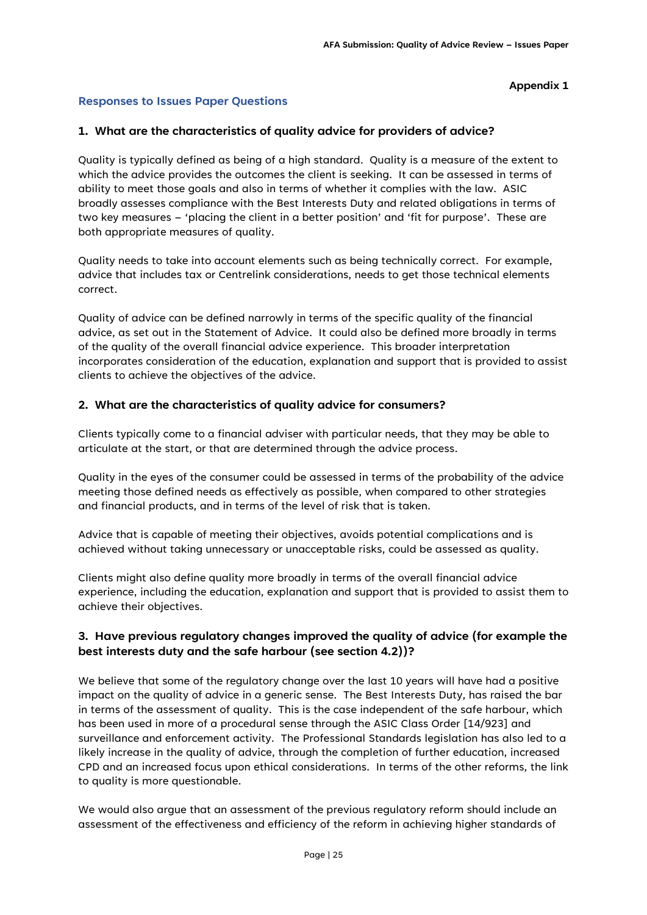**Appendix 1**

## Responses to Issues Paper Questions

### 1. What are the characteristics of quality advice for providers of advice?

Quality is typically defined as being of a high standard. Quality is a measure of the extent to which the advice provides the outcomes the client is seeking. It can be assessed in terms of ability to meet those goals and also in terms of whether it complies with the law. ASIC broadly assesses compliance with the Best Interests Duty and related obligations in terms of two key measures – 'placing the client in a better position' and 'fit for purpose'. These are both appropriate measures of quality.

Quality needs to take into account elements such as being technically correct. For example, advice that includes tax or Centrelink considerations, needs to get those technical elements correct.

Quality of advice can be defined narrowly in terms of the specific quality of the financial advice, as set out in the Statement of Advice. It could also be defined more broadly in terms of the quality of the overall financial advice experience. This broader interpretation incorporates consideration of the education, explanation and support that is provided to assist clients to achieve the objectives of the advice.

### 2. What are the characteristics of quality advice for consumers?

Clients typically come to a financial adviser with particular needs, that they may be able to articulate at the start, or that are determined through the advice process.

Quality in the eyes of the consumer could be assessed in terms of the probability of the advice meeting those defined needs as effectively as possible, when compared to other strategies and financial products, and in terms of the level of risk that is taken.

Advice that is capable of meeting their objectives, avoids potential complications and is achieved without taking unnecessary or unacceptable risks, could be assessed as quality.

Clients might also define quality more broadly in terms of the overall financial advice experience, including the education, explanation and support that is provided to assist them to achieve their objectives.

### 3. Have previous regulatory changes improved the quality of advice (for example the best interests duty and the safe harbour (see section 4.2))?

We believe that some of the regulatory change over the last 10 years will have had a positive impact on the quality of advice in a generic sense. The Best Interests Duty, has raised the bar in terms of the assessment of quality. This is the case independent of the safe harbour, which has been used in more of a procedural sense through the ASIC Class Order [14/923] and surveillance and enforcement activity. The Professional Standards legislation has also led to a likely increase in the quality of advice, through the completion of further education, increased CPD and an increased focus upon ethical considerations. In terms of the other reforms, the link to quality is more questionable.

We would also argue that an assessment of the previous regulatory reform should include an assessment of the effectiveness and efficiency of the reform in achieving higher standards of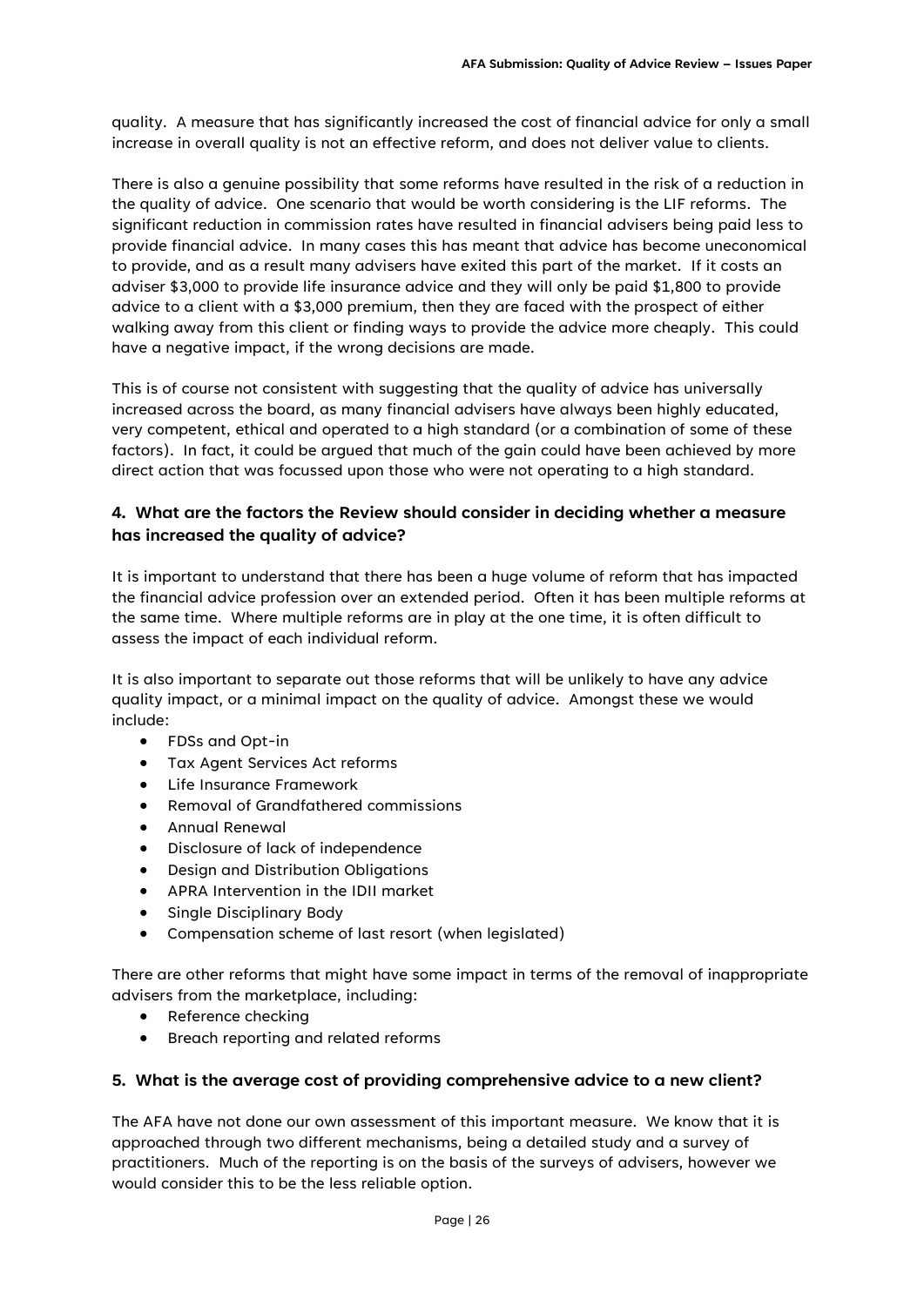quality. A measure that has significantly increased the cost of financial advice for only a small increase in overall quality is not an effective reform, and does not deliver value to clients.

There is also a genuine possibility that some reforms have resulted in the risk of a reduction in the quality of advice. One scenario that would be worth considering is the LIF reforms. The significant reduction in commission rates have resulted in financial advisers being paid less to provide financial advice. In many cases this has meant that advice has become uneconomical to provide, and as a result many advisers have exited this part of the market. If it costs an adviser $3,000 to provide life insurance advice and they will only be paid $1,800 to provide advice to a client with a $3,000 premium, then they are faced with the prospect of either walking away from this client or finding ways to provide the advice more cheaply. This could have a negative impact, if the wrong decisions are made.

This is of course not consistent with suggesting that the quality of advice has universally increased across the board, as many financial advisers have always been highly educated, very competent, ethical and operated to a high standard (or a combination of some of these factors). In fact, it could be argued that much of the gain could have been achieved by more direct action that was focussed upon those who were not operating to a high standard.

### 4. What are the factors the Review should consider in deciding whether a measure has increased the quality of advice?

It is important to understand that there has been a huge volume of reform that has impacted the financial advice profession over an extended period. Often it has been multiple reforms at the same time. Where multiple reforms are in play at the one time, it is often difficult to assess the impact of each individual reform.

It is also important to separate out those reforms that will be unlikely to have any advice quality impact, or a minimal impact on the quality of advice. Amongst these we would include:

- FDSs and Opt-in
- Tax Agent Services Act reforms
- Life Insurance Framework
- Removal of Grandfathered commissions
- Annual Renewal
- Disclosure of lack of independence
- Design and Distribution Obligations
- APRA Intervention in the IDII market
- Single Disciplinary Body
- Compensation scheme of last resort (when legislated)

There are other reforms that might have some impact in terms of the removal of inappropriate advisers from the marketplace, including:

- Reference checking
- Breach reporting and related reforms

### 5. What is the average cost of providing comprehensive advice to a new client?

The AFA have not done our own assessment of this important measure. We know that it is approached through two different mechanisms, being a detailed study and a survey of practitioners. Much of the reporting is on the basis of the surveys of advisers, however we would consider this to be the less reliable option.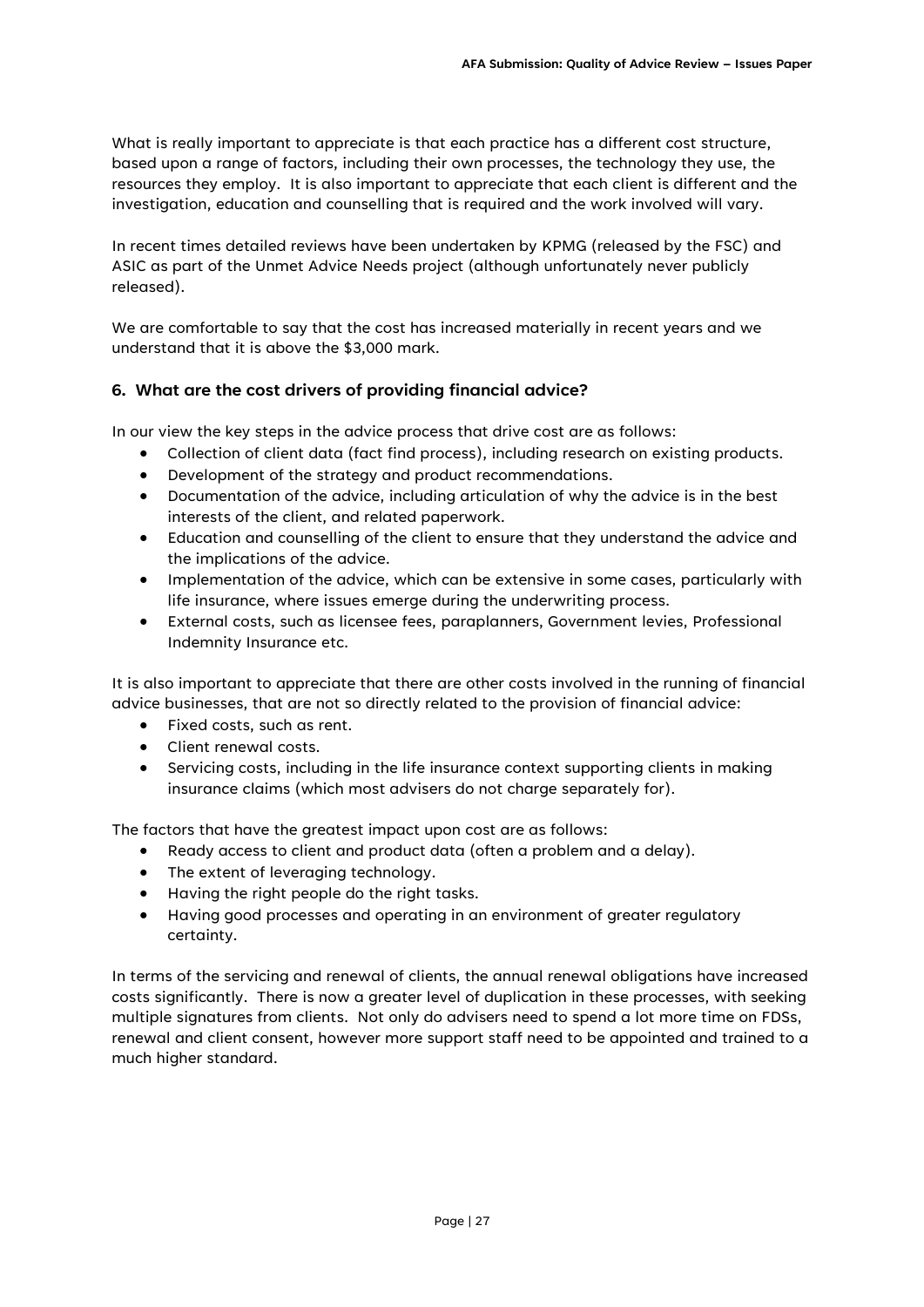What is really important to appreciate is that each practice has a different cost structure, based upon a range of factors, including their own processes, the technology they use, the resources they employ. It is also important to appreciate that each client is different and the investigation, education and counselling that is required and the work involved will vary.

In recent times detailed reviews have been undertaken by KPMG (released by the FSC) and ASIC as part of the Unmet Advice Needs project (although unfortunately never publicly released).

We are comfortable to say that the cost has increased materially in recent years and we understand that it is above the $3,000 mark.

### 6. What are the cost drivers of providing financial advice?

In our view the key steps in the advice process that drive cost are as follows:

- Collection of client data (fact find process), including research on existing products.
- Development of the strategy and product recommendations.
- Documentation of the advice, including articulation of why the advice is in the best interests of the client, and related paperwork.
- Education and counselling of the client to ensure that they understand the advice and the implications of the advice.
- Implementation of the advice, which can be extensive in some cases, particularly with life insurance, where issues emerge during the underwriting process.
- External costs, such as licensee fees, paraplanners, Government levies, Professional Indemnity Insurance etc.

It is also important to appreciate that there are other costs involved in the running of financial advice businesses, that are not so directly related to the provision of financial advice:

- Fixed costs, such as rent.
- Client renewal costs.
- Servicing costs, including in the life insurance context supporting clients in making insurance claims (which most advisers do not charge separately for).

The factors that have the greatest impact upon cost are as follows:

- Ready access to client and product data (often a problem and a delay).
- The extent of leveraging technology.
- Having the right people do the right tasks.
- Having good processes and operating in an environment of greater regulatory certainty.

In terms of the servicing and renewal of clients, the annual renewal obligations have increased costs significantly. There is now a greater level of duplication in these processes, with seeking multiple signatures from clients. Not only do advisers need to spend a lot more time on FDSs, renewal and client consent, however more support staff need to be appointed and trained to a much higher standard.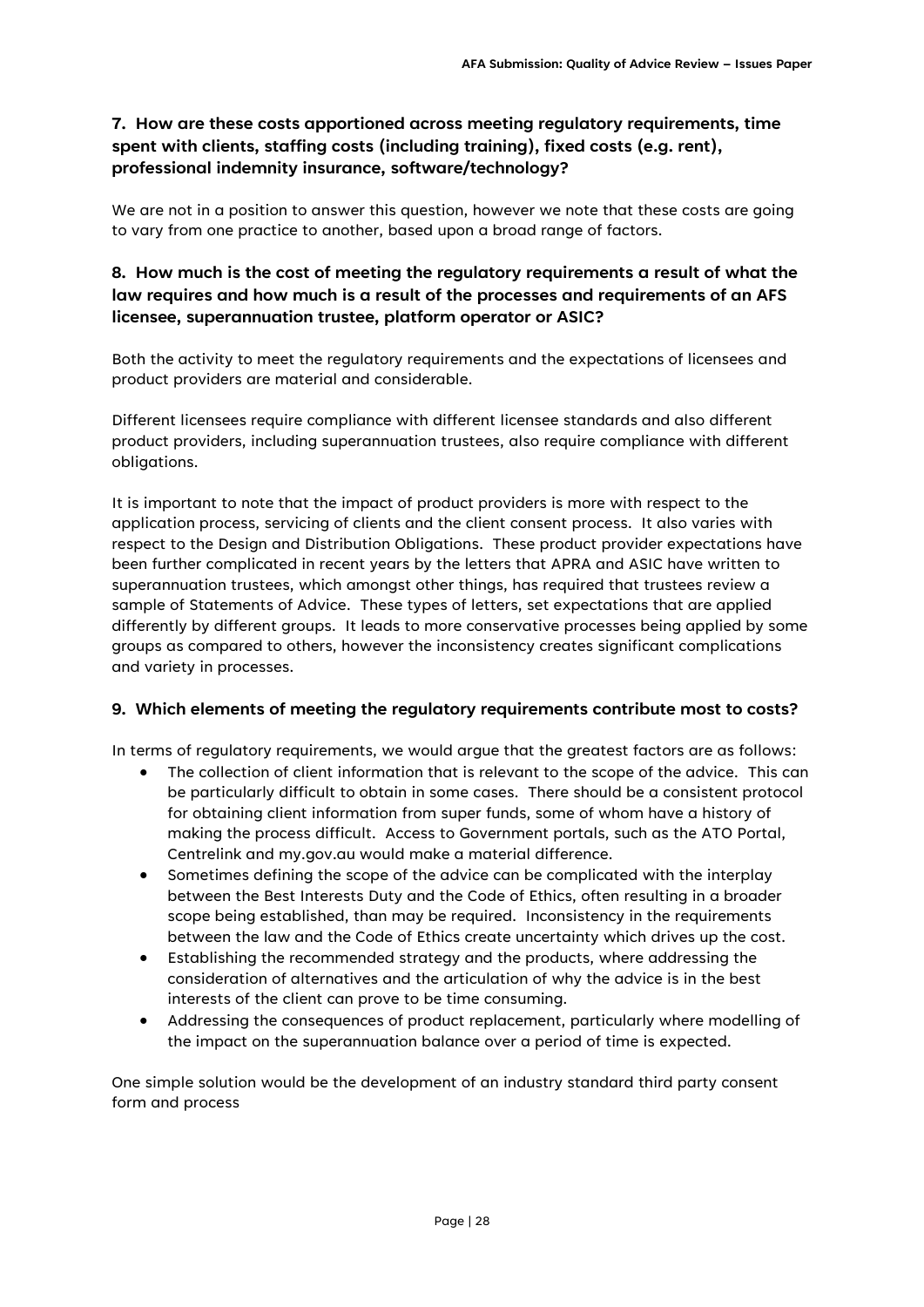### 7. How are these costs apportioned across meeting regulatory requirements, time spent with clients, staffing costs (including training), fixed costs (e.g. rent), professional indemnity insurance, software/technology?

We are not in a position to answer this question, however we note that these costs are going to vary from one practice to another, based upon a broad range of factors.

### 8. How much is the cost of meeting the regulatory requirements a result of what the law requires and how much is a result of the processes and requirements of an AFS licensee, superannuation trustee, platform operator or ASIC?

Both the activity to meet the regulatory requirements and the expectations of licensees and product providers are material and considerable.

Different licensees require compliance with different licensee standards and also different product providers, including superannuation trustees, also require compliance with different obligations.

It is important to note that the impact of product providers is more with respect to the application process, servicing of clients and the client consent process. It also varies with respect to the Design and Distribution Obligations. These product provider expectations have been further complicated in recent years by the letters that APRA and ASIC have written to superannuation trustees, which amongst other things, has required that trustees review a sample of Statements of Advice. These types of letters, set expectations that are applied differently by different groups. It leads to more conservative processes being applied by some groups as compared to others, however the inconsistency creates significant complications and variety in processes.

### 9. Which elements of meeting the regulatory requirements contribute most to costs?

In terms of regulatory requirements, we would argue that the greatest factors are as follows:

- The collection of client information that is relevant to the scope of the advice. This can be particularly difficult to obtain in some cases. There should be a consistent protocol for obtaining client information from super funds, some of whom have a history of making the process difficult. Access to Government portals, such as the ATO Portal, Centrelink and my.gov.au would make a material difference.
- Sometimes defining the scope of the advice can be complicated with the interplay between the Best Interests Duty and the Code of Ethics, often resulting in a broader scope being established, than may be required. Inconsistency in the requirements between the law and the Code of Ethics create uncertainty which drives up the cost.
- Establishing the recommended strategy and the products, where addressing the consideration of alternatives and the articulation of why the advice is in the best interests of the client can prove to be time consuming.
- Addressing the consequences of product replacement, particularly where modelling of the impact on the superannuation balance over a period of time is expected.

One simple solution would be the development of an industry standard third party consent form and process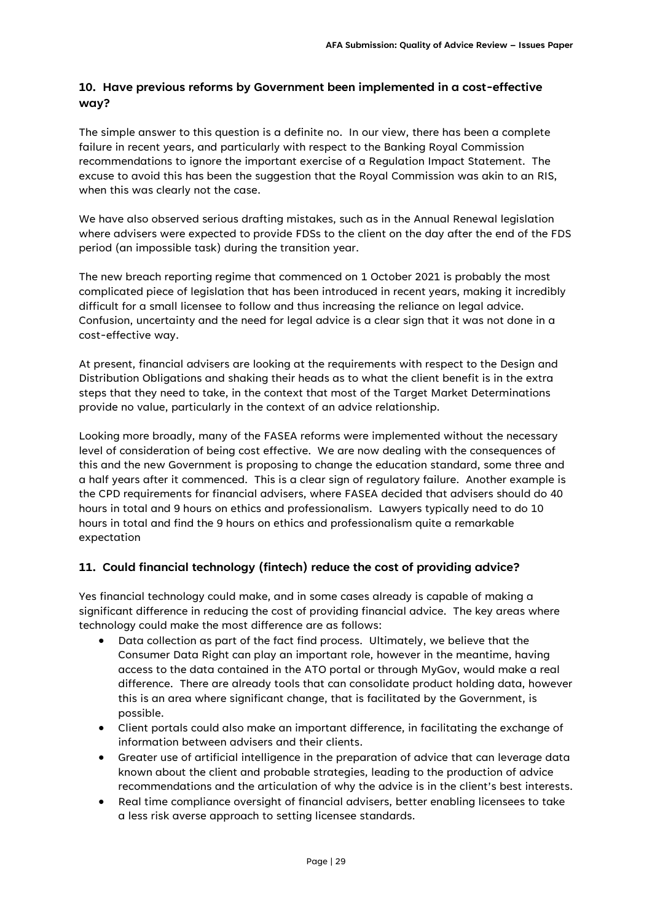## 10. Have previous reforms by Government been implemented in a cost-effective way?

The simple answer to this question is a definite no. In our view, there has been a complete failure in recent years, and particularly with respect to the Banking Royal Commission recommendations to ignore the important exercise of a Regulation Impact Statement. The excuse to avoid this has been the suggestion that the Royal Commission was akin to an RIS, when this was clearly not the case.

We have also observed serious drafting mistakes, such as in the Annual Renewal legislation where advisers were expected to provide FDSs to the client on the day after the end of the FDS period (an impossible task) during the transition year.

The new breach reporting regime that commenced on 1 October 2021 is probably the most complicated piece of legislation that has been introduced in recent years, making it incredibly difficult for a small licensee to follow and thus increasing the reliance on legal advice. Confusion, uncertainty and the need for legal advice is a clear sign that it was not done in a cost-effective way.

At present, financial advisers are looking at the requirements with respect to the Design and Distribution Obligations and shaking their heads as to what the client benefit is in the extra steps that they need to take, in the context that most of the Target Market Determinations provide no value, particularly in the context of an advice relationship.

Looking more broadly, many of the FASEA reforms were implemented without the necessary level of consideration of being cost effective. We are now dealing with the consequences of this and the new Government is proposing to change the education standard, some three and a half years after it commenced. This is a clear sign of regulatory failure. Another example is the CPD requirements for financial advisers, where FASEA decided that advisers should do 40 hours in total and 9 hours on ethics and professionalism. Lawyers typically need to do 10 hours in total and find the 9 hours on ethics and professionalism quite a remarkable expectation

## 11. Could financial technology (fintech) reduce the cost of providing advice?

Yes financial technology could make, and in some cases already is capable of making a significant difference in reducing the cost of providing financial advice. The key areas where technology could make the most difference are as follows:

- Data collection as part of the fact find process. Ultimately, we believe that the Consumer Data Right can play an important role, however in the meantime, having access to the data contained in the ATO portal or through MyGov, would make a real difference. There are already tools that can consolidate product holding data, however this is an area where significant change, that is facilitated by the Government, is possible.
- Client portals could also make an important difference, in facilitating the exchange of information between advisers and their clients.
- Greater use of artificial intelligence in the preparation of advice that can leverage data known about the client and probable strategies, leading to the production of advice recommendations and the articulation of why the advice is in the client's best interests.
- Real time compliance oversight of financial advisers, better enabling licensees to take a less risk averse approach to setting licensee standards.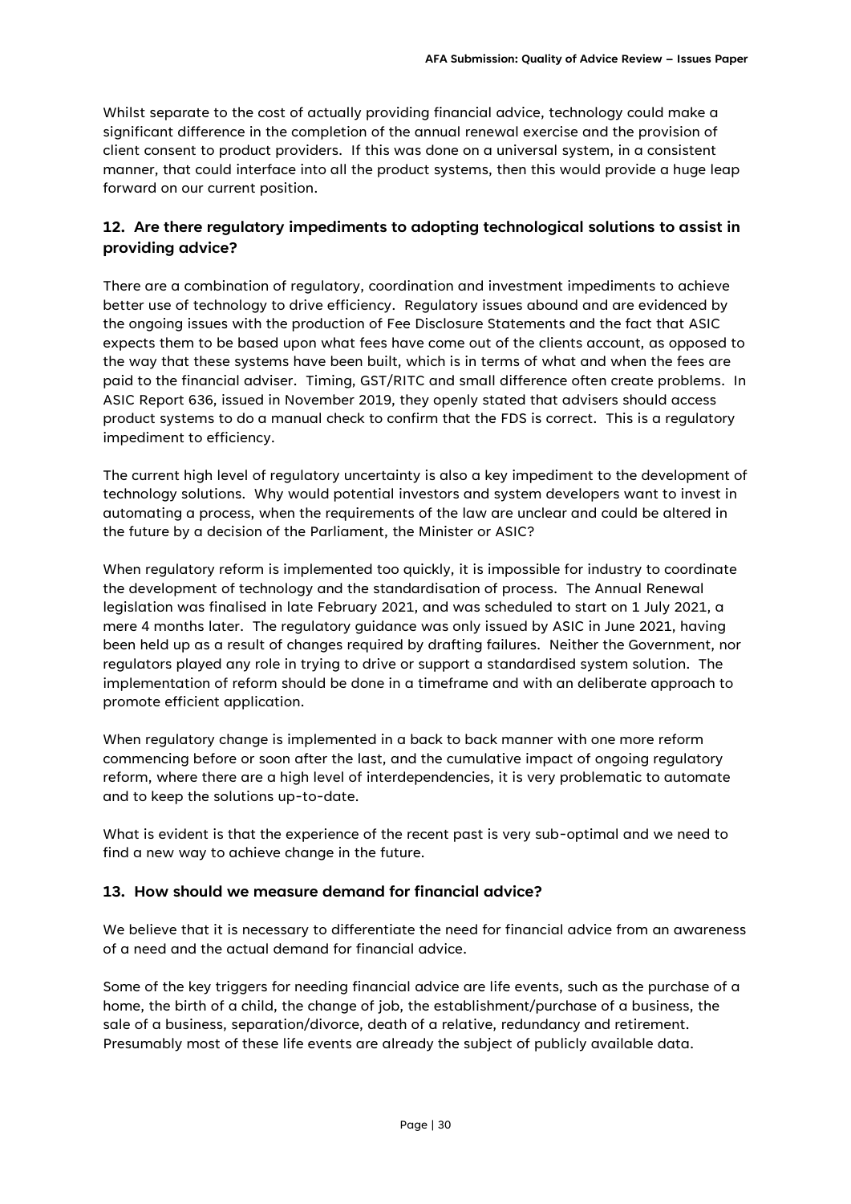Whilst separate to the cost of actually providing financial advice, technology could make a significant difference in the completion of the annual renewal exercise and the provision of client consent to product providers. If this was done on a universal system, in a consistent manner, that could interface into all the product systems, then this would provide a huge leap forward on our current position.

### 12. Are there regulatory impediments to adopting technological solutions to assist in providing advice?

There are a combination of regulatory, coordination and investment impediments to achieve better use of technology to drive efficiency. Regulatory issues abound and are evidenced by the ongoing issues with the production of Fee Disclosure Statements and the fact that ASIC expects them to be based upon what fees have come out of the clients account, as opposed to the way that these systems have been built, which is in terms of what and when the fees are paid to the financial adviser. Timing, GST/RITC and small difference often create problems. In ASIC Report 636, issued in November 2019, they openly stated that advisers should access product systems to do a manual check to confirm that the FDS is correct. This is a regulatory impediment to efficiency.

The current high level of regulatory uncertainty is also a key impediment to the development of technology solutions. Why would potential investors and system developers want to invest in automating a process, when the requirements of the law are unclear and could be altered in the future by a decision of the Parliament, the Minister or ASIC?

When regulatory reform is implemented too quickly, it is impossible for industry to coordinate the development of technology and the standardisation of process. The Annual Renewal legislation was finalised in late February 2021, and was scheduled to start on 1 July 2021, a mere 4 months later. The regulatory guidance was only issued by ASIC in June 2021, having been held up as a result of changes required by drafting failures. Neither the Government, nor regulators played any role in trying to drive or support a standardised system solution. The implementation of reform should be done in a timeframe and with an deliberate approach to promote efficient application.

When regulatory change is implemented in a back to back manner with one more reform commencing before or soon after the last, and the cumulative impact of ongoing regulatory reform, where there are a high level of interdependencies, it is very problematic to automate and to keep the solutions up-to-date.

What is evident is that the experience of the recent past is very sub-optimal and we need to find a new way to achieve change in the future.

### 13. How should we measure demand for financial advice?

We believe that it is necessary to differentiate the need for financial advice from an awareness of a need and the actual demand for financial advice.

Some of the key triggers for needing financial advice are life events, such as the purchase of a home, the birth of a child, the change of job, the establishment/purchase of a business, the sale of a business, separation/divorce, death of a relative, redundancy and retirement. Presumably most of these life events are already the subject of publicly available data.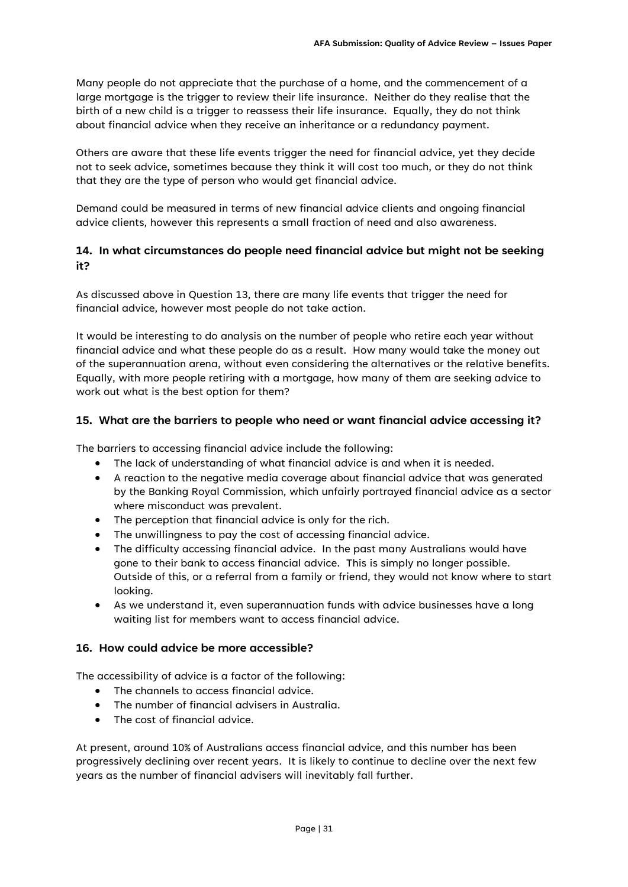Many people do not appreciate that the purchase of a home, and the commencement of a large mortgage is the trigger to review their life insurance. Neither do they realise that the birth of a new child is a trigger to reassess their life insurance. Equally, they do not think about financial advice when they receive an inheritance or a redundancy payment.

Others are aware that these life events trigger the need for financial advice, yet they decide not to seek advice, sometimes because they think it will cost too much, or they do not think that they are the type of person who would get financial advice.

Demand could be measured in terms of new financial advice clients and ongoing financial advice clients, however this represents a small fraction of need and also awareness.

### 14. In what circumstances do people need financial advice but might not be seeking it?

As discussed above in Question 13, there are many life events that trigger the need for financial advice, however most people do not take action.

It would be interesting to do analysis on the number of people who retire each year without financial advice and what these people do as a result. How many would take the money out of the superannuation arena, without even considering the alternatives or the relative benefits. Equally, with more people retiring with a mortgage, how many of them are seeking advice to work out what is the best option for them?

### 15. What are the barriers to people who need or want financial advice accessing it?

The barriers to accessing financial advice include the following:

- The lack of understanding of what financial advice is and when it is needed.
- A reaction to the negative media coverage about financial advice that was generated by the Banking Royal Commission, which unfairly portrayed financial advice as a sector where misconduct was prevalent.
- The perception that financial advice is only for the rich.
- The unwillingness to pay the cost of accessing financial advice.
- The difficulty accessing financial advice. In the past many Australians would have gone to their bank to access financial advice. This is simply no longer possible. Outside of this, or a referral from a family or friend, they would not know where to start looking.
- As we understand it, even superannuation funds with advice businesses have a long waiting list for members want to access financial advice.

### 16. How could advice be more accessible?

The accessibility of advice is a factor of the following:

- The channels to access financial advice.
- The number of financial advisers in Australia.
- The cost of financial advice.

At present, around 10% of Australians access financial advice, and this number has been progressively declining over recent years. It is likely to continue to decline over the next few years as the number of financial advisers will inevitably fall further.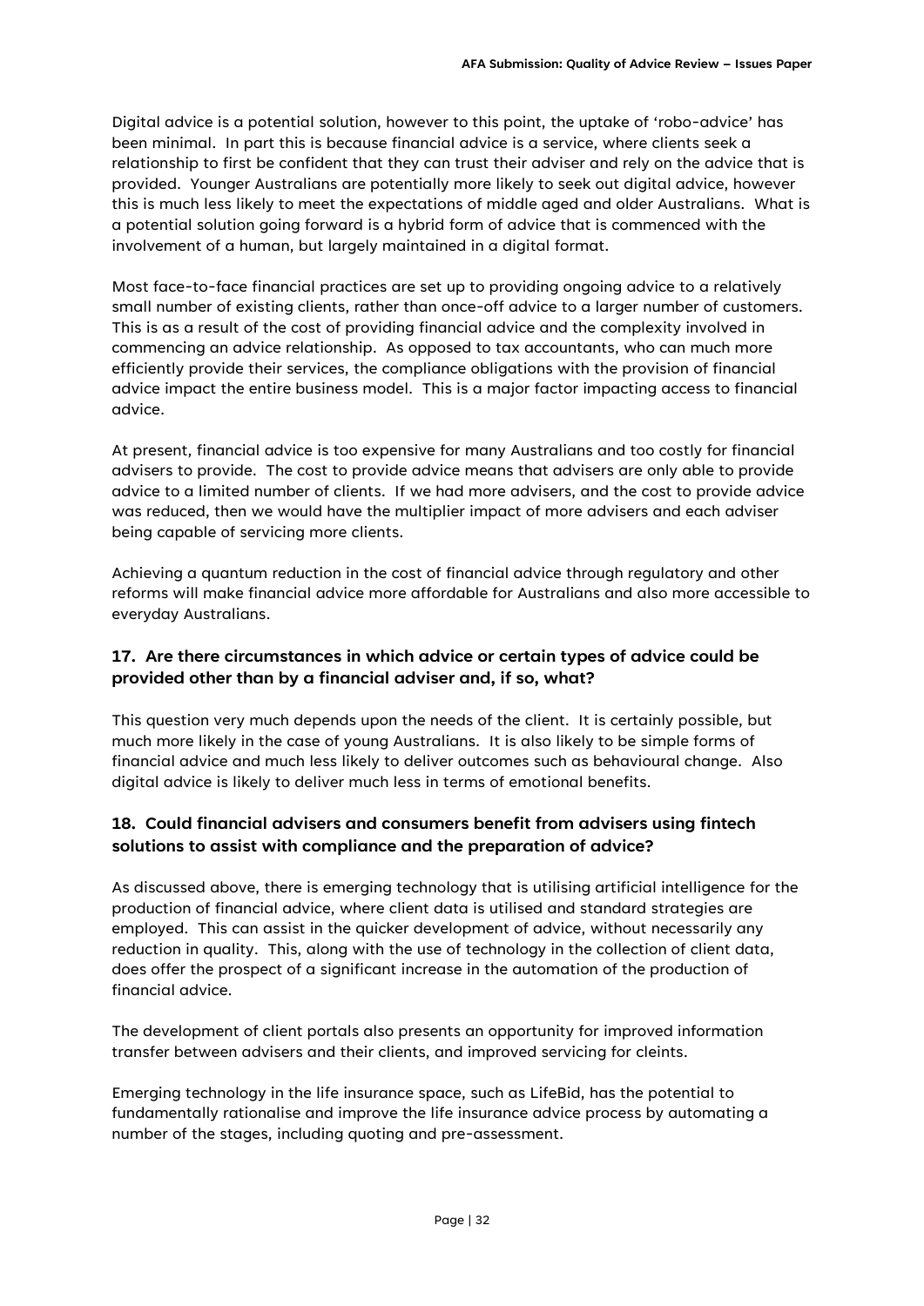Digital advice is a potential solution, however to this point, the uptake of 'robo-advice' has been minimal. In part this is because financial advice is a service, where clients seek a relationship to first be confident that they can trust their adviser and rely on the advice that is provided. Younger Australians are potentially more likely to seek out digital advice, however this is much less likely to meet the expectations of middle aged and older Australians. What is a potential solution going forward is a hybrid form of advice that is commenced with the involvement of a human, but largely maintained in a digital format.

Most face-to-face financial practices are set up to providing ongoing advice to a relatively small number of existing clients, rather than once-off advice to a larger number of customers. This is as a result of the cost of providing financial advice and the complexity involved in commencing an advice relationship. As opposed to tax accountants, who can much more efficiently provide their services, the compliance obligations with the provision of financial advice impact the entire business model. This is a major factor impacting access to financial advice.

At present, financial advice is too expensive for many Australians and too costly for financial advisers to provide. The cost to provide advice means that advisers are only able to provide advice to a limited number of clients. If we had more advisers, and the cost to provide advice was reduced, then we would have the multiplier impact of more advisers and each adviser being capable of servicing more clients.

Achieving a quantum reduction in the cost of financial advice through regulatory and other reforms will make financial advice more affordable for Australians and also more accessible to everyday Australians.

### 17. Are there circumstances in which advice or certain types of advice could be provided other than by a financial adviser and, if so, what?

This question very much depends upon the needs of the client. It is certainly possible, but much more likely in the case of young Australians. It is also likely to be simple forms of financial advice and much less likely to deliver outcomes such as behavioural change. Also digital advice is likely to deliver much less in terms of emotional benefits.

### 18. Could financial advisers and consumers benefit from advisers using fintech solutions to assist with compliance and the preparation of advice?

As discussed above, there is emerging technology that is utilising artificial intelligence for the production of financial advice, where client data is utilised and standard strategies are employed. This can assist in the quicker development of advice, without necessarily any reduction in quality. This, along with the use of technology in the collection of client data, does offer the prospect of a significant increase in the automation of the production of financial advice.

The development of client portals also presents an opportunity for improved information transfer between advisers and their clients, and improved servicing for cleints.

Emerging technology in the life insurance space, such as LifeBid, has the potential to fundamentally rationalise and improve the life insurance advice process by automating a number of the stages, including quoting and pre-assessment.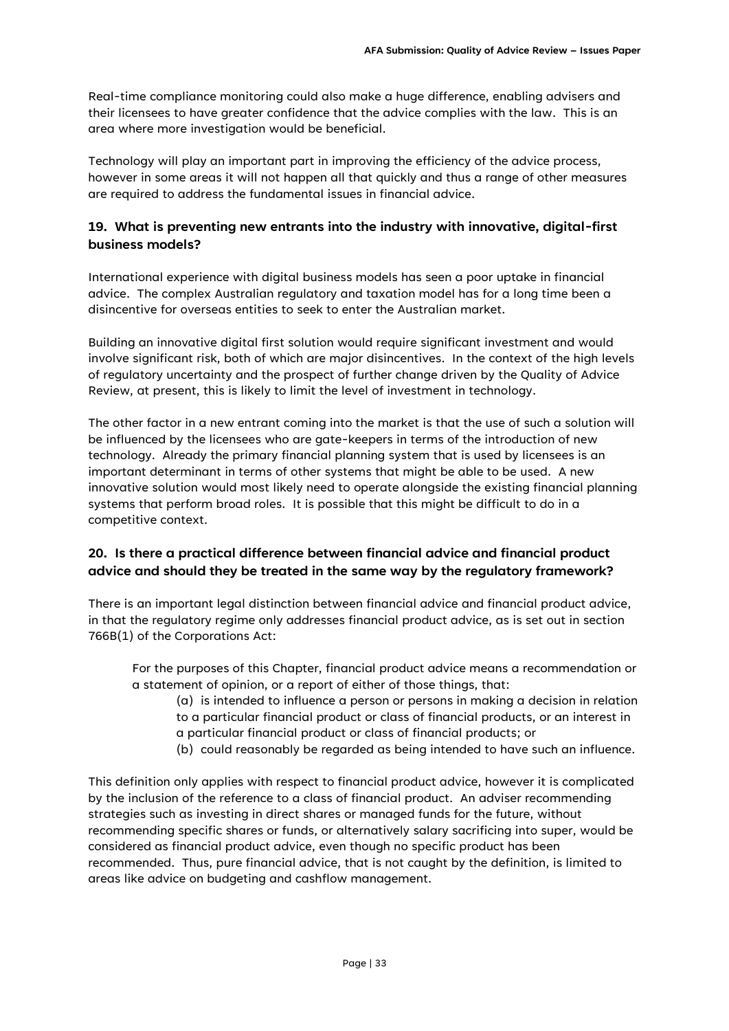Real-time compliance monitoring could also make a huge difference, enabling advisers and their licensees to have greater confidence that the advice complies with the law. This is an area where more investigation would be beneficial.

Technology will play an important part in improving the efficiency of the advice process, however in some areas it will not happen all that quickly and thus a range of other measures are required to address the fundamental issues in financial advice.

### 19. What is preventing new entrants into the industry with innovative, digital-first business models?

International experience with digital business models has seen a poor uptake in financial advice. The complex Australian regulatory and taxation model has for a long time been a disincentive for overseas entities to seek to enter the Australian market.

Building an innovative digital first solution would require significant investment and would involve significant risk, both of which are major disincentives. In the context of the high levels of regulatory uncertainty and the prospect of further change driven by the Quality of Advice Review, at present, this is likely to limit the level of investment in technology.

The other factor in a new entrant coming into the market is that the use of such a solution will be influenced by the licensees who are gate-keepers in terms of the introduction of new technology. Already the primary financial planning system that is used by licensees is an important determinant in terms of other systems that might be able to be used. A new innovative solution would most likely need to operate alongside the existing financial planning systems that perform broad roles. It is possible that this might be difficult to do in a competitive context.

### 20. Is there a practical difference between financial advice and financial product advice and should they be treated in the same way by the regulatory framework?

There is an important legal distinction between financial advice and financial product advice, in that the regulatory regime only addresses financial product advice, as is set out in section 766B(1) of the Corporations Act:

> For the purposes of this Chapter, financial product advice means a recommendation or a statement of opinion, or a report of either of those things, that:
>
> (a) is intended to influence a person or persons in making a decision in relation to a particular financial product or class of financial products, or an interest in a particular financial product or class of financial products; or
>
> (b) could reasonably be regarded as being intended to have such an influence.

This definition only applies with respect to financial product advice, however it is complicated by the inclusion of the reference to a class of financial product. An adviser recommending strategies such as investing in direct shares or managed funds for the future, without recommending specific shares or funds, or alternatively salary sacrificing into super, would be considered as financial product advice, even though no specific product has been recommended. Thus, pure financial advice, that is not caught by the definition, is limited to areas like advice on budgeting and cashflow management.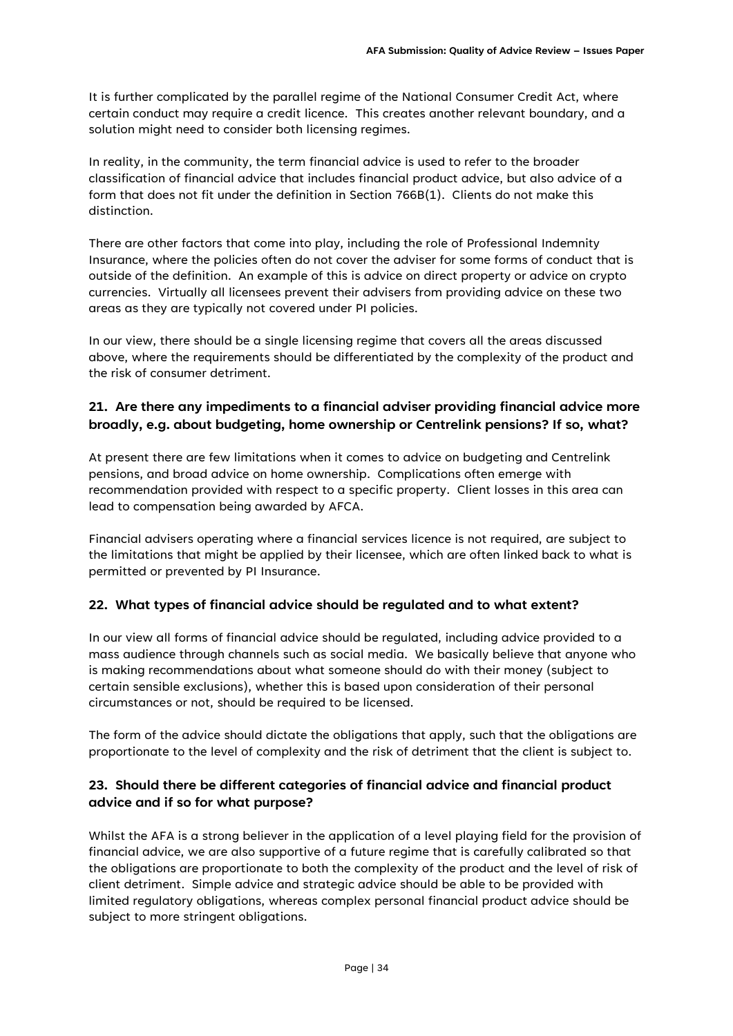It is further complicated by the parallel regime of the National Consumer Credit Act, where certain conduct may require a credit licence. This creates another relevant boundary, and a solution might need to consider both licensing regimes.

In reality, in the community, the term financial advice is used to refer to the broader classification of financial advice that includes financial product advice, but also advice of a form that does not fit under the definition in Section 766B(1). Clients do not make this distinction.

There are other factors that come into play, including the role of Professional Indemnity Insurance, where the policies often do not cover the adviser for some forms of conduct that is outside of the definition. An example of this is advice on direct property or advice on crypto currencies. Virtually all licensees prevent their advisers from providing advice on these two areas as they are typically not covered under PI policies.

In our view, there should be a single licensing regime that covers all the areas discussed above, where the requirements should be differentiated by the complexity of the product and the risk of consumer detriment.

### 21. Are there any impediments to a financial adviser providing financial advice more broadly, e.g. about budgeting, home ownership or Centrelink pensions? If so, what?

At present there are few limitations when it comes to advice on budgeting and Centrelink pensions, and broad advice on home ownership. Complications often emerge with recommendation provided with respect to a specific property. Client losses in this area can lead to compensation being awarded by AFCA.

Financial advisers operating where a financial services licence is not required, are subject to the limitations that might be applied by their licensee, which are often linked back to what is permitted or prevented by PI Insurance.

### 22. What types of financial advice should be regulated and to what extent?

In our view all forms of financial advice should be regulated, including advice provided to a mass audience through channels such as social media. We basically believe that anyone who is making recommendations about what someone should do with their money (subject to certain sensible exclusions), whether this is based upon consideration of their personal circumstances or not, should be required to be licensed.

The form of the advice should dictate the obligations that apply, such that the obligations are proportionate to the level of complexity and the risk of detriment that the client is subject to.

### 23. Should there be different categories of financial advice and financial product advice and if so for what purpose?

Whilst the AFA is a strong believer in the application of a level playing field for the provision of financial advice, we are also supportive of a future regime that is carefully calibrated so that the obligations are proportionate to both the complexity of the product and the level of risk of client detriment. Simple advice and strategic advice should be able to be provided with limited regulatory obligations, whereas complex personal financial product advice should be subject to more stringent obligations.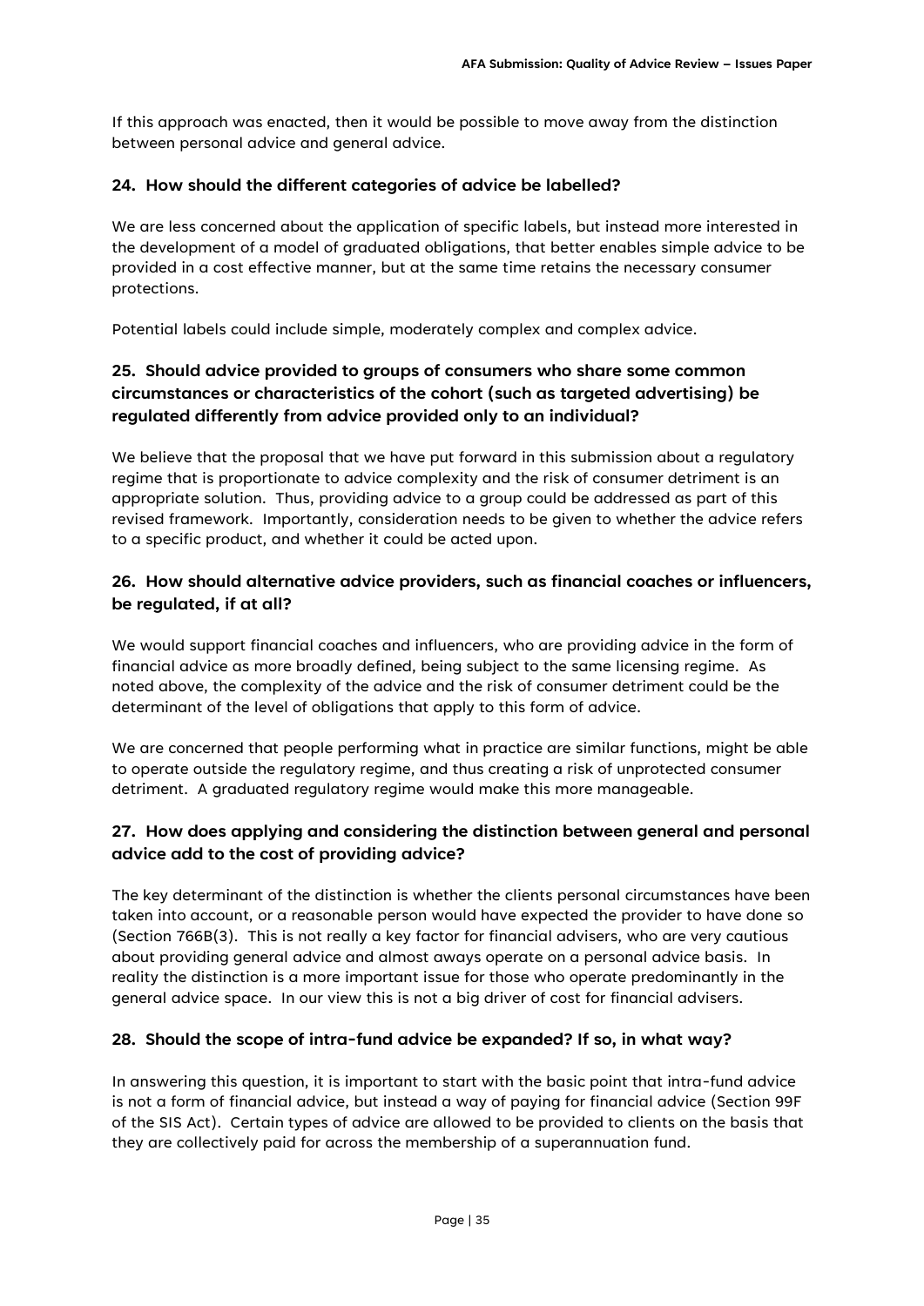If this approach was enacted, then it would be possible to move away from the distinction between personal advice and general advice.

### 24. How should the different categories of advice be labelled?

We are less concerned about the application of specific labels, but instead more interested in the development of a model of graduated obligations, that better enables simple advice to be provided in a cost effective manner, but at the same time retains the necessary consumer protections.

Potential labels could include simple, moderately complex and complex advice.

### 25. Should advice provided to groups of consumers who share some common circumstances or characteristics of the cohort (such as targeted advertising) be regulated differently from advice provided only to an individual?

We believe that the proposal that we have put forward in this submission about a regulatory regime that is proportionate to advice complexity and the risk of consumer detriment is an appropriate solution. Thus, providing advice to a group could be addressed as part of this revised framework. Importantly, consideration needs to be given to whether the advice refers to a specific product, and whether it could be acted upon.

### 26. How should alternative advice providers, such as financial coaches or influencers, be regulated, if at all?

We would support financial coaches and influencers, who are providing advice in the form of financial advice as more broadly defined, being subject to the same licensing regime. As noted above, the complexity of the advice and the risk of consumer detriment could be the determinant of the level of obligations that apply to this form of advice.

We are concerned that people performing what in practice are similar functions, might be able to operate outside the regulatory regime, and thus creating a risk of unprotected consumer detriment. A graduated regulatory regime would make this more manageable.

### 27. How does applying and considering the distinction between general and personal advice add to the cost of providing advice?

The key determinant of the distinction is whether the clients personal circumstances have been taken into account, or a reasonable person would have expected the provider to have done so (Section 766B(3). This is not really a key factor for financial advisers, who are very cautious about providing general advice and almost aways operate on a personal advice basis. In reality the distinction is a more important issue for those who operate predominantly in the general advice space. In our view this is not a big driver of cost for financial advisers.

### 28. Should the scope of intra-fund advice be expanded? If so, in what way?

In answering this question, it is important to start with the basic point that intra-fund advice is not a form of financial advice, but instead a way of paying for financial advice (Section 99F of the SIS Act). Certain types of advice are allowed to be provided to clients on the basis that they are collectively paid for across the membership of a superannuation fund.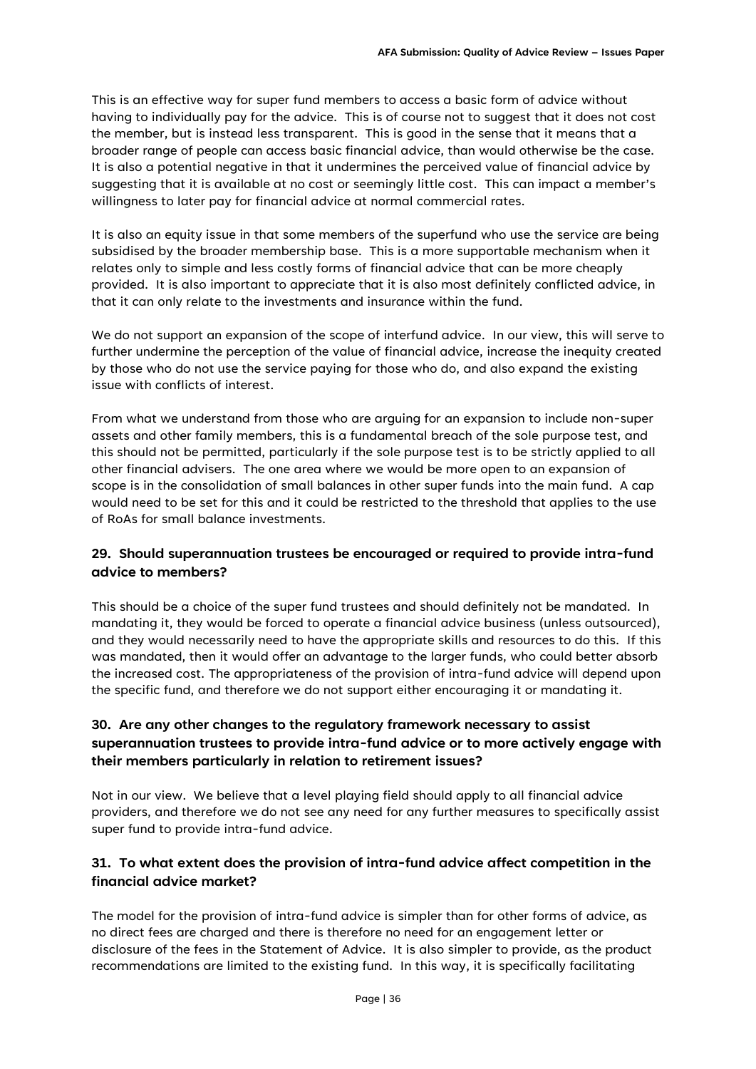This is an effective way for super fund members to access a basic form of advice without having to individually pay for the advice. This is of course not to suggest that it does not cost the member, but is instead less transparent. This is good in the sense that it means that a broader range of people can access basic financial advice, than would otherwise be the case. It is also a potential negative in that it undermines the perceived value of financial advice by suggesting that it is available at no cost or seemingly little cost. This can impact a member's willingness to later pay for financial advice at normal commercial rates.

It is also an equity issue in that some members of the superfund who use the service are being subsidised by the broader membership base. This is a more supportable mechanism when it relates only to simple and less costly forms of financial advice that can be more cheaply provided. It is also important to appreciate that it is also most definitely conflicted advice, in that it can only relate to the investments and insurance within the fund.

We do not support an expansion of the scope of interfund advice. In our view, this will serve to further undermine the perception of the value of financial advice, increase the inequity created by those who do not use the service paying for those who do, and also expand the existing issue with conflicts of interest.

From what we understand from those who are arguing for an expansion to include non-super assets and other family members, this is a fundamental breach of the sole purpose test, and this should not be permitted, particularly if the sole purpose test is to be strictly applied to all other financial advisers. The one area where we would be more open to an expansion of scope is in the consolidation of small balances in other super funds into the main fund. A cap would need to be set for this and it could be restricted to the threshold that applies to the use of RoAs for small balance investments.

### 29. Should superannuation trustees be encouraged or required to provide intra-fund advice to members?

This should be a choice of the super fund trustees and should definitely not be mandated. In mandating it, they would be forced to operate a financial advice business (unless outsourced), and they would necessarily need to have the appropriate skills and resources to do this. If this was mandated, then it would offer an advantage to the larger funds, who could better absorb the increased cost. The appropriateness of the provision of intra-fund advice will depend upon the specific fund, and therefore we do not support either encouraging it or mandating it.

### 30. Are any other changes to the regulatory framework necessary to assist superannuation trustees to provide intra-fund advice or to more actively engage with their members particularly in relation to retirement issues?

Not in our view. We believe that a level playing field should apply to all financial advice providers, and therefore we do not see any need for any further measures to specifically assist super fund to provide intra-fund advice.

### 31. To what extent does the provision of intra-fund advice affect competition in the financial advice market?

The model for the provision of intra-fund advice is simpler than for other forms of advice, as no direct fees are charged and there is therefore no need for an engagement letter or disclosure of the fees in the Statement of Advice. It is also simpler to provide, as the product recommendations are limited to the existing fund. In this way, it is specifically facilitating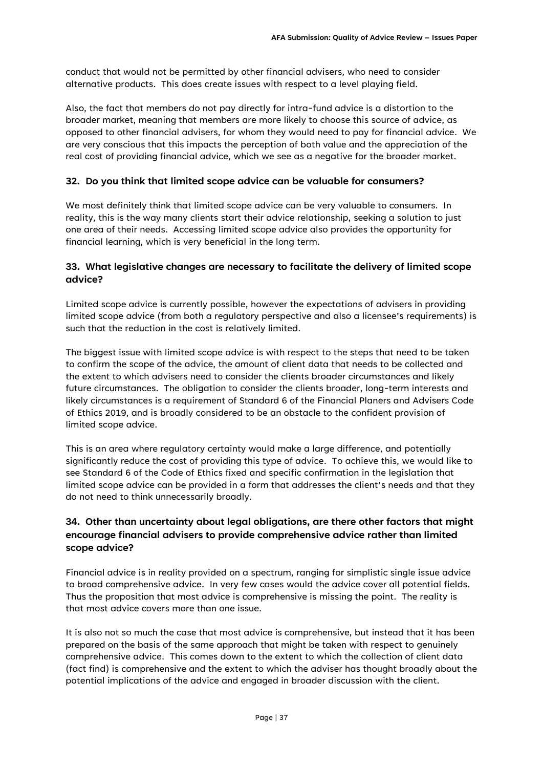conduct that would not be permitted by other financial advisers, who need to consider alternative products. This does create issues with respect to a level playing field.

Also, the fact that members do not pay directly for intra-fund advice is a distortion to the broader market, meaning that members are more likely to choose this source of advice, as opposed to other financial advisers, for whom they would need to pay for financial advice. We are very conscious that this impacts the perception of both value and the appreciation of the real cost of providing financial advice, which we see as a negative for the broader market.

### 32. Do you think that limited scope advice can be valuable for consumers?

We most definitely think that limited scope advice can be very valuable to consumers. In reality, this is the way many clients start their advice relationship, seeking a solution to just one area of their needs. Accessing limited scope advice also provides the opportunity for financial learning, which is very beneficial in the long term.

### 33. What legislative changes are necessary to facilitate the delivery of limited scope advice?

Limited scope advice is currently possible, however the expectations of advisers in providing limited scope advice (from both a regulatory perspective and also a licensee's requirements) is such that the reduction in the cost is relatively limited.

The biggest issue with limited scope advice is with respect to the steps that need to be taken to confirm the scope of the advice, the amount of client data that needs to be collected and the extent to which advisers need to consider the clients broader circumstances and likely future circumstances. The obligation to consider the clients broader, long-term interests and likely circumstances is a requirement of Standard 6 of the Financial Planers and Advisers Code of Ethics 2019, and is broadly considered to be an obstacle to the confident provision of limited scope advice.

This is an area where regulatory certainty would make a large difference, and potentially significantly reduce the cost of providing this type of advice. To achieve this, we would like to see Standard 6 of the Code of Ethics fixed and specific confirmation in the legislation that limited scope advice can be provided in a form that addresses the client's needs and that they do not need to think unnecessarily broadly.

### 34. Other than uncertainty about legal obligations, are there other factors that might encourage financial advisers to provide comprehensive advice rather than limited scope advice?

Financial advice is in reality provided on a spectrum, ranging for simplistic single issue advice to broad comprehensive advice. In very few cases would the advice cover all potential fields. Thus the proposition that most advice is comprehensive is missing the point. The reality is that most advice covers more than one issue.

It is also not so much the case that most advice is comprehensive, but instead that it has been prepared on the basis of the same approach that might be taken with respect to genuinely comprehensive advice. This comes down to the extent to which the collection of client data (fact find) is comprehensive and the extent to which the adviser has thought broadly about the potential implications of the advice and engaged in broader discussion with the client.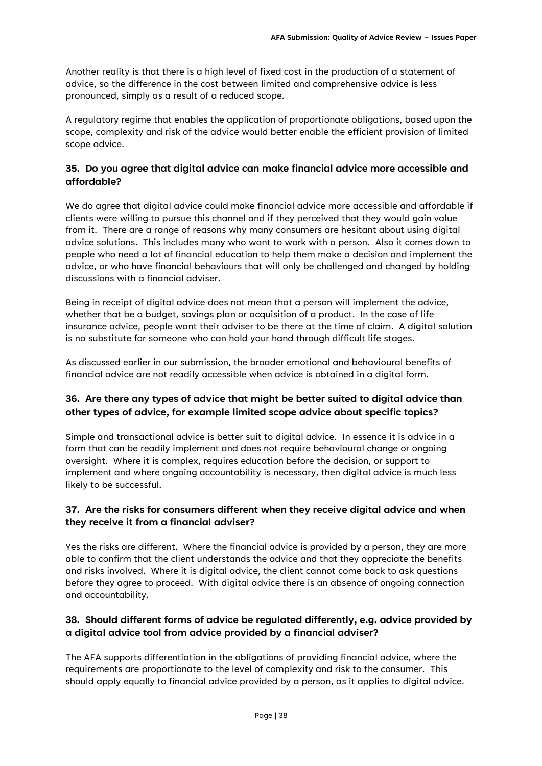Another reality is that there is a high level of fixed cost in the production of a statement of advice, so the difference in the cost between limited and comprehensive advice is less pronounced, simply as a result of a reduced scope.

A regulatory regime that enables the application of proportionate obligations, based upon the scope, complexity and risk of the advice would better enable the efficient provision of limited scope advice.

### 35. Do you agree that digital advice can make financial advice more accessible and affordable?

We do agree that digital advice could make financial advice more accessible and affordable if clients were willing to pursue this channel and if they perceived that they would gain value from it. There are a range of reasons why many consumers are hesitant about using digital advice solutions. This includes many who want to work with a person. Also it comes down to people who need a lot of financial education to help them make a decision and implement the advice, or who have financial behaviours that will only be challenged and changed by holding discussions with a financial adviser.

Being in receipt of digital advice does not mean that a person will implement the advice, whether that be a budget, savings plan or acquisition of a product. In the case of life insurance advice, people want their adviser to be there at the time of claim. A digital solution is no substitute for someone who can hold your hand through difficult life stages.

As discussed earlier in our submission, the broader emotional and behavioural benefits of financial advice are not readily accessible when advice is obtained in a digital form.

### 36. Are there any types of advice that might be better suited to digital advice than other types of advice, for example limited scope advice about specific topics?

Simple and transactional advice is better suit to digital advice. In essence it is advice in a form that can be readily implement and does not require behavioural change or ongoing oversight. Where it is complex, requires education before the decision, or support to implement and where ongoing accountability is necessary, then digital advice is much less likely to be successful.

### 37. Are the risks for consumers different when they receive digital advice and when they receive it from a financial adviser?

Yes the risks are different. Where the financial advice is provided by a person, they are more able to confirm that the client understands the advice and that they appreciate the benefits and risks involved. Where it is digital advice, the client cannot come back to ask questions before they agree to proceed. With digital advice there is an absence of ongoing connection and accountability.

### 38. Should different forms of advice be regulated differently, e.g. advice provided by a digital advice tool from advice provided by a financial adviser?

The AFA supports differentiation in the obligations of providing financial advice, where the requirements are proportionate to the level of complexity and risk to the consumer. This should apply equally to financial advice provided by a person, as it applies to digital advice.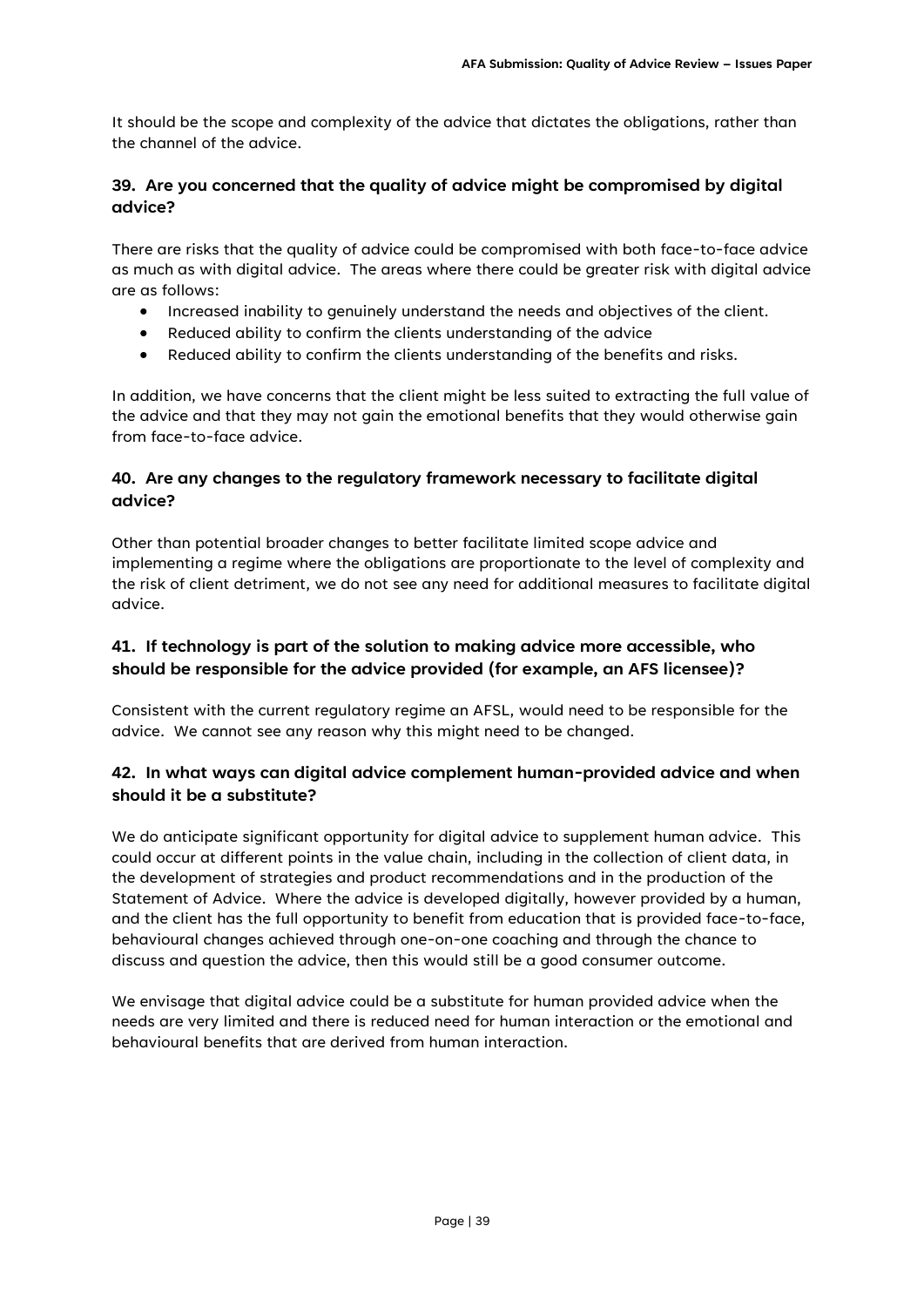It should be the scope and complexity of the advice that dictates the obligations, rather than the channel of the advice.

### 39. Are you concerned that the quality of advice might be compromised by digital advice?

There are risks that the quality of advice could be compromised with both face-to-face advice as much as with digital advice. The areas where there could be greater risk with digital advice are as follows:

- Increased inability to genuinely understand the needs and objectives of the client.
- Reduced ability to confirm the clients understanding of the advice
- Reduced ability to confirm the clients understanding of the benefits and risks.

In addition, we have concerns that the client might be less suited to extracting the full value of the advice and that they may not gain the emotional benefits that they would otherwise gain from face-to-face advice.

### 40. Are any changes to the regulatory framework necessary to facilitate digital advice?

Other than potential broader changes to better facilitate limited scope advice and implementing a regime where the obligations are proportionate to the level of complexity and the risk of client detriment, we do not see any need for additional measures to facilitate digital advice.

### 41. If technology is part of the solution to making advice more accessible, who should be responsible for the advice provided (for example, an AFS licensee)?

Consistent with the current regulatory regime an AFSL, would need to be responsible for the advice. We cannot see any reason why this might need to be changed.

### 42. In what ways can digital advice complement human-provided advice and when should it be a substitute?

We do anticipate significant opportunity for digital advice to supplement human advice. This could occur at different points in the value chain, including in the collection of client data, in the development of strategies and product recommendations and in the production of the Statement of Advice. Where the advice is developed digitally, however provided by a human, and the client has the full opportunity to benefit from education that is provided face-to-face, behavioural changes achieved through one-on-one coaching and through the chance to discuss and question the advice, then this would still be a good consumer outcome.

We envisage that digital advice could be a substitute for human provided advice when the needs are very limited and there is reduced need for human interaction or the emotional and behavioural benefits that are derived from human interaction.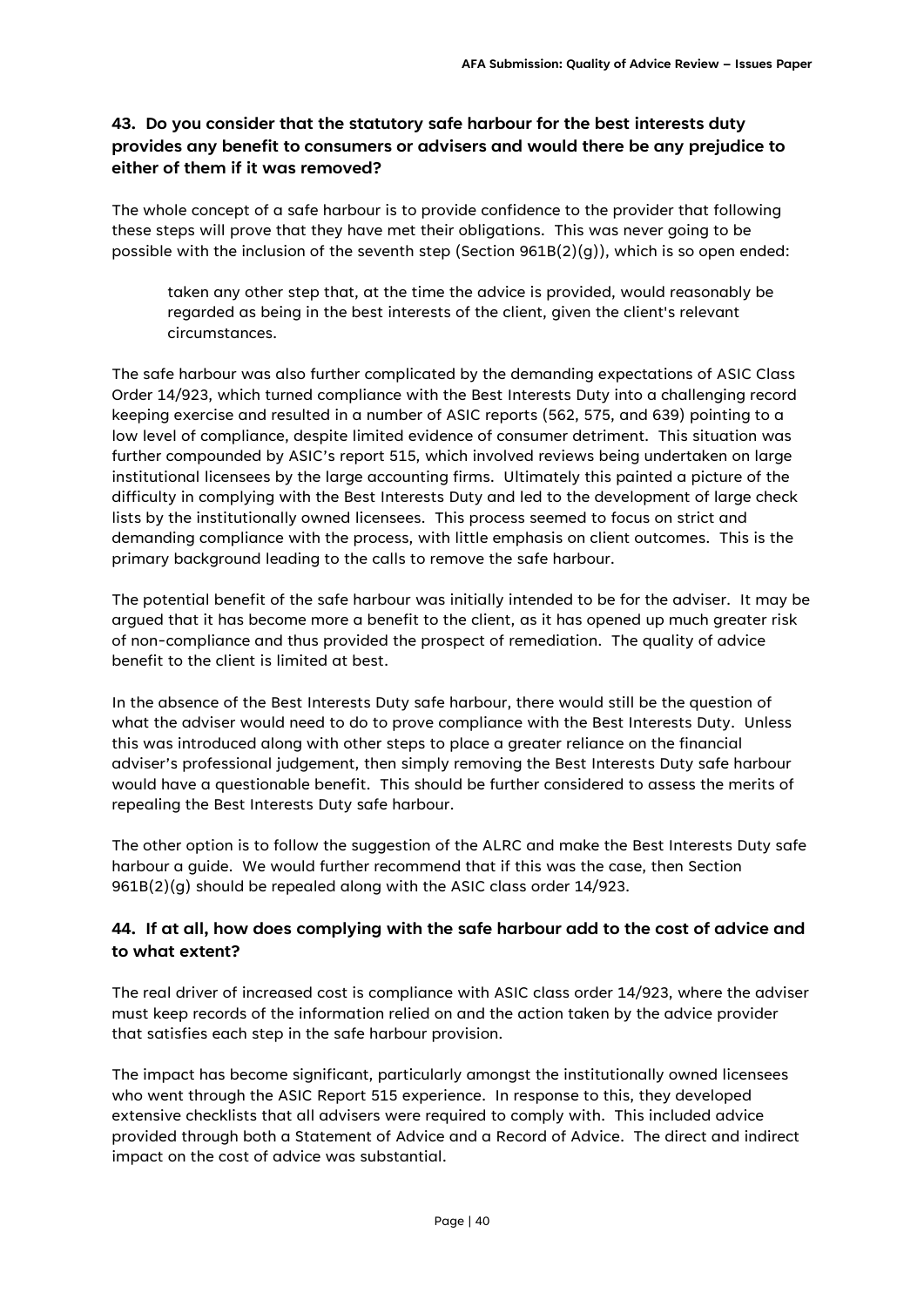### 43. Do you consider that the statutory safe harbour for the best interests duty provides any benefit to consumers or advisers and would there be any prejudice to either of them if it was removed?

The whole concept of a safe harbour is to provide confidence to the provider that following these steps will prove that they have met their obligations. This was never going to be possible with the inclusion of the seventh step (Section 961B(2)(g)), which is so open ended:

> taken any other step that, at the time the advice is provided, would reasonably be regarded as being in the best interests of the client, given the client's relevant circumstances.

The safe harbour was also further complicated by the demanding expectations of ASIC Class Order 14/923, which turned compliance with the Best Interests Duty into a challenging record keeping exercise and resulted in a number of ASIC reports (562, 575, and 639) pointing to a low level of compliance, despite limited evidence of consumer detriment. This situation was further compounded by ASIC's report 515, which involved reviews being undertaken on large institutional licensees by the large accounting firms. Ultimately this painted a picture of the difficulty in complying with the Best Interests Duty and led to the development of large check lists by the institutionally owned licensees. This process seemed to focus on strict and demanding compliance with the process, with little emphasis on client outcomes. This is the primary background leading to the calls to remove the safe harbour.

The potential benefit of the safe harbour was initially intended to be for the adviser. It may be argued that it has become more a benefit to the client, as it has opened up much greater risk of non-compliance and thus provided the prospect of remediation. The quality of advice benefit to the client is limited at best.

In the absence of the Best Interests Duty safe harbour, there would still be the question of what the adviser would need to do to prove compliance with the Best Interests Duty. Unless this was introduced along with other steps to place a greater reliance on the financial adviser's professional judgement, then simply removing the Best Interests Duty safe harbour would have a questionable benefit. This should be further considered to assess the merits of repealing the Best Interests Duty safe harbour.

The other option is to follow the suggestion of the ALRC and make the Best Interests Duty safe harbour a guide. We would further recommend that if this was the case, then Section 961B(2)(g) should be repealed along with the ASIC class order 14/923.

### 44. If at all, how does complying with the safe harbour add to the cost of advice and to what extent?

The real driver of increased cost is compliance with ASIC class order 14/923, where the adviser must keep records of the information relied on and the action taken by the advice provider that satisfies each step in the safe harbour provision.

The impact has become significant, particularly amongst the institutionally owned licensees who went through the ASIC Report 515 experience. In response to this, they developed extensive checklists that all advisers were required to comply with. This included advice provided through both a Statement of Advice and a Record of Advice. The direct and indirect impact on the cost of advice was substantial.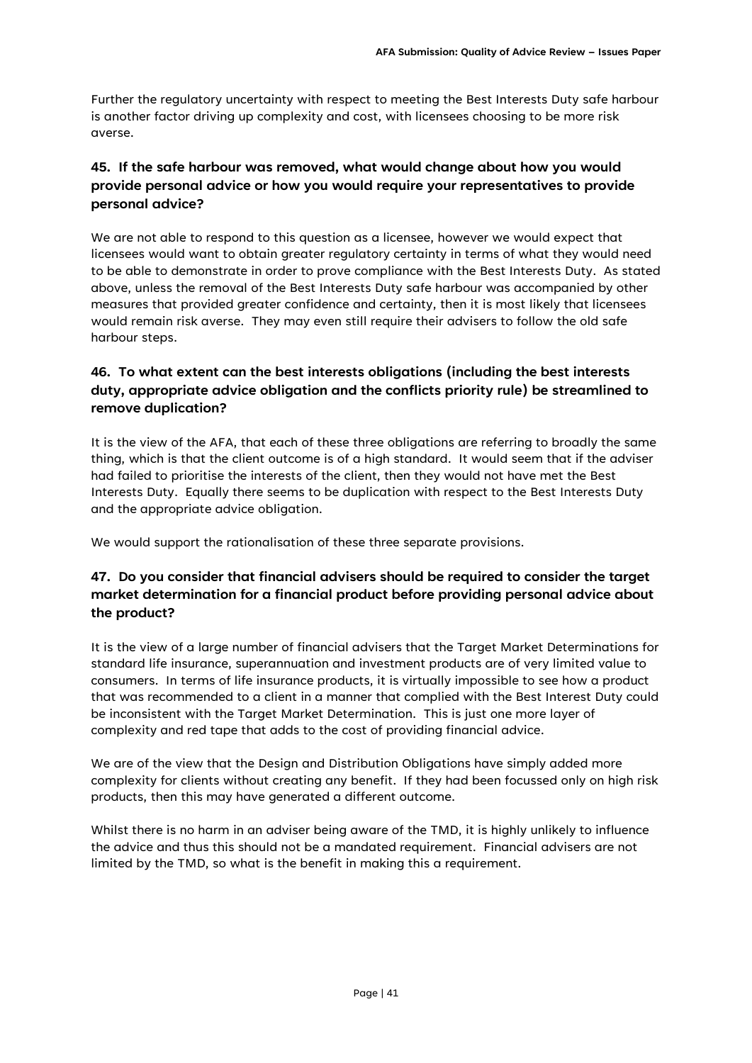Further the regulatory uncertainty with respect to meeting the Best Interests Duty safe harbour is another factor driving up complexity and cost, with licensees choosing to be more risk averse.

### 45. If the safe harbour was removed, what would change about how you would provide personal advice or how you would require your representatives to provide personal advice?

We are not able to respond to this question as a licensee, however we would expect that licensees would want to obtain greater regulatory certainty in terms of what they would need to be able to demonstrate in order to prove compliance with the Best Interests Duty. As stated above, unless the removal of the Best Interests Duty safe harbour was accompanied by other measures that provided greater confidence and certainty, then it is most likely that licensees would remain risk averse. They may even still require their advisers to follow the old safe harbour steps.

### 46. To what extent can the best interests obligations (including the best interests duty, appropriate advice obligation and the conflicts priority rule) be streamlined to remove duplication?

It is the view of the AFA, that each of these three obligations are referring to broadly the same thing, which is that the client outcome is of a high standard. It would seem that if the adviser had failed to prioritise the interests of the client, then they would not have met the Best Interests Duty. Equally there seems to be duplication with respect to the Best Interests Duty and the appropriate advice obligation.

We would support the rationalisation of these three separate provisions.

### 47. Do you consider that financial advisers should be required to consider the target market determination for a financial product before providing personal advice about the product?

It is the view of a large number of financial advisers that the Target Market Determinations for standard life insurance, superannuation and investment products are of very limited value to consumers. In terms of life insurance products, it is virtually impossible to see how a product that was recommended to a client in a manner that complied with the Best Interest Duty could be inconsistent with the Target Market Determination. This is just one more layer of complexity and red tape that adds to the cost of providing financial advice.

We are of the view that the Design and Distribution Obligations have simply added more complexity for clients without creating any benefit. If they had been focussed only on high risk products, then this may have generated a different outcome.

Whilst there is no harm in an adviser being aware of the TMD, it is highly unlikely to influence the advice and thus this should not be a mandated requirement. Financial advisers are not limited by the TMD, so what is the benefit in making this a requirement.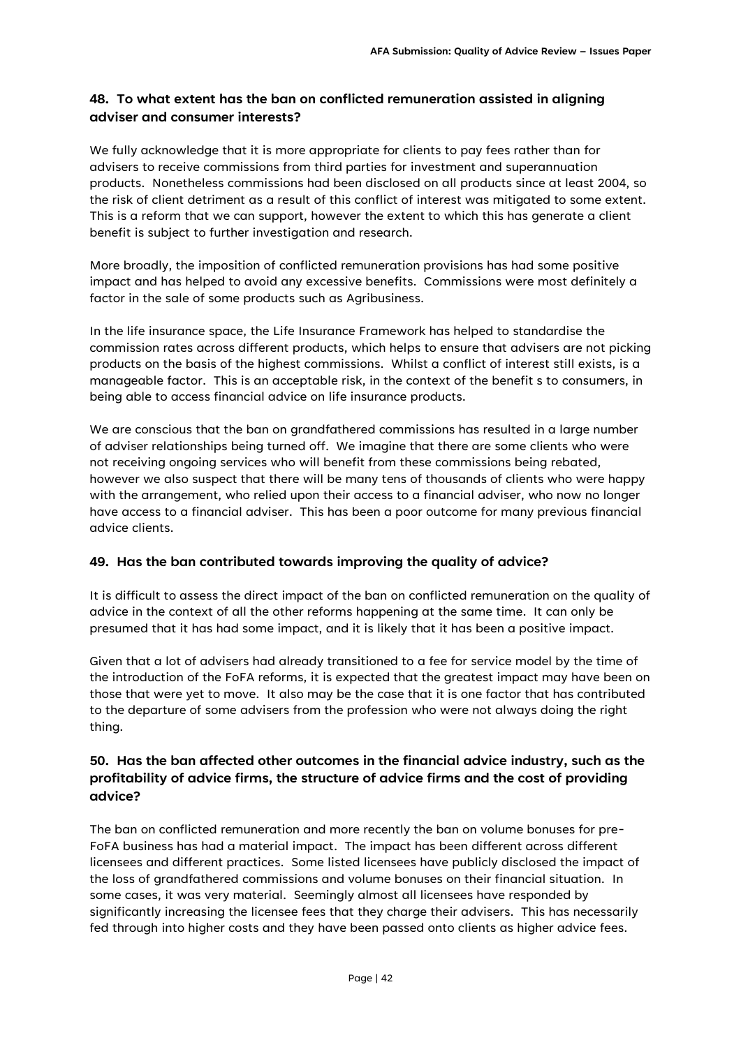### 48. To what extent has the ban on conflicted remuneration assisted in aligning adviser and consumer interests?

We fully acknowledge that it is more appropriate for clients to pay fees rather than for advisers to receive commissions from third parties for investment and superannuation products. Nonetheless commissions had been disclosed on all products since at least 2004, so the risk of client detriment as a result of this conflict of interest was mitigated to some extent. This is a reform that we can support, however the extent to which this has generate a client benefit is subject to further investigation and research.

More broadly, the imposition of conflicted remuneration provisions has had some positive impact and has helped to avoid any excessive benefits. Commissions were most definitely a factor in the sale of some products such as Agribusiness.

In the life insurance space, the Life Insurance Framework has helped to standardise the commission rates across different products, which helps to ensure that advisers are not picking products on the basis of the highest commissions. Whilst a conflict of interest still exists, is a manageable factor. This is an acceptable risk, in the context of the benefit s to consumers, in being able to access financial advice on life insurance products.

We are conscious that the ban on grandfathered commissions has resulted in a large number of adviser relationships being turned off. We imagine that there are some clients who were not receiving ongoing services who will benefit from these commissions being rebated, however we also suspect that there will be many tens of thousands of clients who were happy with the arrangement, who relied upon their access to a financial adviser, who now no longer have access to a financial adviser. This has been a poor outcome for many previous financial advice clients.

### 49. Has the ban contributed towards improving the quality of advice?

It is difficult to assess the direct impact of the ban on conflicted remuneration on the quality of advice in the context of all the other reforms happening at the same time. It can only be presumed that it has had some impact, and it is likely that it has been a positive impact.

Given that a lot of advisers had already transitioned to a fee for service model by the time of the introduction of the FoFA reforms, it is expected that the greatest impact may have been on those that were yet to move. It also may be the case that it is one factor that has contributed to the departure of some advisers from the profession who were not always doing the right thing.

### 50. Has the ban affected other outcomes in the financial advice industry, such as the profitability of advice firms, the structure of advice firms and the cost of providing advice?

The ban on conflicted remuneration and more recently the ban on volume bonuses for pre-FoFA business has had a material impact. The impact has been different across different licensees and different practices. Some listed licensees have publicly disclosed the impact of the loss of grandfathered commissions and volume bonuses on their financial situation. In some cases, it was very material. Seemingly almost all licensees have responded by significantly increasing the licensee fees that they charge their advisers. This has necessarily fed through into higher costs and they have been passed onto clients as higher advice fees.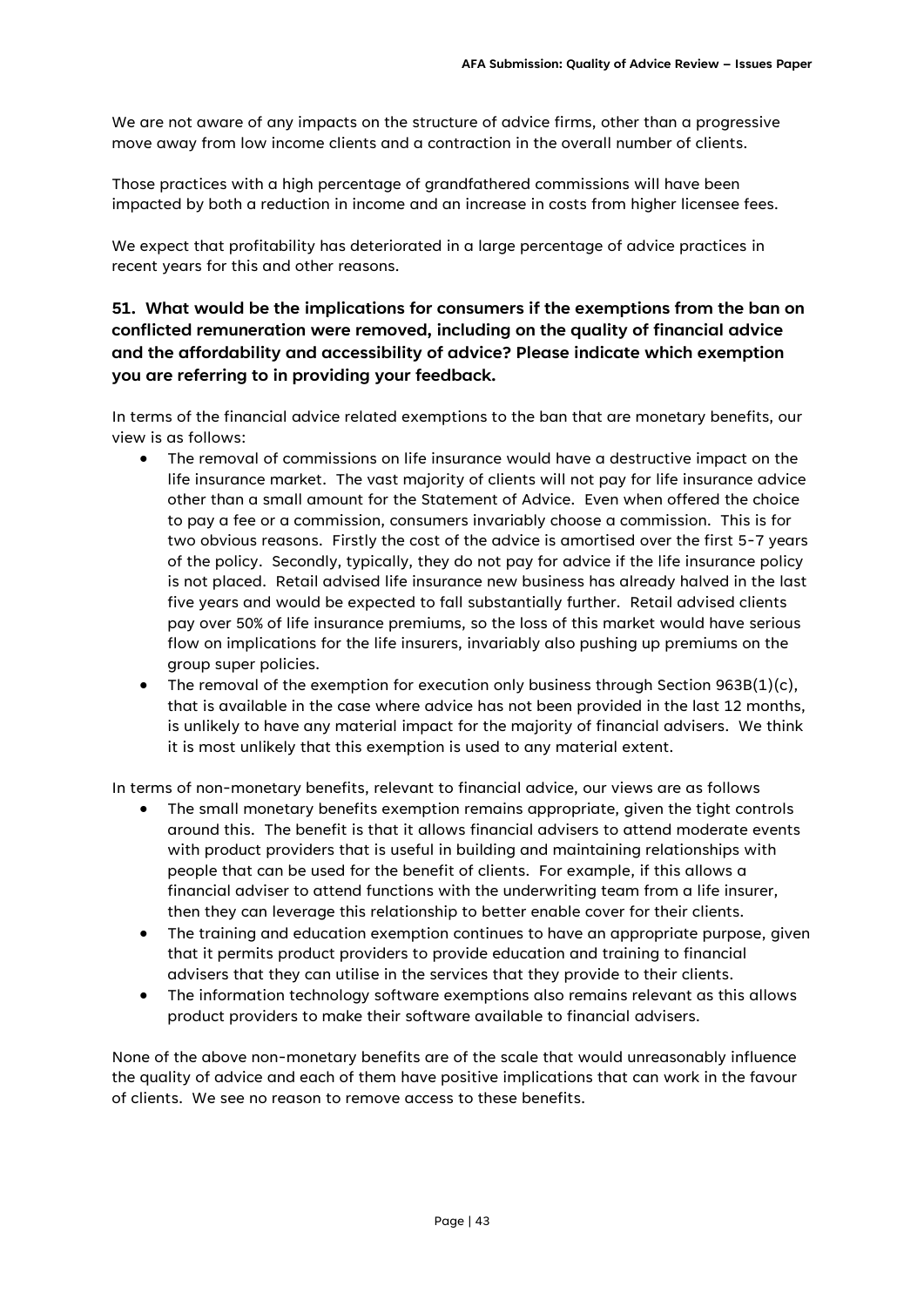We are not aware of any impacts on the structure of advice firms, other than a progressive move away from low income clients and a contraction in the overall number of clients.

Those practices with a high percentage of grandfathered commissions will have been impacted by both a reduction in income and an increase in costs from higher licensee fees.

We expect that profitability has deteriorated in a large percentage of advice practices in recent years for this and other reasons.

### 51. What would be the implications for consumers if the exemptions from the ban on conflicted remuneration were removed, including on the quality of financial advice and the affordability and accessibility of advice? Please indicate which exemption you are referring to in providing your feedback.

In terms of the financial advice related exemptions to the ban that are monetary benefits, our view is as follows:

- The removal of commissions on life insurance would have a destructive impact on the life insurance market. The vast majority of clients will not pay for life insurance advice other than a small amount for the Statement of Advice. Even when offered the choice to pay a fee or a commission, consumers invariably choose a commission. This is for two obvious reasons. Firstly the cost of the advice is amortised over the first 5-7 years of the policy. Secondly, typically, they do not pay for advice if the life insurance policy is not placed. Retail advised life insurance new business has already halved in the last five years and would be expected to fall substantially further. Retail advised clients pay over 50% of life insurance premiums, so the loss of this market would have serious flow on implications for the life insurers, invariably also pushing up premiums on the group super policies.
- The removal of the exemption for execution only business through Section 963B(1)(c), that is available in the case where advice has not been provided in the last 12 months, is unlikely to have any material impact for the majority of financial advisers. We think it is most unlikely that this exemption is used to any material extent.

In terms of non-monetary benefits, relevant to financial advice, our views are as follows

- The small monetary benefits exemption remains appropriate, given the tight controls around this. The benefit is that it allows financial advisers to attend moderate events with product providers that is useful in building and maintaining relationships with people that can be used for the benefit of clients. For example, if this allows a financial adviser to attend functions with the underwriting team from a life insurer, then they can leverage this relationship to better enable cover for their clients.
- The training and education exemption continues to have an appropriate purpose, given that it permits product providers to provide education and training to financial advisers that they can utilise in the services that they provide to their clients.
- The information technology software exemptions also remains relevant as this allows product providers to make their software available to financial advisers.

None of the above non-monetary benefits are of the scale that would unreasonably influence the quality of advice and each of them have positive implications that can work in the favour of clients. We see no reason to remove access to these benefits.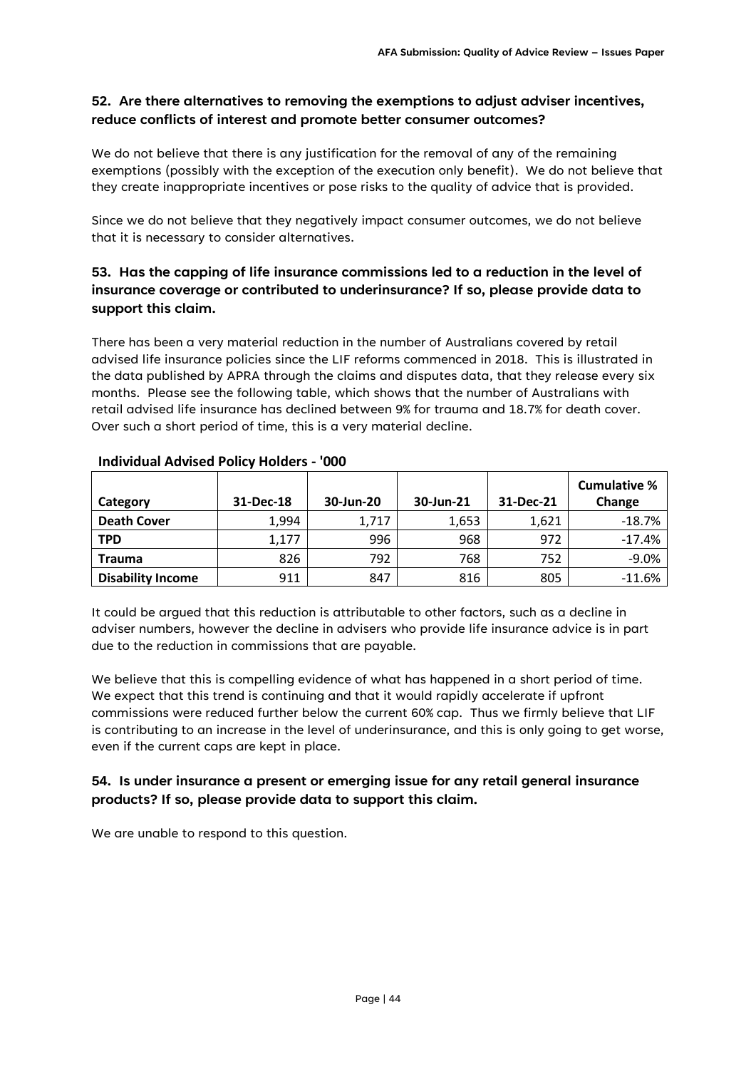### 52. Are there alternatives to removing the exemptions to adjust adviser incentives, reduce conflicts of interest and promote better consumer outcomes?

We do not believe that there is any justification for the removal of any of the remaining exemptions (possibly with the exception of the execution only benefit). We do not believe that they create inappropriate incentives or pose risks to the quality of advice that is provided.

Since we do not believe that they negatively impact consumer outcomes, we do not believe that it is necessary to consider alternatives.

### 53. Has the capping of life insurance commissions led to a reduction in the level of insurance coverage or contributed to underinsurance? If so, please provide data to support this claim.

There has been a very material reduction in the number of Australians covered by retail advised life insurance policies since the LIF reforms commenced in 2018. This is illustrated in the data published by APRA through the claims and disputes data, that they release every six months. Please see the following table, which shows that the number of Australians with retail advised life insurance has declined between 9% for trauma and 18.7% for death cover. Over such a short period of time, this is a very material decline.

**Individual Advised Policy Holders - '000**

| Category | 31-Dec-18 | 30-Jun-20 | 30-Jun-21 | 31-Dec-21 | Cumulative % Change |
|---|---|---|---|---|---|
| **Death Cover** | 1,994 | 1,717 | 1,653 | 1,621 | -18.7% |
| **TPD** | 1,177 | 996 | 968 | 972 | -17.4% |
| **Trauma** | 826 | 792 | 768 | 752 | -9.0% |
| **Disability Income** | 911 | 847 | 816 | 805 | -11.6% |

It could be argued that this reduction is attributable to other factors, such as a decline in adviser numbers, however the decline in advisers who provide life insurance advice is in part due to the reduction in commissions that are payable.

We believe that this is compelling evidence of what has happened in a short period of time. We expect that this trend is continuing and that it would rapidly accelerate if upfront commissions were reduced further below the current 60% cap. Thus we firmly believe that LIF is contributing to an increase in the level of underinsurance, and this is only going to get worse, even if the current caps are kept in place.

### 54. Is under insurance a present or emerging issue for any retail general insurance products? If so, please provide data to support this claim.

We are unable to respond to this question.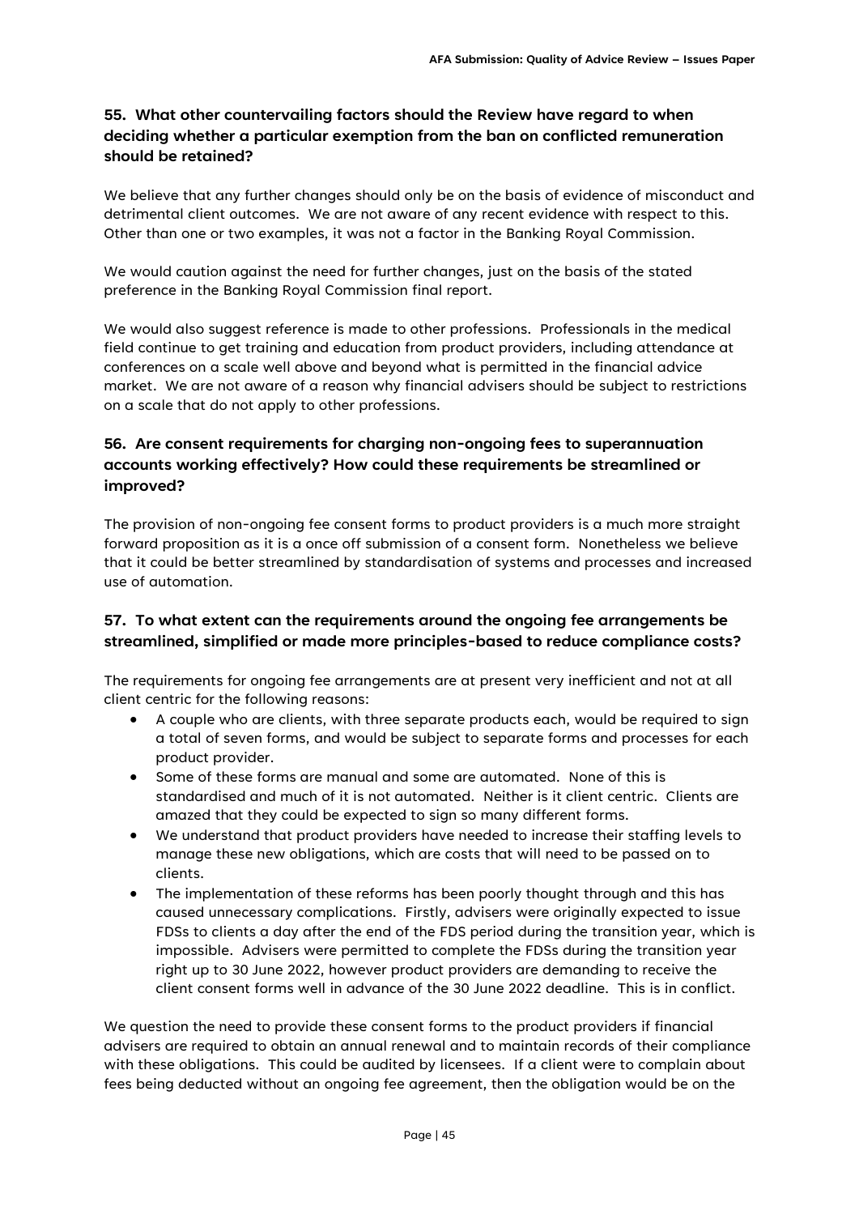### 55. What other countervailing factors should the Review have regard to when deciding whether a particular exemption from the ban on conflicted remuneration should be retained?

We believe that any further changes should only be on the basis of evidence of misconduct and detrimental client outcomes. We are not aware of any recent evidence with respect to this. Other than one or two examples, it was not a factor in the Banking Royal Commission.

We would caution against the need for further changes, just on the basis of the stated preference in the Banking Royal Commission final report.

We would also suggest reference is made to other professions. Professionals in the medical field continue to get training and education from product providers, including attendance at conferences on a scale well above and beyond what is permitted in the financial advice market. We are not aware of a reason why financial advisers should be subject to restrictions on a scale that do not apply to other professions.

### 56. Are consent requirements for charging non-ongoing fees to superannuation accounts working effectively? How could these requirements be streamlined or improved?

The provision of non-ongoing fee consent forms to product providers is a much more straight forward proposition as it is a once off submission of a consent form. Nonetheless we believe that it could be better streamlined by standardisation of systems and processes and increased use of automation.

### 57. To what extent can the requirements around the ongoing fee arrangements be streamlined, simplified or made more principles-based to reduce compliance costs?

The requirements for ongoing fee arrangements are at present very inefficient and not at all client centric for the following reasons:

- A couple who are clients, with three separate products each, would be required to sign a total of seven forms, and would be subject to separate forms and processes for each product provider.
- Some of these forms are manual and some are automated. None of this is standardised and much of it is not automated. Neither is it client centric. Clients are amazed that they could be expected to sign so many different forms.
- We understand that product providers have needed to increase their staffing levels to manage these new obligations, which are costs that will need to be passed on to clients.
- The implementation of these reforms has been poorly thought through and this has caused unnecessary complications. Firstly, advisers were originally expected to issue FDSs to clients a day after the end of the FDS period during the transition year, which is impossible. Advisers were permitted to complete the FDSs during the transition year right up to 30 June 2022, however product providers are demanding to receive the client consent forms well in advance of the 30 June 2022 deadline. This is in conflict.

We question the need to provide these consent forms to the product providers if financial advisers are required to obtain an annual renewal and to maintain records of their compliance with these obligations. This could be audited by licensees. If a client were to complain about fees being deducted without an ongoing fee agreement, then the obligation would be on the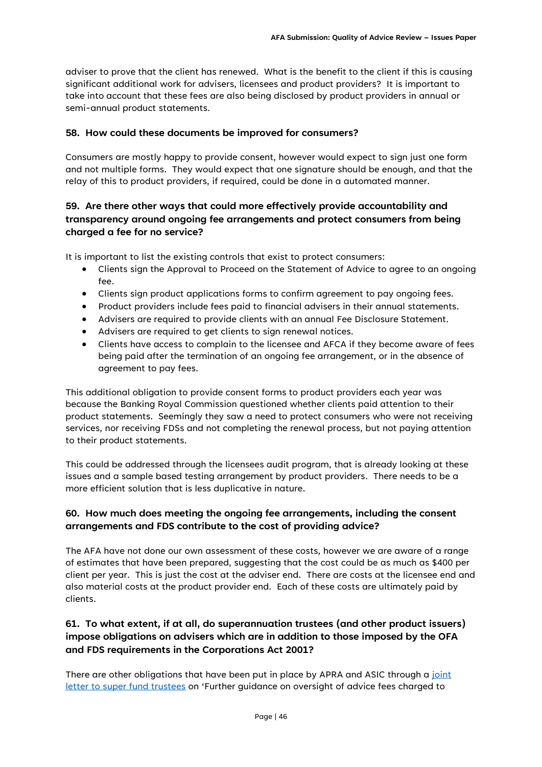adviser to prove that the client has renewed. What is the benefit to the client if this is causing significant additional work for advisers, licensees and product providers? It is important to take into account that these fees are also being disclosed by product providers in annual or semi-annual product statements.

### 58. How could these documents be improved for consumers?

Consumers are mostly happy to provide consent, however would expect to sign just one form and not multiple forms. They would expect that one signature should be enough, and that the relay of this to product providers, if required, could be done in a automated manner.

### 59. Are there other ways that could more effectively provide accountability and transparency around ongoing fee arrangements and protect consumers from being charged a fee for no service?

It is important to list the existing controls that exist to protect consumers:

- Clients sign the Approval to Proceed on the Statement of Advice to agree to an ongoing fee.
- Clients sign product applications forms to confirm agreement to pay ongoing fees.
- Product providers include fees paid to financial advisers in their annual statements.
- Advisers are required to provide clients with an annual Fee Disclosure Statement.
- Advisers are required to get clients to sign renewal notices.
- Clients have access to complain to the licensee and AFCA if they become aware of fees being paid after the termination of an ongoing fee arrangement, or in the absence of agreement to pay fees.

This additional obligation to provide consent forms to product providers each year was because the Banking Royal Commission questioned whether clients paid attention to their product statements. Seemingly they saw a need to protect consumers who were not receiving services, nor receiving FDSs and not completing the renewal process, but not paying attention to their product statements.

This could be addressed through the licensees audit program, that is already looking at these issues and a sample based testing arrangement by product providers. There needs to be a more efficient solution that is less duplicative in nature.

### 60. How much does meeting the ongoing fee arrangements, including the consent arrangements and FDS contribute to the cost of providing advice?

The AFA have not done our own assessment of these costs, however we are aware of a range of estimates that have been prepared, suggesting that the cost could be as much as $400 per client per year. This is just the cost at the adviser end. There are costs at the licensee end and also material costs at the product provider end. Each of these costs are ultimately paid by clients.

### 61. To what extent, if at all, do superannuation trustees (and other product issuers) impose obligations on advisers which are in addition to those imposed by the OFA and FDS requirements in the Corporations Act 2001?

There are other obligations that have been put in place by APRA and ASIC through a joint letter to super fund trustees on 'Further guidance on oversight of advice fees charged to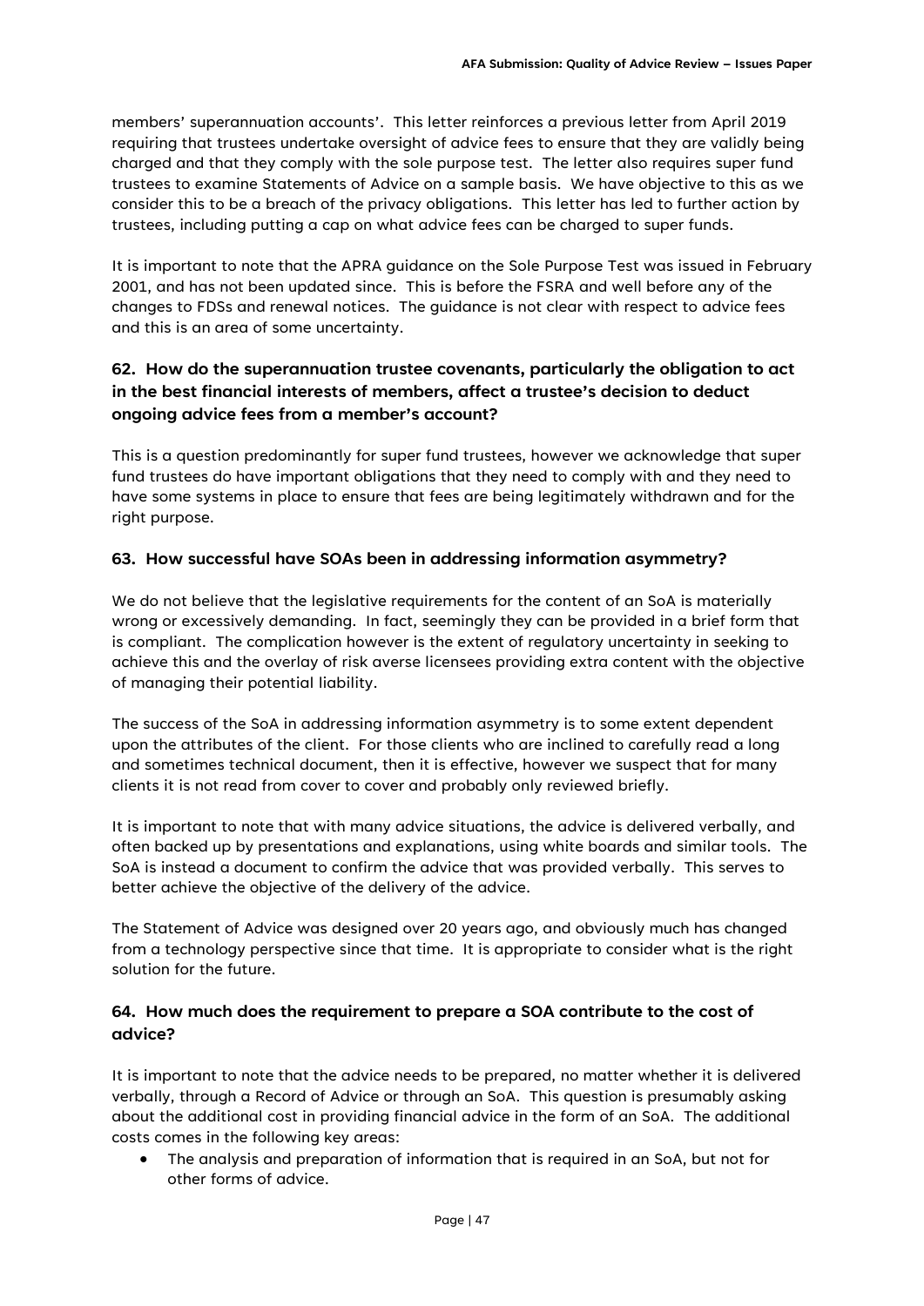members' superannuation accounts'. This letter reinforces a previous letter from April 2019 requiring that trustees undertake oversight of advice fees to ensure that they are validly being charged and that they comply with the sole purpose test. The letter also requires super fund trustees to examine Statements of Advice on a sample basis. We have objective to this as we consider this to be a breach of the privacy obligations. This letter has led to further action by trustees, including putting a cap on what advice fees can be charged to super funds.

It is important to note that the APRA guidance on the Sole Purpose Test was issued in February 2001, and has not been updated since. This is before the FSRA and well before any of the changes to FDSs and renewal notices. The guidance is not clear with respect to advice fees and this is an area of some uncertainty.

### 62. How do the superannuation trustee covenants, particularly the obligation to act in the best financial interests of members, affect a trustee's decision to deduct ongoing advice fees from a member's account?

This is a question predominantly for super fund trustees, however we acknowledge that super fund trustees do have important obligations that they need to comply with and they need to have some systems in place to ensure that fees are being legitimately withdrawn and for the right purpose.

### 63. How successful have SOAs been in addressing information asymmetry?

We do not believe that the legislative requirements for the content of an SoA is materially wrong or excessively demanding. In fact, seemingly they can be provided in a brief form that is compliant. The complication however is the extent of regulatory uncertainty in seeking to achieve this and the overlay of risk averse licensees providing extra content with the objective of managing their potential liability.

The success of the SoA in addressing information asymmetry is to some extent dependent upon the attributes of the client. For those clients who are inclined to carefully read a long and sometimes technical document, then it is effective, however we suspect that for many clients it is not read from cover to cover and probably only reviewed briefly.

It is important to note that with many advice situations, the advice is delivered verbally, and often backed up by presentations and explanations, using white boards and similar tools. The SoA is instead a document to confirm the advice that was provided verbally. This serves to better achieve the objective of the delivery of the advice.

The Statement of Advice was designed over 20 years ago, and obviously much has changed from a technology perspective since that time. It is appropriate to consider what is the right solution for the future.

### 64. How much does the requirement to prepare a SOA contribute to the cost of advice?

It is important to note that the advice needs to be prepared, no matter whether it is delivered verbally, through a Record of Advice or through an SoA. This question is presumably asking about the additional cost in providing financial advice in the form of an SoA. The additional costs comes in the following key areas:

- The analysis and preparation of information that is required in an SoA, but not for other forms of advice.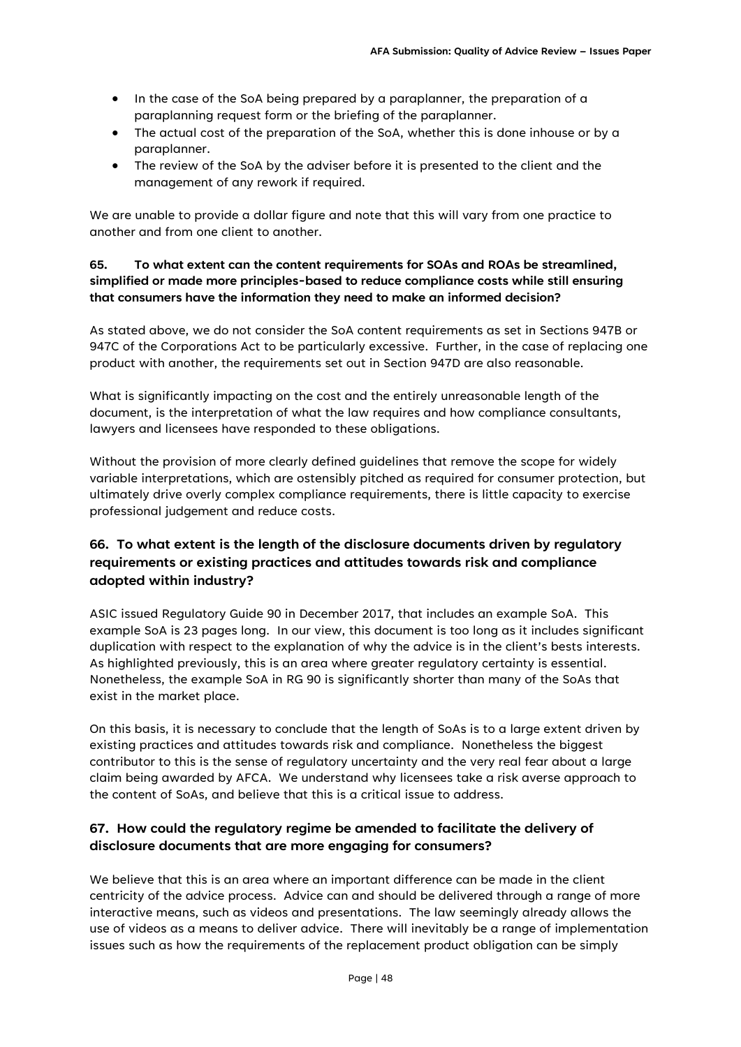- In the case of the SoA being prepared by a paraplanner, the preparation of a paraplanning request form or the briefing of the paraplanner.
- The actual cost of the preparation of the SoA, whether this is done inhouse or by a paraplanner.
- The review of the SoA by the adviser before it is presented to the client and the management of any rework if required.

We are unable to provide a dollar figure and note that this will vary from one practice to another and from one client to another.

**65. To what extent can the content requirements for SOAs and ROAs be streamlined, simplified or made more principles-based to reduce compliance costs while still ensuring that consumers have the information they need to make an informed decision?**

As stated above, we do not consider the SoA content requirements as set in Sections 947B or 947C of the Corporations Act to be particularly excessive. Further, in the case of replacing one product with another, the requirements set out in Section 947D are also reasonable.

What is significantly impacting on the cost and the entirely unreasonable length of the document, is the interpretation of what the law requires and how compliance consultants, lawyers and licensees have responded to these obligations.

Without the provision of more clearly defined guidelines that remove the scope for widely variable interpretations, which are ostensibly pitched as required for consumer protection, but ultimately drive overly complex compliance requirements, there is little capacity to exercise professional judgement and reduce costs.

### 66. To what extent is the length of the disclosure documents driven by regulatory requirements or existing practices and attitudes towards risk and compliance adopted within industry?

ASIC issued Regulatory Guide 90 in December 2017, that includes an example SoA. This example SoA is 23 pages long. In our view, this document is too long as it includes significant duplication with respect to the explanation of why the advice is in the client's bests interests. As highlighted previously, this is an area where greater regulatory certainty is essential. Nonetheless, the example SoA in RG 90 is significantly shorter than many of the SoAs that exist in the market place.

On this basis, it is necessary to conclude that the length of SoAs is to a large extent driven by existing practices and attitudes towards risk and compliance. Nonetheless the biggest contributor to this is the sense of regulatory uncertainty and the very real fear about a large claim being awarded by AFCA. We understand why licensees take a risk averse approach to the content of SoAs, and believe that this is a critical issue to address.

### 67. How could the regulatory regime be amended to facilitate the delivery of disclosure documents that are more engaging for consumers?

We believe that this is an area where an important difference can be made in the client centricity of the advice process. Advice can and should be delivered through a range of more interactive means, such as videos and presentations. The law seemingly already allows the use of videos as a means to deliver advice. There will inevitably be a range of implementation issues such as how the requirements of the replacement product obligation can be simply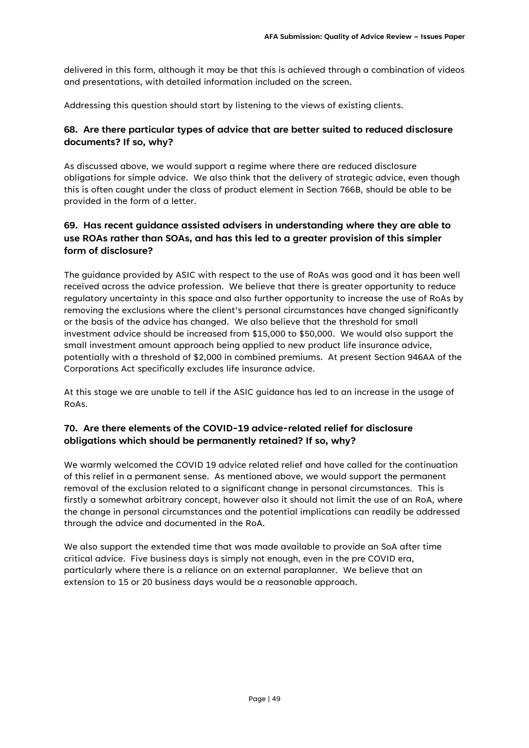delivered in this form, although it may be that this is achieved through a combination of videos and presentations, with detailed information included on the screen.

Addressing this question should start by listening to the views of existing clients.

### 68. Are there particular types of advice that are better suited to reduced disclosure documents? If so, why?

As discussed above, we would support a regime where there are reduced disclosure obligations for simple advice. We also think that the delivery of strategic advice, even though this is often caught under the class of product element in Section 766B, should be able to be provided in the form of a letter.

### 69. Has recent guidance assisted advisers in understanding where they are able to use ROAs rather than SOAs, and has this led to a greater provision of this simpler form of disclosure?

The guidance provided by ASIC with respect to the use of RoAs was good and it has been well received across the advice profession. We believe that there is greater opportunity to reduce regulatory uncertainty in this space and also further opportunity to increase the use of RoAs by removing the exclusions where the client's personal circumstances have changed significantly or the basis of the advice has changed. We also believe that the threshold for small investment advice should be increased from $15,000 to $50,000. We would also support the small investment amount approach being applied to new product life insurance advice, potentially with a threshold of $2,000 in combined premiums. At present Section 946AA of the Corporations Act specifically excludes life insurance advice.

At this stage we are unable to tell if the ASIC guidance has led to an increase in the usage of RoAs.

### 70. Are there elements of the COVID-19 advice-related relief for disclosure obligations which should be permanently retained? If so, why?

We warmly welcomed the COVID 19 advice related relief and have called for the continuation of this relief in a permanent sense. As mentioned above, we would support the permanent removal of the exclusion related to a significant change in personal circumstances. This is firstly a somewhat arbitrary concept, however also it should not limit the use of an RoA, where the change in personal circumstances and the potential implications can readily be addressed through the advice and documented in the RoA.

We also support the extended time that was made available to provide an SoA after time critical advice. Five business days is simply not enough, even in the pre COVID era, particularly where there is a reliance on an external paraplanner. We believe that an extension to 15 or 20 business days would be a reasonable approach.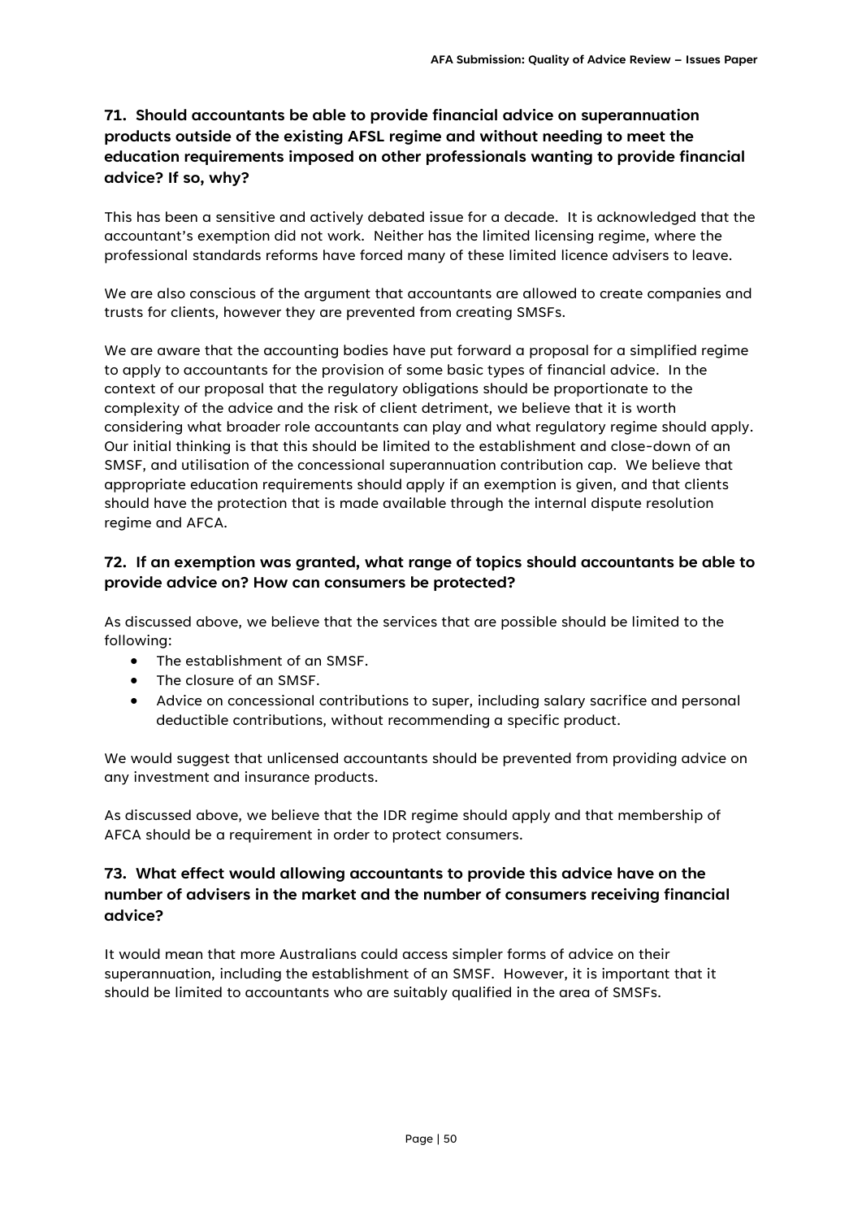### 71. Should accountants be able to provide financial advice on superannuation products outside of the existing AFSL regime and without needing to meet the education requirements imposed on other professionals wanting to provide financial advice? If so, why?

This has been a sensitive and actively debated issue for a decade. It is acknowledged that the accountant's exemption did not work. Neither has the limited licensing regime, where the professional standards reforms have forced many of these limited licence advisers to leave.

We are also conscious of the argument that accountants are allowed to create companies and trusts for clients, however they are prevented from creating SMSFs.

We are aware that the accounting bodies have put forward a proposal for a simplified regime to apply to accountants for the provision of some basic types of financial advice. In the context of our proposal that the regulatory obligations should be proportionate to the complexity of the advice and the risk of client detriment, we believe that it is worth considering what broader role accountants can play and what regulatory regime should apply. Our initial thinking is that this should be limited to the establishment and close-down of an SMSF, and utilisation of the concessional superannuation contribution cap. We believe that appropriate education requirements should apply if an exemption is given, and that clients should have the protection that is made available through the internal dispute resolution regime and AFCA.

### 72. If an exemption was granted, what range of topics should accountants be able to provide advice on? How can consumers be protected?

As discussed above, we believe that the services that are possible should be limited to the following:

- The establishment of an SMSF.
- The closure of an SMSF.
- Advice on concessional contributions to super, including salary sacrifice and personal deductible contributions, without recommending a specific product.

We would suggest that unlicensed accountants should be prevented from providing advice on any investment and insurance products.

As discussed above, we believe that the IDR regime should apply and that membership of AFCA should be a requirement in order to protect consumers.

### 73. What effect would allowing accountants to provide this advice have on the number of advisers in the market and the number of consumers receiving financial advice?

It would mean that more Australians could access simpler forms of advice on their superannuation, including the establishment of an SMSF. However, it is important that it should be limited to accountants who are suitably qualified in the area of SMSFs.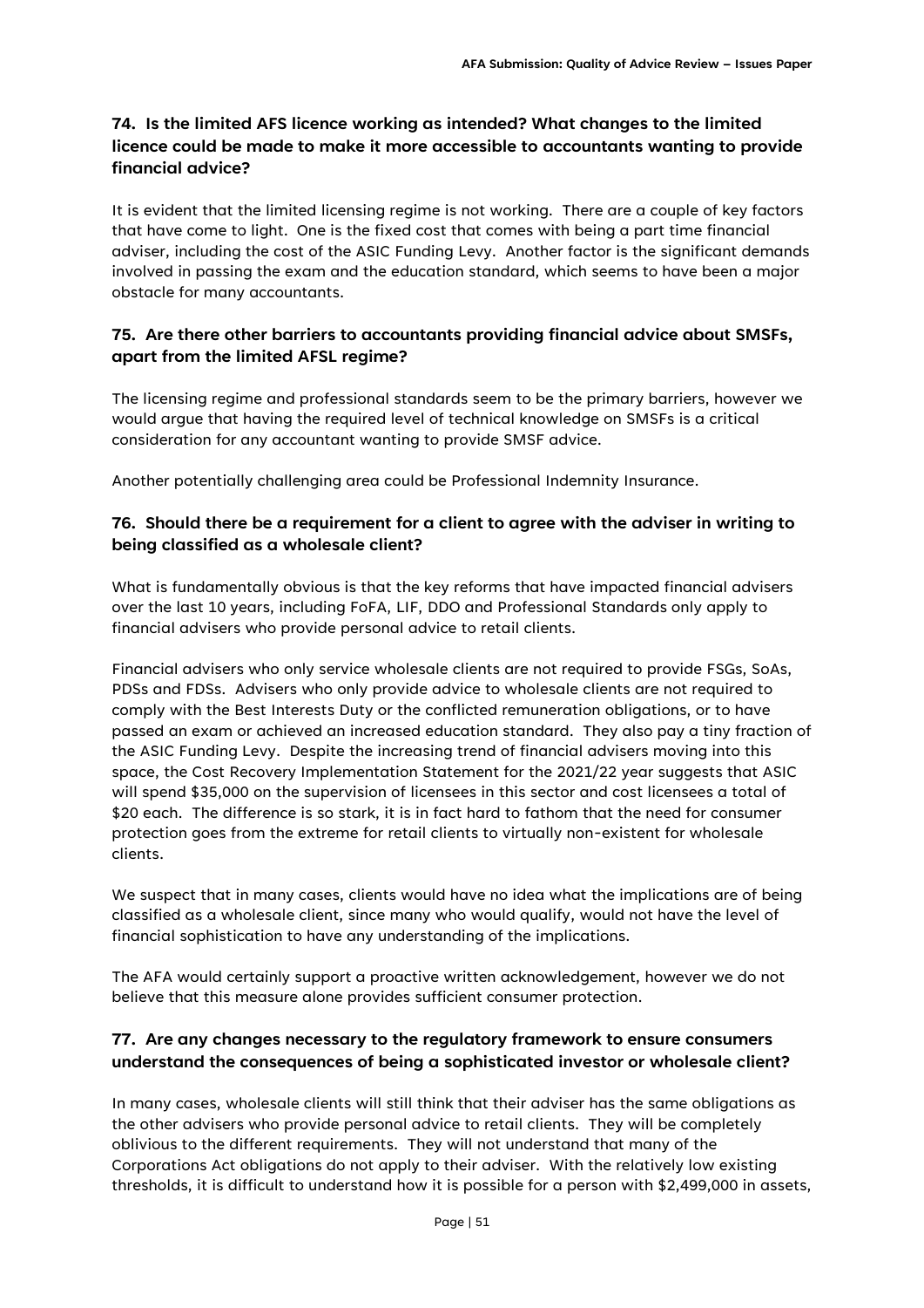## 74. Is the limited AFS licence working as intended? What changes to the limited licence could be made to make it more accessible to accountants wanting to provide financial advice?

It is evident that the limited licensing regime is not working. There are a couple of key factors that have come to light. One is the fixed cost that comes with being a part time financial adviser, including the cost of the ASIC Funding Levy. Another factor is the significant demands involved in passing the exam and the education standard, which seems to have been a major obstacle for many accountants.

## 75. Are there other barriers to accountants providing financial advice about SMSFs, apart from the limited AFSL regime?

The licensing regime and professional standards seem to be the primary barriers, however we would argue that having the required level of technical knowledge on SMSFs is a critical consideration for any accountant wanting to provide SMSF advice.

Another potentially challenging area could be Professional Indemnity Insurance.

## 76. Should there be a requirement for a client to agree with the adviser in writing to being classified as a wholesale client?

What is fundamentally obvious is that the key reforms that have impacted financial advisers over the last 10 years, including FoFA, LIF, DDO and Professional Standards only apply to financial advisers who provide personal advice to retail clients.

Financial advisers who only service wholesale clients are not required to provide FSGs, SoAs, PDSs and FDSs. Advisers who only provide advice to wholesale clients are not required to comply with the Best Interests Duty or the conflicted remuneration obligations, or to have passed an exam or achieved an increased education standard. They also pay a tiny fraction of the ASIC Funding Levy. Despite the increasing trend of financial advisers moving into this space, the Cost Recovery Implementation Statement for the 2021/22 year suggests that ASIC will spend $35,000 on the supervision of licensees in this sector and cost licensees a total of $20 each. The difference is so stark, it is in fact hard to fathom that the need for consumer protection goes from the extreme for retail clients to virtually non-existent for wholesale clients.

We suspect that in many cases, clients would have no idea what the implications are of being classified as a wholesale client, since many who would qualify, would not have the level of financial sophistication to have any understanding of the implications.

The AFA would certainly support a proactive written acknowledgement, however we do not believe that this measure alone provides sufficient consumer protection.

## 77. Are any changes necessary to the regulatory framework to ensure consumers understand the consequences of being a sophisticated investor or wholesale client?

In many cases, wholesale clients will still think that their adviser has the same obligations as the other advisers who provide personal advice to retail clients. They will be completely oblivious to the different requirements. They will not understand that many of the Corporations Act obligations do not apply to their adviser. With the relatively low existing thresholds, it is difficult to understand how it is possible for a person with $2,499,000 in assets,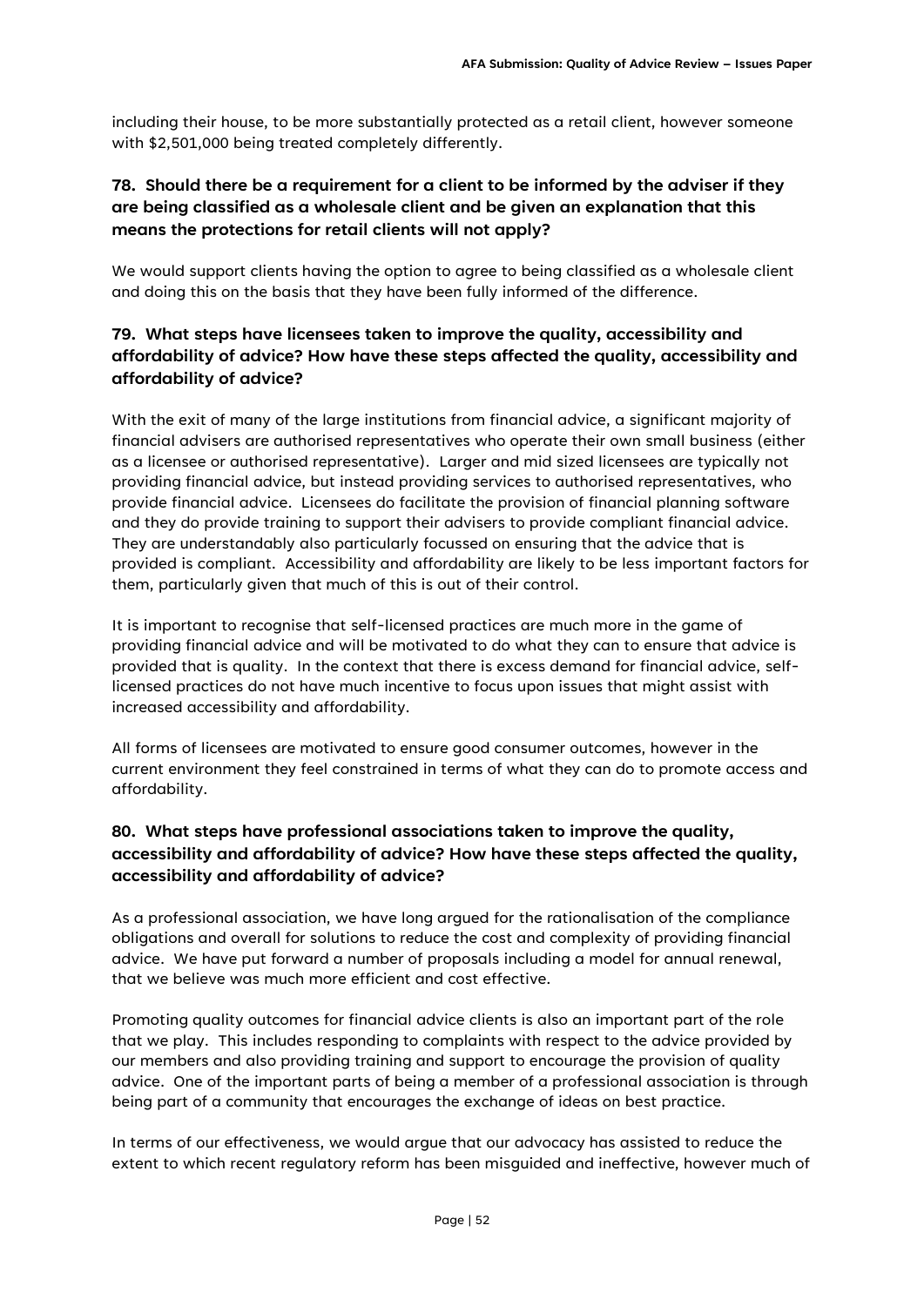including their house, to be more substantially protected as a retail client, however someone with $2,501,000 being treated completely differently.

## 78. Should there be a requirement for a client to be informed by the adviser if they are being classified as a wholesale client and be given an explanation that this means the protections for retail clients will not apply?

We would support clients having the option to agree to being classified as a wholesale client and doing this on the basis that they have been fully informed of the difference.

## 79. What steps have licensees taken to improve the quality, accessibility and affordability of advice? How have these steps affected the quality, accessibility and affordability of advice?

With the exit of many of the large institutions from financial advice, a significant majority of financial advisers are authorised representatives who operate their own small business (either as a licensee or authorised representative). Larger and mid sized licensees are typically not providing financial advice, but instead providing services to authorised representatives, who provide financial advice. Licensees do facilitate the provision of financial planning software and they do provide training to support their advisers to provide compliant financial advice. They are understandably also particularly focussed on ensuring that the advice that is provided is compliant. Accessibility and affordability are likely to be less important factors for them, particularly given that much of this is out of their control.

It is important to recognise that self-licensed practices are much more in the game of providing financial advice and will be motivated to do what they can to ensure that advice is provided that is quality. In the context that there is excess demand for financial advice, self-licensed practices do not have much incentive to focus upon issues that might assist with increased accessibility and affordability.

All forms of licensees are motivated to ensure good consumer outcomes, however in the current environment they feel constrained in terms of what they can do to promote access and affordability.

## 80. What steps have professional associations taken to improve the quality, accessibility and affordability of advice? How have these steps affected the quality, accessibility and affordability of advice?

As a professional association, we have long argued for the rationalisation of the compliance obligations and overall for solutions to reduce the cost and complexity of providing financial advice. We have put forward a number of proposals including a model for annual renewal, that we believe was much more efficient and cost effective.

Promoting quality outcomes for financial advice clients is also an important part of the role that we play. This includes responding to complaints with respect to the advice provided by our members and also providing training and support to encourage the provision of quality advice. One of the important parts of being a member of a professional association is through being part of a community that encourages the exchange of ideas on best practice.

In terms of our effectiveness, we would argue that our advocacy has assisted to reduce the extent to which recent regulatory reform has been misguided and ineffective, however much of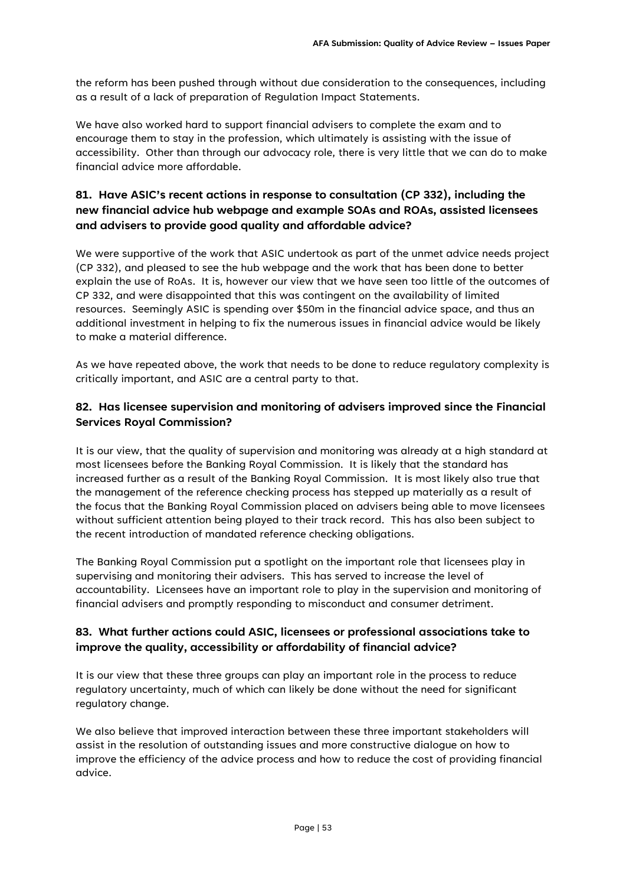the reform has been pushed through without due consideration to the consequences, including as a result of a lack of preparation of Regulation Impact Statements.

We have also worked hard to support financial advisers to complete the exam and to encourage them to stay in the profession, which ultimately is assisting with the issue of accessibility. Other than through our advocacy role, there is very little that we can do to make financial advice more affordable.

### 81. Have ASIC's recent actions in response to consultation (CP 332), including the new financial advice hub webpage and example SOAs and ROAs, assisted licensees and advisers to provide good quality and affordable advice?

We were supportive of the work that ASIC undertook as part of the unmet advice needs project (CP 332), and pleased to see the hub webpage and the work that has been done to better explain the use of RoAs. It is, however our view that we have seen too little of the outcomes of CP 332, and were disappointed that this was contingent on the availability of limited resources. Seemingly ASIC is spending over $50m in the financial advice space, and thus an additional investment in helping to fix the numerous issues in financial advice would be likely to make a material difference.

As we have repeated above, the work that needs to be done to reduce regulatory complexity is critically important, and ASIC are a central party to that.

### 82. Has licensee supervision and monitoring of advisers improved since the Financial Services Royal Commission?

It is our view, that the quality of supervision and monitoring was already at a high standard at most licensees before the Banking Royal Commission. It is likely that the standard has increased further as a result of the Banking Royal Commission. It is most likely also true that the management of the reference checking process has stepped up materially as a result of the focus that the Banking Royal Commission placed on advisers being able to move licensees without sufficient attention being played to their track record. This has also been subject to the recent introduction of mandated reference checking obligations.

The Banking Royal Commission put a spotlight on the important role that licensees play in supervising and monitoring their advisers. This has served to increase the level of accountability. Licensees have an important role to play in the supervision and monitoring of financial advisers and promptly responding to misconduct and consumer detriment.

### 83. What further actions could ASIC, licensees or professional associations take to improve the quality, accessibility or affordability of financial advice?

It is our view that these three groups can play an important role in the process to reduce regulatory uncertainty, much of which can likely be done without the need for significant regulatory change.

We also believe that improved interaction between these three important stakeholders will assist in the resolution of outstanding issues and more constructive dialogue on how to improve the efficiency of the advice process and how to reduce the cost of providing financial advice.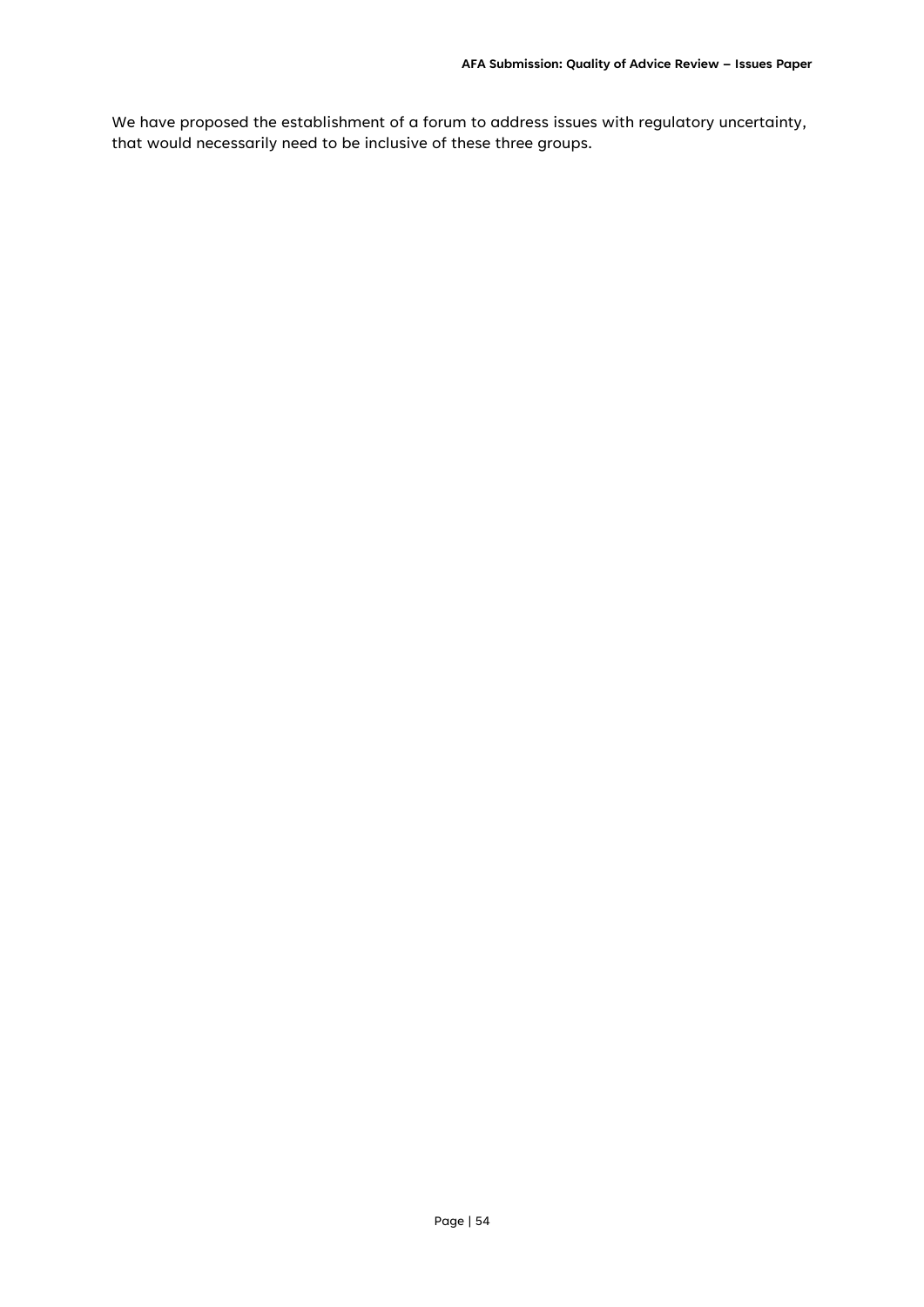We have proposed the establishment of a forum to address issues with regulatory uncertainty, that would necessarily need to be inclusive of these three groups.